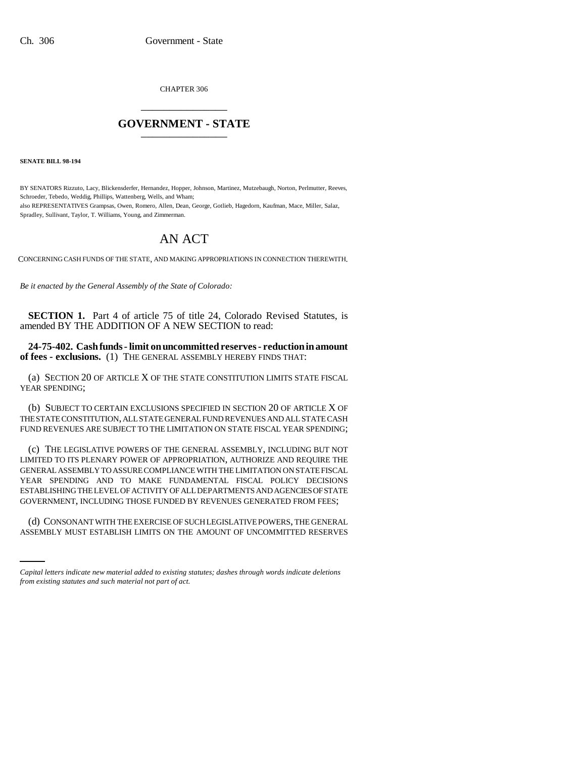CHAPTER 306

# GOVERNMENT - STATE

**SENATE BILL 98-194**

BY SENATORS Rizzuto, Lacy, Blickensderfer, Hernandez, Hopper, Johnson, Martinez, Mutzebaugh, Norton, Perlmutter, Reeves, Schroeder, Tebedo, Weddig, Phillips, Wattenberg, Wells, and Wham;
also REPRESENTATIVES Grampsas, Owen, Romero, Allen, Dean, George, Gotlieb, Hagedorn, Kaufman, Mace, Miller, Salaz, Spradley, Sullivant, Taylor, T. Williams, Young, and Zimmerman.

# AN ACT

CONCERNING CASH FUNDS OF THE STATE, AND MAKING APPROPRIATIONS IN CONNECTION THEREWITH.

*Be it enacted by the General Assembly of the State of Colorado:*

**SECTION 1.** Part 4 of article 75 of title 24, Colorado Revised Statutes, is amended BY THE ADDITION OF A NEW SECTION to read:

**24-75-402. Cash funds - limit on uncommitted reserves - reduction in amount of fees - exclusions.** (1) THE GENERAL ASSEMBLY HEREBY FINDS THAT:

(a) SECTION 20 OF ARTICLE X OF THE STATE CONSTITUTION LIMITS STATE FISCAL YEAR SPENDING;

(b) SUBJECT TO CERTAIN EXCLUSIONS SPECIFIED IN SECTION 20 OF ARTICLE X OF THE STATE CONSTITUTION, ALL STATE GENERAL FUND REVENUES AND ALL STATE CASH FUND REVENUES ARE SUBJECT TO THE LIMITATION ON STATE FISCAL YEAR SPENDING;

(c) THE LEGISLATIVE POWERS OF THE GENERAL ASSEMBLY, INCLUDING BUT NOT LIMITED TO ITS PLENARY POWER OF APPROPRIATION, AUTHORIZE AND REQUIRE THE GENERAL ASSEMBLY TO ASSURE COMPLIANCE WITH THE LIMITATION ON STATE FISCAL YEAR SPENDING AND TO MAKE FUNDAMENTAL FISCAL POLICY DECISIONS ESTABLISHING THE LEVEL OF ACTIVITY OF ALL DEPARTMENTS AND AGENCIES OF STATE GOVERNMENT, INCLUDING THOSE FUNDED BY REVENUES GENERATED FROM FEES;

(d) CONSONANT WITH THE EXERCISE OF SUCH LEGISLATIVE POWERS, THE GENERAL ASSEMBLY MUST ESTABLISH LIMITS ON THE AMOUNT OF UNCOMMITTED RESERVES

*Capital letters indicate new material added to existing statutes; dashes through words indicate deletions from existing statutes and such material not part of act.*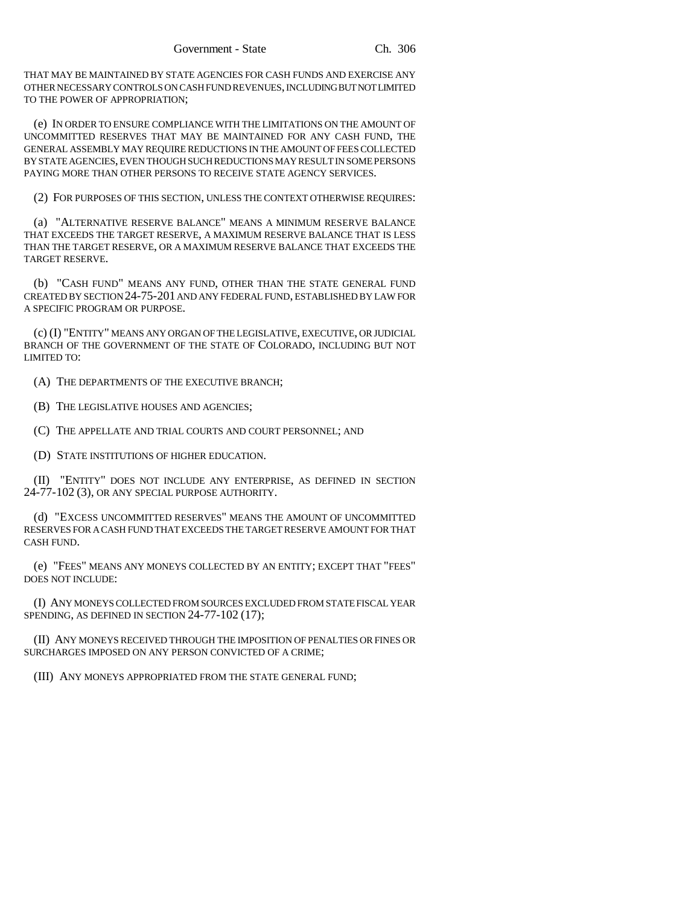THAT MAY BE MAINTAINED BY STATE AGENCIES FOR CASH FUNDS AND EXERCISE ANY OTHER NECESSARY CONTROLS ON CASH FUND REVENUES, INCLUDING BUT NOT LIMITED TO THE POWER OF APPROPRIATION;

(e) IN ORDER TO ENSURE COMPLIANCE WITH THE LIMITATIONS ON THE AMOUNT OF UNCOMMITTED RESERVES THAT MAY BE MAINTAINED FOR ANY CASH FUND, THE GENERAL ASSEMBLY MAY REQUIRE REDUCTIONS IN THE AMOUNT OF FEES COLLECTED BY STATE AGENCIES, EVEN THOUGH SUCH REDUCTIONS MAY RESULT IN SOME PERSONS PAYING MORE THAN OTHER PERSONS TO RECEIVE STATE AGENCY SERVICES.

(2) FOR PURPOSES OF THIS SECTION, UNLESS THE CONTEXT OTHERWISE REQUIRES:

(a) "ALTERNATIVE RESERVE BALANCE" MEANS A MINIMUM RESERVE BALANCE THAT EXCEEDS THE TARGET RESERVE, A MAXIMUM RESERVE BALANCE THAT IS LESS THAN THE TARGET RESERVE, OR A MAXIMUM RESERVE BALANCE THAT EXCEEDS THE TARGET RESERVE.

(b) "CASH FUND" MEANS ANY FUND, OTHER THAN THE STATE GENERAL FUND CREATED BY SECTION 24-75-201 AND ANY FEDERAL FUND, ESTABLISHED BY LAW FOR A SPECIFIC PROGRAM OR PURPOSE.

(c) (I) "ENTITY" MEANS ANY ORGAN OF THE LEGISLATIVE, EXECUTIVE, OR JUDICIAL BRANCH OF THE GOVERNMENT OF THE STATE OF COLORADO, INCLUDING BUT NOT LIMITED TO:

(A) THE DEPARTMENTS OF THE EXECUTIVE BRANCH;

(B) THE LEGISLATIVE HOUSES AND AGENCIES;

(C) THE APPELLATE AND TRIAL COURTS AND COURT PERSONNEL; AND

(D) STATE INSTITUTIONS OF HIGHER EDUCATION.

(II) "ENTITY" DOES NOT INCLUDE ANY ENTERPRISE, AS DEFINED IN SECTION 24-77-102 (3), OR ANY SPECIAL PURPOSE AUTHORITY.

(d) "EXCESS UNCOMMITTED RESERVES" MEANS THE AMOUNT OF UNCOMMITTED RESERVES FOR A CASH FUND THAT EXCEEDS THE TARGET RESERVE AMOUNT FOR THAT CASH FUND.

(e) "FEES" MEANS ANY MONEYS COLLECTED BY AN ENTITY; EXCEPT THAT "FEES" DOES NOT INCLUDE:

(I) ANY MONEYS COLLECTED FROM SOURCES EXCLUDED FROM STATE FISCAL YEAR SPENDING, AS DEFINED IN SECTION 24-77-102 (17);

(II) ANY MONEYS RECEIVED THROUGH THE IMPOSITION OF PENALTIES OR FINES OR SURCHARGES IMPOSED ON ANY PERSON CONVICTED OF A CRIME;

(III) ANY MONEYS APPROPRIATED FROM THE STATE GENERAL FUND;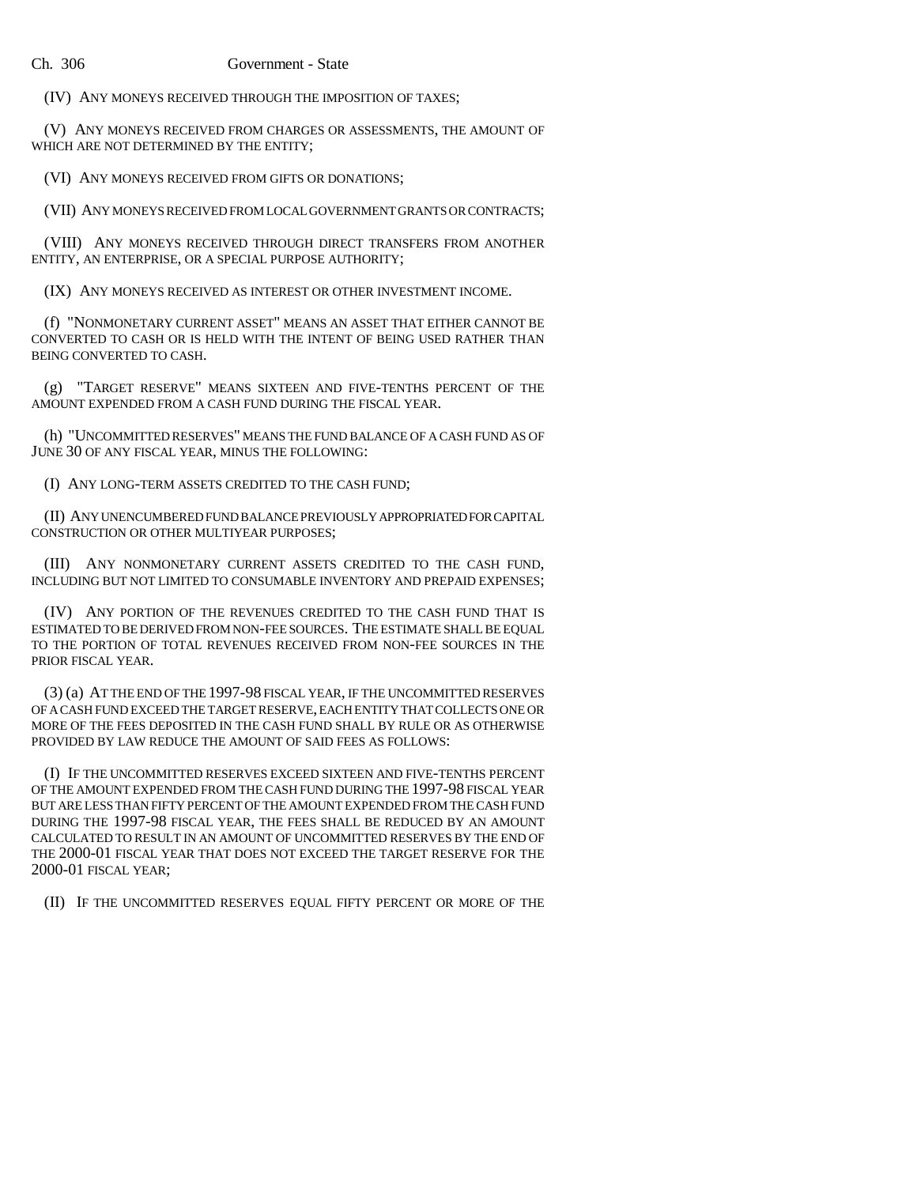(IV) ANY MONEYS RECEIVED THROUGH THE IMPOSITION OF TAXES;

(V) ANY MONEYS RECEIVED FROM CHARGES OR ASSESSMENTS, THE AMOUNT OF WHICH ARE NOT DETERMINED BY THE ENTITY;

(VI) ANY MONEYS RECEIVED FROM GIFTS OR DONATIONS;

(VII) ANY MONEYS RECEIVED FROM LOCAL GOVERNMENT GRANTS OR CONTRACTS;

(VIII) ANY MONEYS RECEIVED THROUGH DIRECT TRANSFERS FROM ANOTHER ENTITY, AN ENTERPRISE, OR A SPECIAL PURPOSE AUTHORITY;

(IX) ANY MONEYS RECEIVED AS INTEREST OR OTHER INVESTMENT INCOME.

(f) "NONMONETARY CURRENT ASSET" MEANS AN ASSET THAT EITHER CANNOT BE CONVERTED TO CASH OR IS HELD WITH THE INTENT OF BEING USED RATHER THAN BEING CONVERTED TO CASH.

(g) "TARGET RESERVE" MEANS SIXTEEN AND FIVE-TENTHS PERCENT OF THE AMOUNT EXPENDED FROM A CASH FUND DURING THE FISCAL YEAR.

(h) "UNCOMMITTED RESERVES" MEANS THE FUND BALANCE OF A CASH FUND AS OF JUNE 30 OF ANY FISCAL YEAR, MINUS THE FOLLOWING:

(I) ANY LONG-TERM ASSETS CREDITED TO THE CASH FUND;

(II) ANY UNENCUMBERED FUND BALANCE PREVIOUSLY APPROPRIATED FOR CAPITAL CONSTRUCTION OR OTHER MULTIYEAR PURPOSES;

(III) ANY NONMONETARY CURRENT ASSETS CREDITED TO THE CASH FUND, INCLUDING BUT NOT LIMITED TO CONSUMABLE INVENTORY AND PREPAID EXPENSES;

(IV) ANY PORTION OF THE REVENUES CREDITED TO THE CASH FUND THAT IS ESTIMATED TO BE DERIVED FROM NON-FEE SOURCES. THE ESTIMATE SHALL BE EQUAL TO THE PORTION OF TOTAL REVENUES RECEIVED FROM NON-FEE SOURCES IN THE PRIOR FISCAL YEAR.

(3) (a) AT THE END OF THE 1997-98 FISCAL YEAR, IF THE UNCOMMITTED RESERVES OF A CASH FUND EXCEED THE TARGET RESERVE, EACH ENTITY THAT COLLECTS ONE OR MORE OF THE FEES DEPOSITED IN THE CASH FUND SHALL BY RULE OR AS OTHERWISE PROVIDED BY LAW REDUCE THE AMOUNT OF SAID FEES AS FOLLOWS:

(I) IF THE UNCOMMITTED RESERVES EXCEED SIXTEEN AND FIVE-TENTHS PERCENT OF THE AMOUNT EXPENDED FROM THE CASH FUND DURING THE 1997-98 FISCAL YEAR BUT ARE LESS THAN FIFTY PERCENT OF THE AMOUNT EXPENDED FROM THE CASH FUND DURING THE 1997-98 FISCAL YEAR, THE FEES SHALL BE REDUCED BY AN AMOUNT CALCULATED TO RESULT IN AN AMOUNT OF UNCOMMITTED RESERVES BY THE END OF THE 2000-01 FISCAL YEAR THAT DOES NOT EXCEED THE TARGET RESERVE FOR THE 2000-01 FISCAL YEAR;

(II) IF THE UNCOMMITTED RESERVES EQUAL FIFTY PERCENT OR MORE OF THE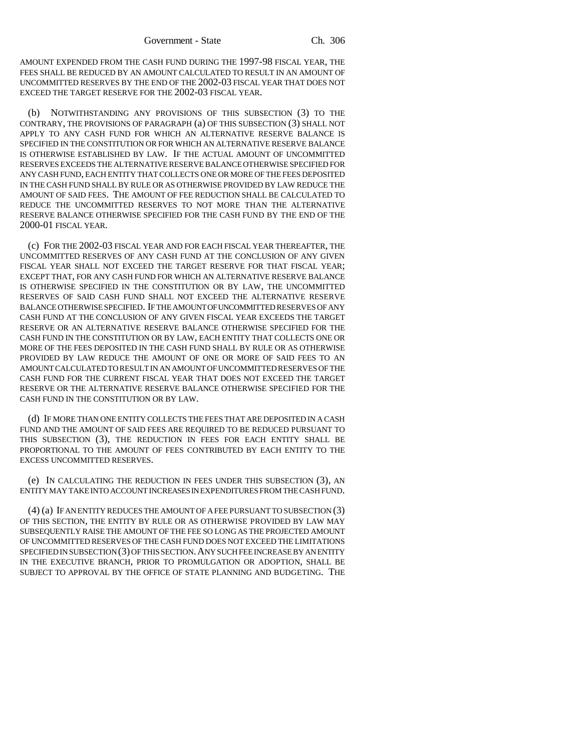AMOUNT EXPENDED FROM THE CASH FUND DURING THE 1997-98 FISCAL YEAR, THE FEES SHALL BE REDUCED BY AN AMOUNT CALCULATED TO RESULT IN AN AMOUNT OF UNCOMMITTED RESERVES BY THE END OF THE 2002-03 FISCAL YEAR THAT DOES NOT EXCEED THE TARGET RESERVE FOR THE 2002-03 FISCAL YEAR.

(b) NOTWITHSTANDING ANY PROVISIONS OF THIS SUBSECTION (3) TO THE CONTRARY, THE PROVISIONS OF PARAGRAPH (a) OF THIS SUBSECTION (3) SHALL NOT APPLY TO ANY CASH FUND FOR WHICH AN ALTERNATIVE RESERVE BALANCE IS SPECIFIED IN THE CONSTITUTION OR FOR WHICH AN ALTERNATIVE RESERVE BALANCE IS OTHERWISE ESTABLISHED BY LAW. IF THE ACTUAL AMOUNT OF UNCOMMITTED RESERVES EXCEEDS THE ALTERNATIVE RESERVE BALANCE OTHERWISE SPECIFIED FOR ANY CASH FUND, EACH ENTITY THAT COLLECTS ONE OR MORE OF THE FEES DEPOSITED IN THE CASH FUND SHALL BY RULE OR AS OTHERWISE PROVIDED BY LAW REDUCE THE AMOUNT OF SAID FEES. THE AMOUNT OF FEE REDUCTION SHALL BE CALCULATED TO REDUCE THE UNCOMMITTED RESERVES TO NOT MORE THAN THE ALTERNATIVE RESERVE BALANCE OTHERWISE SPECIFIED FOR THE CASH FUND BY THE END OF THE 2000-01 FISCAL YEAR.

(c) FOR THE 2002-03 FISCAL YEAR AND FOR EACH FISCAL YEAR THEREAFTER, THE UNCOMMITTED RESERVES OF ANY CASH FUND AT THE CONCLUSION OF ANY GIVEN FISCAL YEAR SHALL NOT EXCEED THE TARGET RESERVE FOR THAT FISCAL YEAR; EXCEPT THAT, FOR ANY CASH FUND FOR WHICH AN ALTERNATIVE RESERVE BALANCE IS OTHERWISE SPECIFIED IN THE CONSTITUTION OR BY LAW, THE UNCOMMITTED RESERVES OF SAID CASH FUND SHALL NOT EXCEED THE ALTERNATIVE RESERVE BALANCE OTHERWISE SPECIFIED. IF THE AMOUNT OF UNCOMMITTED RESERVES OF ANY CASH FUND AT THE CONCLUSION OF ANY GIVEN FISCAL YEAR EXCEEDS THE TARGET RESERVE OR AN ALTERNATIVE RESERVE BALANCE OTHERWISE SPECIFIED FOR THE CASH FUND IN THE CONSTITUTION OR BY LAW, EACH ENTITY THAT COLLECTS ONE OR MORE OF THE FEES DEPOSITED IN THE CASH FUND SHALL BY RULE OR AS OTHERWISE PROVIDED BY LAW REDUCE THE AMOUNT OF ONE OR MORE OF SAID FEES TO AN AMOUNT CALCULATED TO RESULT IN AN AMOUNT OF UNCOMMITTED RESERVES OF THE CASH FUND FOR THE CURRENT FISCAL YEAR THAT DOES NOT EXCEED THE TARGET RESERVE OR THE ALTERNATIVE RESERVE BALANCE OTHERWISE SPECIFIED FOR THE CASH FUND IN THE CONSTITUTION OR BY LAW.

(d) IF MORE THAN ONE ENTITY COLLECTS THE FEES THAT ARE DEPOSITED IN A CASH FUND AND THE AMOUNT OF SAID FEES ARE REQUIRED TO BE REDUCED PURSUANT TO THIS SUBSECTION (3), THE REDUCTION IN FEES FOR EACH ENTITY SHALL BE PROPORTIONAL TO THE AMOUNT OF FEES CONTRIBUTED BY EACH ENTITY TO THE EXCESS UNCOMMITTED RESERVES.

(e) IN CALCULATING THE REDUCTION IN FEES UNDER THIS SUBSECTION (3), AN ENTITY MAY TAKE INTO ACCOUNT INCREASES IN EXPENDITURES FROM THE CASH FUND.

(4) (a) IF AN ENTITY REDUCES THE AMOUNT OF A FEE PURSUANT TO SUBSECTION (3) OF THIS SECTION, THE ENTITY BY RULE OR AS OTHERWISE PROVIDED BY LAW MAY SUBSEQUENTLY RAISE THE AMOUNT OF THE FEE SO LONG AS THE PROJECTED AMOUNT OF UNCOMMITTED RESERVES OF THE CASH FUND DOES NOT EXCEED THE LIMITATIONS SPECIFIED IN SUBSECTION (3) OF THIS SECTION. ANY SUCH FEE INCREASE BY AN ENTITY IN THE EXECUTIVE BRANCH, PRIOR TO PROMULGATION OR ADOPTION, SHALL BE SUBJECT TO APPROVAL BY THE OFFICE OF STATE PLANNING AND BUDGETING. THE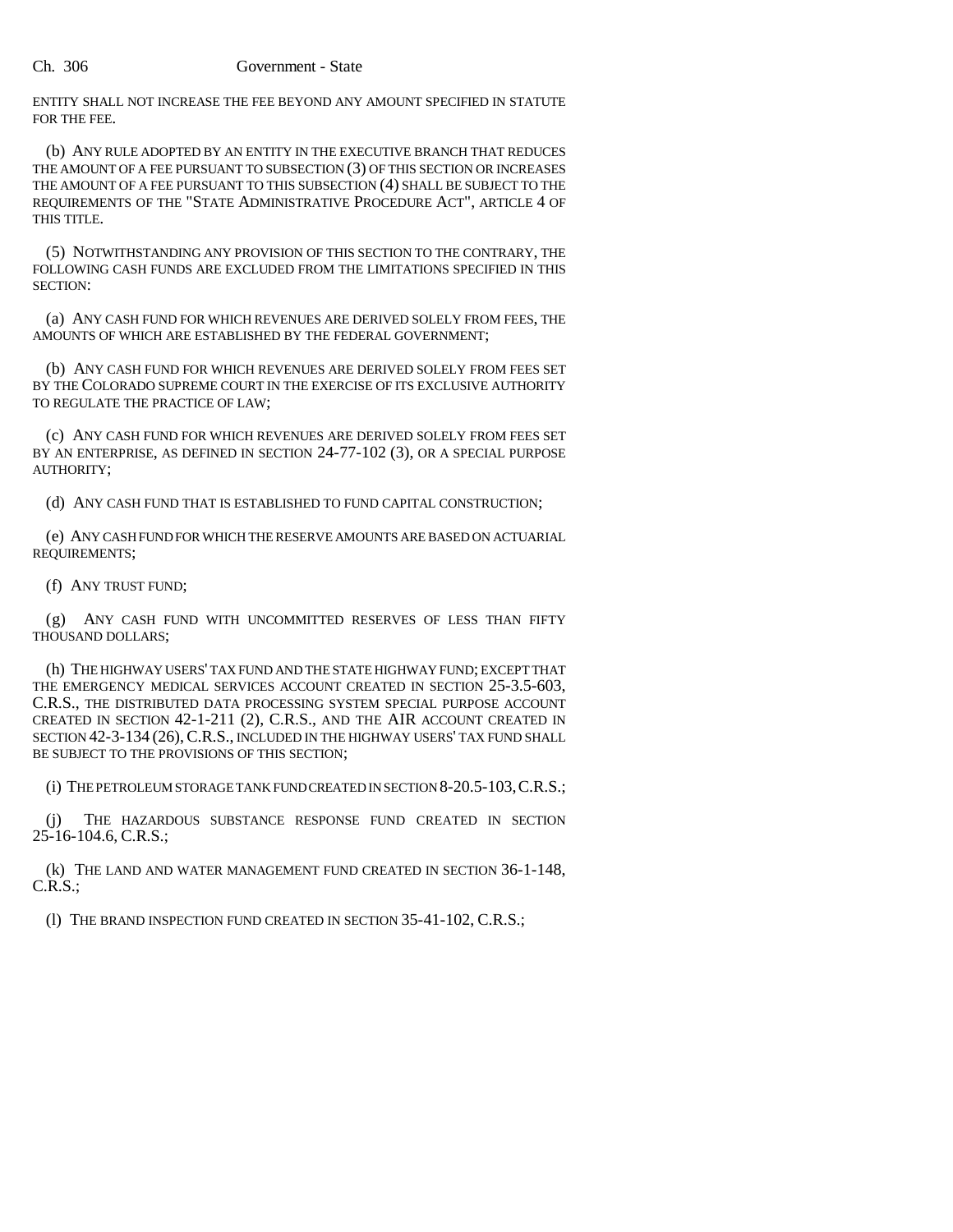ENTITY SHALL NOT INCREASE THE FEE BEYOND ANY AMOUNT SPECIFIED IN STATUTE FOR THE FEE.

(b) ANY RULE ADOPTED BY AN ENTITY IN THE EXECUTIVE BRANCH THAT REDUCES THE AMOUNT OF A FEE PURSUANT TO SUBSECTION (3) OF THIS SECTION OR INCREASES THE AMOUNT OF A FEE PURSUANT TO THIS SUBSECTION (4) SHALL BE SUBJECT TO THE REQUIREMENTS OF THE "STATE ADMINISTRATIVE PROCEDURE ACT", ARTICLE 4 OF THIS TITLE.

(5) NOTWITHSTANDING ANY PROVISION OF THIS SECTION TO THE CONTRARY, THE FOLLOWING CASH FUNDS ARE EXCLUDED FROM THE LIMITATIONS SPECIFIED IN THIS SECTION:

(a) ANY CASH FUND FOR WHICH REVENUES ARE DERIVED SOLELY FROM FEES, THE AMOUNTS OF WHICH ARE ESTABLISHED BY THE FEDERAL GOVERNMENT;

(b) ANY CASH FUND FOR WHICH REVENUES ARE DERIVED SOLELY FROM FEES SET BY THE COLORADO SUPREME COURT IN THE EXERCISE OF ITS EXCLUSIVE AUTHORITY TO REGULATE THE PRACTICE OF LAW;

(c) ANY CASH FUND FOR WHICH REVENUES ARE DERIVED SOLELY FROM FEES SET BY AN ENTERPRISE, AS DEFINED IN SECTION 24-77-102 (3), OR A SPECIAL PURPOSE AUTHORITY;

(d) ANY CASH FUND THAT IS ESTABLISHED TO FUND CAPITAL CONSTRUCTION;

(e) ANY CASH FUND FOR WHICH THE RESERVE AMOUNTS ARE BASED ON ACTUARIAL REQUIREMENTS;

(f) ANY TRUST FUND;

(g) ANY CASH FUND WITH UNCOMMITTED RESERVES OF LESS THAN FIFTY THOUSAND DOLLARS;

(h) THE HIGHWAY USERS' TAX FUND AND THE STATE HIGHWAY FUND; EXCEPT THAT THE EMERGENCY MEDICAL SERVICES ACCOUNT CREATED IN SECTION 25-3.5-603, C.R.S., THE DISTRIBUTED DATA PROCESSING SYSTEM SPECIAL PURPOSE ACCOUNT CREATED IN SECTION 42-1-211 (2), C.R.S., AND THE AIR ACCOUNT CREATED IN SECTION 42-3-134 (26), C.R.S., INCLUDED IN THE HIGHWAY USERS' TAX FUND SHALL BE SUBJECT TO THE PROVISIONS OF THIS SECTION;

(i) THE PETROLEUM STORAGE TANK FUND CREATED IN SECTION 8-20.5-103, C.R.S.;

(j) THE HAZARDOUS SUBSTANCE RESPONSE FUND CREATED IN SECTION 25-16-104.6, C.R.S.;

(k) THE LAND AND WATER MANAGEMENT FUND CREATED IN SECTION 36-1-148, C.R.S.;

(l) THE BRAND INSPECTION FUND CREATED IN SECTION 35-41-102, C.R.S.;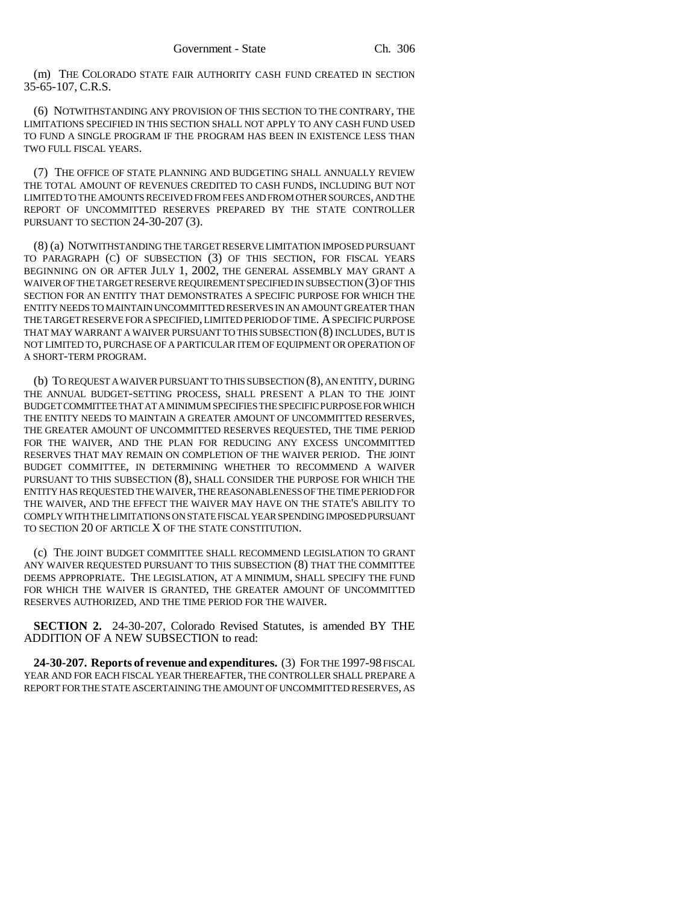(m) THE COLORADO STATE FAIR AUTHORITY CASH FUND CREATED IN SECTION 35-65-107, C.R.S.

(6) NOTWITHSTANDING ANY PROVISION OF THIS SECTION TO THE CONTRARY, THE LIMITATIONS SPECIFIED IN THIS SECTION SHALL NOT APPLY TO ANY CASH FUND USED TO FUND A SINGLE PROGRAM IF THE PROGRAM HAS BEEN IN EXISTENCE LESS THAN TWO FULL FISCAL YEARS.

(7) THE OFFICE OF STATE PLANNING AND BUDGETING SHALL ANNUALLY REVIEW THE TOTAL AMOUNT OF REVENUES CREDITED TO CASH FUNDS, INCLUDING BUT NOT LIMITED TO THE AMOUNTS RECEIVED FROM FEES AND FROM OTHER SOURCES, AND THE REPORT OF UNCOMMITTED RESERVES PREPARED BY THE STATE CONTROLLER PURSUANT TO SECTION 24-30-207 (3).

(8) (a) NOTWITHSTANDING THE TARGET RESERVE LIMITATION IMPOSED PURSUANT TO PARAGRAPH (c) OF SUBSECTION (3) OF THIS SECTION, FOR FISCAL YEARS BEGINNING ON OR AFTER JULY 1, 2002, THE GENERAL ASSEMBLY MAY GRANT A WAIVER OF THE TARGET RESERVE REQUIREMENT SPECIFIED IN SUBSECTION (3) OF THIS SECTION FOR AN ENTITY THAT DEMONSTRATES A SPECIFIC PURPOSE FOR WHICH THE ENTITY NEEDS TO MAINTAIN UNCOMMITTED RESERVES IN AN AMOUNT GREATER THAN THE TARGET RESERVE FOR A SPECIFIED, LIMITED PERIOD OF TIME. A SPECIFIC PURPOSE THAT MAY WARRANT A WAIVER PURSUANT TO THIS SUBSECTION (8) INCLUDES, BUT IS NOT LIMITED TO, PURCHASE OF A PARTICULAR ITEM OF EQUIPMENT OR OPERATION OF A SHORT-TERM PROGRAM.

(b) TO REQUEST A WAIVER PURSUANT TO THIS SUBSECTION (8), AN ENTITY, DURING THE ANNUAL BUDGET-SETTING PROCESS, SHALL PRESENT A PLAN TO THE JOINT BUDGET COMMITTEE THAT AT A MINIMUM SPECIFIES THE SPECIFIC PURPOSE FOR WHICH THE ENTITY NEEDS TO MAINTAIN A GREATER AMOUNT OF UNCOMMITTED RESERVES, THE GREATER AMOUNT OF UNCOMMITTED RESERVES REQUESTED, THE TIME PERIOD FOR THE WAIVER, AND THE PLAN FOR REDUCING ANY EXCESS UNCOMMITTED RESERVES THAT MAY REMAIN ON COMPLETION OF THE WAIVER PERIOD. THE JOINT BUDGET COMMITTEE, IN DETERMINING WHETHER TO RECOMMEND A WAIVER PURSUANT TO THIS SUBSECTION (8), SHALL CONSIDER THE PURPOSE FOR WHICH THE ENTITY HAS REQUESTED THE WAIVER, THE REASONABLENESS OF THE TIME PERIOD FOR THE WAIVER, AND THE EFFECT THE WAIVER MAY HAVE ON THE STATE'S ABILITY TO COMPLY WITH THE LIMITATIONS ON STATE FISCAL YEAR SPENDING IMPOSED PURSUANT TO SECTION 20 OF ARTICLE X OF THE STATE CONSTITUTION.

(c) THE JOINT BUDGET COMMITTEE SHALL RECOMMEND LEGISLATION TO GRANT ANY WAIVER REQUESTED PURSUANT TO THIS SUBSECTION (8) THAT THE COMMITTEE DEEMS APPROPRIATE. THE LEGISLATION, AT A MINIMUM, SHALL SPECIFY THE FUND FOR WHICH THE WAIVER IS GRANTED, THE GREATER AMOUNT OF UNCOMMITTED RESERVES AUTHORIZED, AND THE TIME PERIOD FOR THE WAIVER.

**SECTION 2.** 24-30-207, Colorado Revised Statutes, is amended BY THE ADDITION OF A NEW SUBSECTION to read:

**24-30-207. Reports of revenue and expenditures.** (3) FOR THE 1997-98 FISCAL YEAR AND FOR EACH FISCAL YEAR THEREAFTER, THE CONTROLLER SHALL PREPARE A REPORT FOR THE STATE ASCERTAINING THE AMOUNT OF UNCOMMITTED RESERVES, AS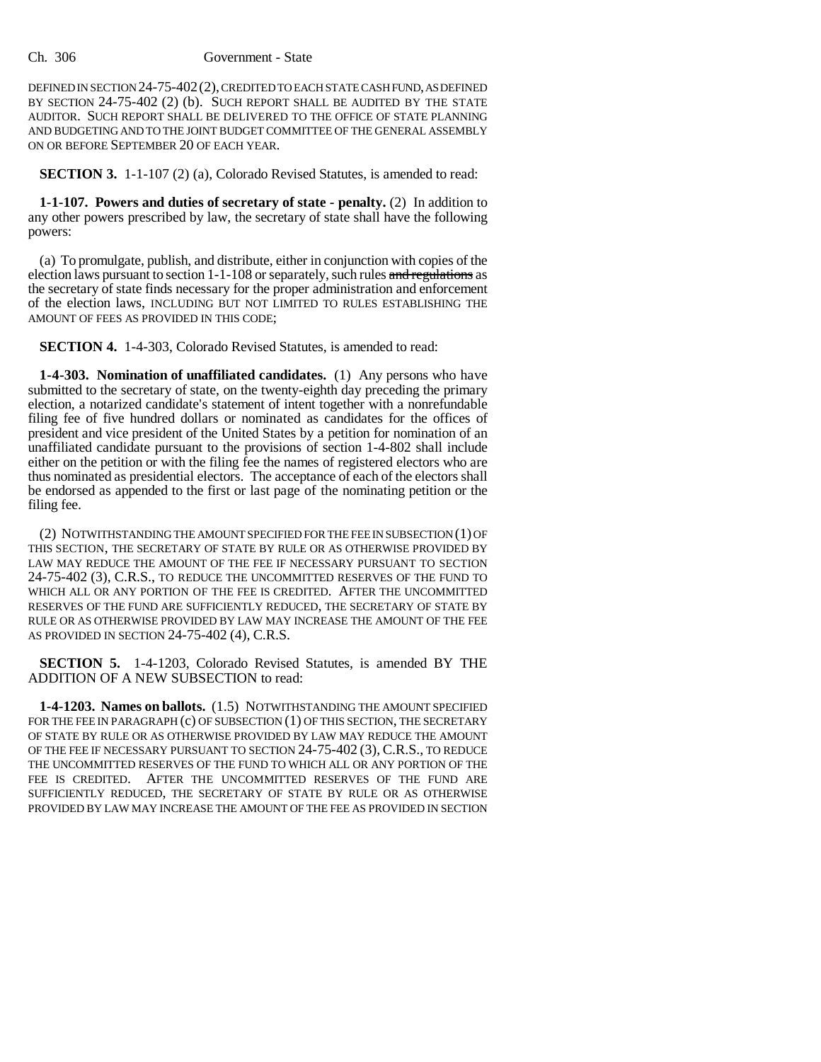DEFINED IN SECTION 24-75-402 (2), CREDITED TO EACH STATE CASH FUND, AS DEFINED BY SECTION 24-75-402 (2) (b). SUCH REPORT SHALL BE AUDITED BY THE STATE AUDITOR. SUCH REPORT SHALL BE DELIVERED TO THE OFFICE OF STATE PLANNING AND BUDGETING AND TO THE JOINT BUDGET COMMITTEE OF THE GENERAL ASSEMBLY ON OR BEFORE SEPTEMBER 20 OF EACH YEAR.

**SECTION 3.** 1-1-107 (2) (a), Colorado Revised Statutes, is amended to read:

**1-1-107. Powers and duties of secretary of state - penalty.** (2) In addition to any other powers prescribed by law, the secretary of state shall have the following powers:

(a) To promulgate, publish, and distribute, either in conjunction with copies of the election laws pursuant to section 1-1-108 or separately, such rules ~~and regulations~~ as the secretary of state finds necessary for the proper administration and enforcement of the election laws, INCLUDING BUT NOT LIMITED TO RULES ESTABLISHING THE AMOUNT OF FEES AS PROVIDED IN THIS CODE;

**SECTION 4.** 1-4-303, Colorado Revised Statutes, is amended to read:

**1-4-303. Nomination of unaffiliated candidates.** (1) Any persons who have submitted to the secretary of state, on the twenty-eighth day preceding the primary election, a notarized candidate's statement of intent together with a nonrefundable filing fee of five hundred dollars or nominated as candidates for the offices of president and vice president of the United States by a petition for nomination of an unaffiliated candidate pursuant to the provisions of section 1-4-802 shall include either on the petition or with the filing fee the names of registered electors who are thus nominated as presidential electors. The acceptance of each of the electors shall be endorsed as appended to the first or last page of the nominating petition or the filing fee.

(2) NOTWITHSTANDING THE AMOUNT SPECIFIED FOR THE FEE IN SUBSECTION (1) OF THIS SECTION, THE SECRETARY OF STATE BY RULE OR AS OTHERWISE PROVIDED BY LAW MAY REDUCE THE AMOUNT OF THE FEE IF NECESSARY PURSUANT TO SECTION 24-75-402 (3), C.R.S., TO REDUCE THE UNCOMMITTED RESERVES OF THE FUND TO WHICH ALL OR ANY PORTION OF THE FEE IS CREDITED. AFTER THE UNCOMMITTED RESERVES OF THE FUND ARE SUFFICIENTLY REDUCED, THE SECRETARY OF STATE BY RULE OR AS OTHERWISE PROVIDED BY LAW MAY INCREASE THE AMOUNT OF THE FEE AS PROVIDED IN SECTION 24-75-402 (4), C.R.S.

**SECTION 5.** 1-4-1203, Colorado Revised Statutes, is amended BY THE ADDITION OF A NEW SUBSECTION to read:

**1-4-1203. Names on ballots.** (1.5) NOTWITHSTANDING THE AMOUNT SPECIFIED FOR THE FEE IN PARAGRAPH (c) OF SUBSECTION (1) OF THIS SECTION, THE SECRETARY OF STATE BY RULE OR AS OTHERWISE PROVIDED BY LAW MAY REDUCE THE AMOUNT OF THE FEE IF NECESSARY PURSUANT TO SECTION 24-75-402 (3), C.R.S., TO REDUCE THE UNCOMMITTED RESERVES OF THE FUND TO WHICH ALL OR ANY PORTION OF THE FEE IS CREDITED. AFTER THE UNCOMMITTED RESERVES OF THE FUND ARE SUFFICIENTLY REDUCED, THE SECRETARY OF STATE BY RULE OR AS OTHERWISE PROVIDED BY LAW MAY INCREASE THE AMOUNT OF THE FEE AS PROVIDED IN SECTION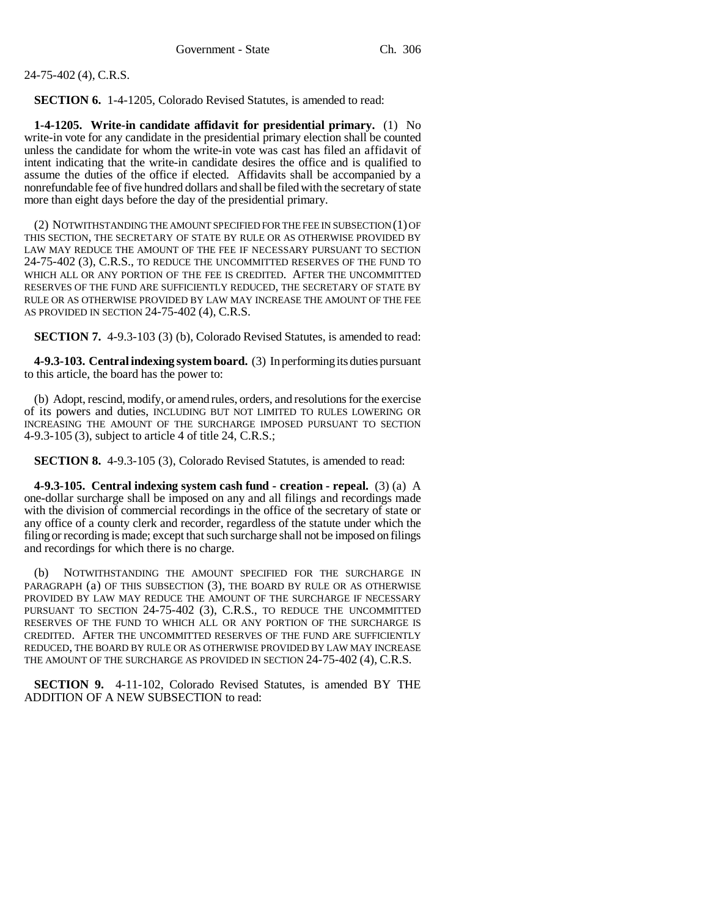24-75-402 (4), C.R.S.

**SECTION 6.** 1-4-1205, Colorado Revised Statutes, is amended to read:

**1-4-1205. Write-in candidate affidavit for presidential primary.** (1) No write-in vote for any candidate in the presidential primary election shall be counted unless the candidate for whom the write-in vote was cast has filed an affidavit of intent indicating that the write-in candidate desires the office and is qualified to assume the duties of the office if elected. Affidavits shall be accompanied by a nonrefundable fee of five hundred dollars and shall be filed with the secretary of state more than eight days before the day of the presidential primary.

(2) NOTWITHSTANDING THE AMOUNT SPECIFIED FOR THE FEE IN SUBSECTION (1) OF THIS SECTION, THE SECRETARY OF STATE BY RULE OR AS OTHERWISE PROVIDED BY LAW MAY REDUCE THE AMOUNT OF THE FEE IF NECESSARY PURSUANT TO SECTION 24-75-402 (3), C.R.S., TO REDUCE THE UNCOMMITTED RESERVES OF THE FUND TO WHICH ALL OR ANY PORTION OF THE FEE IS CREDITED. AFTER THE UNCOMMITTED RESERVES OF THE FUND ARE SUFFICIENTLY REDUCED, THE SECRETARY OF STATE BY RULE OR AS OTHERWISE PROVIDED BY LAW MAY INCREASE THE AMOUNT OF THE FEE AS PROVIDED IN SECTION 24-75-402 (4), C.R.S.

**SECTION 7.** 4-9.3-103 (3) (b), Colorado Revised Statutes, is amended to read:

**4-9.3-103. Central indexing system board.** (3) In performing its duties pursuant to this article, the board has the power to:

(b) Adopt, rescind, modify, or amend rules, orders, and resolutions for the exercise of its powers and duties, INCLUDING BUT NOT LIMITED TO RULES LOWERING OR INCREASING THE AMOUNT OF THE SURCHARGE IMPOSED PURSUANT TO SECTION 4-9.3-105 (3), subject to article 4 of title 24, C.R.S.;

**SECTION 8.** 4-9.3-105 (3), Colorado Revised Statutes, is amended to read:

**4-9.3-105. Central indexing system cash fund - creation - repeal.** (3) (a) A one-dollar surcharge shall be imposed on any and all filings and recordings made with the division of commercial recordings in the office of the secretary of state or any office of a county clerk and recorder, regardless of the statute under which the filing or recording is made; except that such surcharge shall not be imposed on filings and recordings for which there is no charge.

(b) NOTWITHSTANDING THE AMOUNT SPECIFIED FOR THE SURCHARGE IN PARAGRAPH (a) OF THIS SUBSECTION (3), THE BOARD BY RULE OR AS OTHERWISE PROVIDED BY LAW MAY REDUCE THE AMOUNT OF THE SURCHARGE IF NECESSARY PURSUANT TO SECTION 24-75-402 (3), C.R.S., TO REDUCE THE UNCOMMITTED RESERVES OF THE FUND TO WHICH ALL OR ANY PORTION OF THE SURCHARGE IS CREDITED. AFTER THE UNCOMMITTED RESERVES OF THE FUND ARE SUFFICIENTLY REDUCED, THE BOARD BY RULE OR AS OTHERWISE PROVIDED BY LAW MAY INCREASE THE AMOUNT OF THE SURCHARGE AS PROVIDED IN SECTION 24-75-402 (4), C.R.S.

**SECTION 9.** 4-11-102, Colorado Revised Statutes, is amended BY THE ADDITION OF A NEW SUBSECTION to read: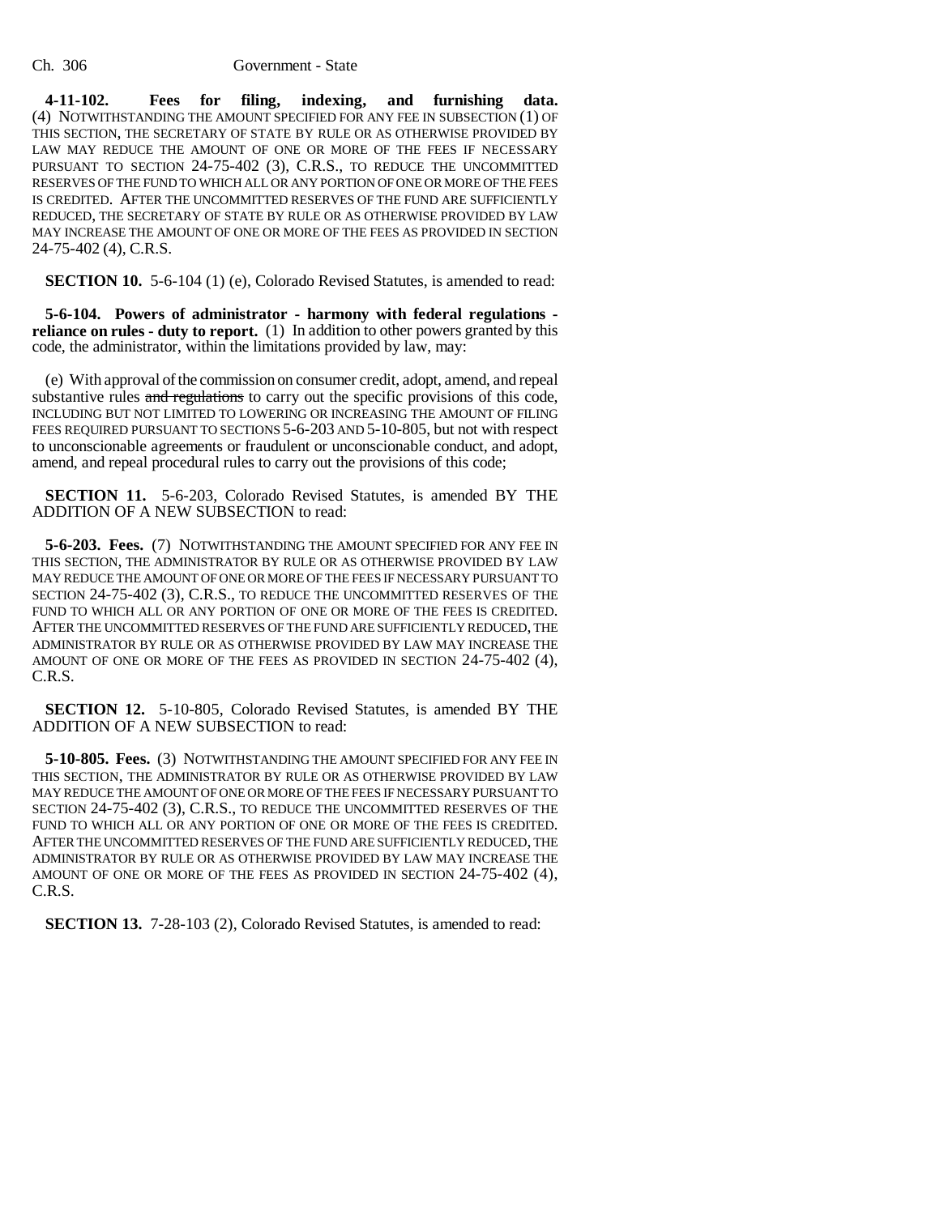**4-11-102. Fees for filing, indexing, and furnishing data.** (4) NOTWITHSTANDING THE AMOUNT SPECIFIED FOR ANY FEE IN SUBSECTION (1) OF THIS SECTION, THE SECRETARY OF STATE BY RULE OR AS OTHERWISE PROVIDED BY LAW MAY REDUCE THE AMOUNT OF ONE OR MORE OF THE FEES IF NECESSARY PURSUANT TO SECTION 24-75-402 (3), C.R.S., TO REDUCE THE UNCOMMITTED RESERVES OF THE FUND TO WHICH ALL OR ANY PORTION OF ONE OR MORE OF THE FEES IS CREDITED. AFTER THE UNCOMMITTED RESERVES OF THE FUND ARE SUFFICIENTLY REDUCED, THE SECRETARY OF STATE BY RULE OR AS OTHERWISE PROVIDED BY LAW MAY INCREASE THE AMOUNT OF ONE OR MORE OF THE FEES AS PROVIDED IN SECTION 24-75-402 (4), C.R.S.

**SECTION 10.** 5-6-104 (1) (e), Colorado Revised Statutes, is amended to read:

**5-6-104. Powers of administrator - harmony with federal regulations - reliance on rules - duty to report.** (1) In addition to other powers granted by this code, the administrator, within the limitations provided by law, may:

(e) With approval of the commission on consumer credit, adopt, amend, and repeal substantive rules ~~and regulations~~ to carry out the specific provisions of this code, INCLUDING BUT NOT LIMITED TO LOWERING OR INCREASING THE AMOUNT OF FILING FEES REQUIRED PURSUANT TO SECTIONS 5-6-203 AND 5-10-805, but not with respect to unconscionable agreements or fraudulent or unconscionable conduct, and adopt, amend, and repeal procedural rules to carry out the provisions of this code;

**SECTION 11.** 5-6-203, Colorado Revised Statutes, is amended BY THE ADDITION OF A NEW SUBSECTION to read:

**5-6-203. Fees.** (7) NOTWITHSTANDING THE AMOUNT SPECIFIED FOR ANY FEE IN THIS SECTION, THE ADMINISTRATOR BY RULE OR AS OTHERWISE PROVIDED BY LAW MAY REDUCE THE AMOUNT OF ONE OR MORE OF THE FEES IF NECESSARY PURSUANT TO SECTION 24-75-402 (3), C.R.S., TO REDUCE THE UNCOMMITTED RESERVES OF THE FUND TO WHICH ALL OR ANY PORTION OF ONE OR MORE OF THE FEES IS CREDITED. AFTER THE UNCOMMITTED RESERVES OF THE FUND ARE SUFFICIENTLY REDUCED, THE ADMINISTRATOR BY RULE OR AS OTHERWISE PROVIDED BY LAW MAY INCREASE THE AMOUNT OF ONE OR MORE OF THE FEES AS PROVIDED IN SECTION 24-75-402 (4), C.R.S.

**SECTION 12.** 5-10-805, Colorado Revised Statutes, is amended BY THE ADDITION OF A NEW SUBSECTION to read:

**5-10-805. Fees.** (3) NOTWITHSTANDING THE AMOUNT SPECIFIED FOR ANY FEE IN THIS SECTION, THE ADMINISTRATOR BY RULE OR AS OTHERWISE PROVIDED BY LAW MAY REDUCE THE AMOUNT OF ONE OR MORE OF THE FEES IF NECESSARY PURSUANT TO SECTION 24-75-402 (3), C.R.S., TO REDUCE THE UNCOMMITTED RESERVES OF THE FUND TO WHICH ALL OR ANY PORTION OF ONE OR MORE OF THE FEES IS CREDITED. AFTER THE UNCOMMITTED RESERVES OF THE FUND ARE SUFFICIENTLY REDUCED, THE ADMINISTRATOR BY RULE OR AS OTHERWISE PROVIDED BY LAW MAY INCREASE THE AMOUNT OF ONE OR MORE OF THE FEES AS PROVIDED IN SECTION 24-75-402 (4), C.R.S.

**SECTION 13.** 7-28-103 (2), Colorado Revised Statutes, is amended to read: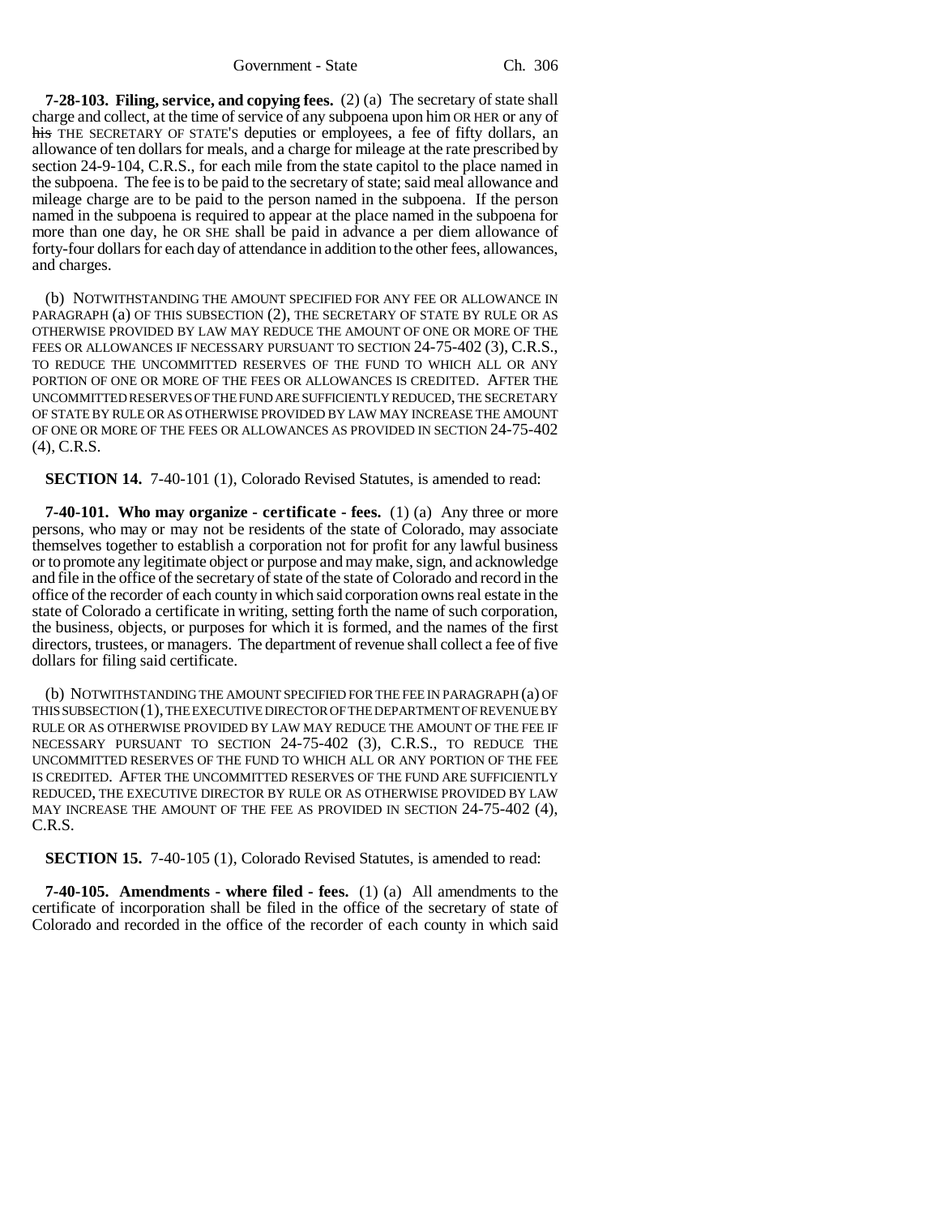**7-28-103. Filing, service, and copying fees.** (2) (a) The secretary of state shall charge and collect, at the time of service of any subpoena upon him OR HER or any of ~~his~~ THE SECRETARY OF STATE'S deputies or employees, a fee of fifty dollars, an allowance of ten dollars for meals, and a charge for mileage at the rate prescribed by section 24-9-104, C.R.S., for each mile from the state capitol to the place named in the subpoena. The fee is to be paid to the secretary of state; said meal allowance and mileage charge are to be paid to the person named in the subpoena. If the person named in the subpoena is required to appear at the place named in the subpoena for more than one day, he OR SHE shall be paid in advance a per diem allowance of forty-four dollars for each day of attendance in addition to the other fees, allowances, and charges.

(b) NOTWITHSTANDING THE AMOUNT SPECIFIED FOR ANY FEE OR ALLOWANCE IN PARAGRAPH (a) OF THIS SUBSECTION (2), THE SECRETARY OF STATE BY RULE OR AS OTHERWISE PROVIDED BY LAW MAY REDUCE THE AMOUNT OF ONE OR MORE OF THE FEES OR ALLOWANCES IF NECESSARY PURSUANT TO SECTION 24-75-402 (3), C.R.S., TO REDUCE THE UNCOMMITTED RESERVES OF THE FUND TO WHICH ALL OR ANY PORTION OF ONE OR MORE OF THE FEES OR ALLOWANCES IS CREDITED. AFTER THE UNCOMMITTED RESERVES OF THE FUND ARE SUFFICIENTLY REDUCED, THE SECRETARY OF STATE BY RULE OR AS OTHERWISE PROVIDED BY LAW MAY INCREASE THE AMOUNT OF ONE OR MORE OF THE FEES OR ALLOWANCES AS PROVIDED IN SECTION 24-75-402 (4), C.R.S.

**SECTION 14.** 7-40-101 (1), Colorado Revised Statutes, is amended to read:

**7-40-101. Who may organize - certificate - fees.** (1) (a) Any three or more persons, who may or may not be residents of the state of Colorado, may associate themselves together to establish a corporation not for profit for any lawful business or to promote any legitimate object or purpose and may make, sign, and acknowledge and file in the office of the secretary of state of the state of Colorado and record in the office of the recorder of each county in which said corporation owns real estate in the state of Colorado a certificate in writing, setting forth the name of such corporation, the business, objects, or purposes for which it is formed, and the names of the first directors, trustees, or managers. The department of revenue shall collect a fee of five dollars for filing said certificate.

(b) NOTWITHSTANDING THE AMOUNT SPECIFIED FOR THE FEE IN PARAGRAPH (a) OF THIS SUBSECTION (1), THE EXECUTIVE DIRECTOR OF THE DEPARTMENT OF REVENUE BY RULE OR AS OTHERWISE PROVIDED BY LAW MAY REDUCE THE AMOUNT OF THE FEE IF NECESSARY PURSUANT TO SECTION 24-75-402 (3), C.R.S., TO REDUCE THE UNCOMMITTED RESERVES OF THE FUND TO WHICH ALL OR ANY PORTION OF THE FEE IS CREDITED. AFTER THE UNCOMMITTED RESERVES OF THE FUND ARE SUFFICIENTLY REDUCED, THE EXECUTIVE DIRECTOR BY RULE OR AS OTHERWISE PROVIDED BY LAW MAY INCREASE THE AMOUNT OF THE FEE AS PROVIDED IN SECTION 24-75-402 (4), C.R.S.

**SECTION 15.** 7-40-105 (1), Colorado Revised Statutes, is amended to read:

**7-40-105. Amendments - where filed - fees.** (1) (a) All amendments to the certificate of incorporation shall be filed in the office of the secretary of state of Colorado and recorded in the office of the recorder of each county in which said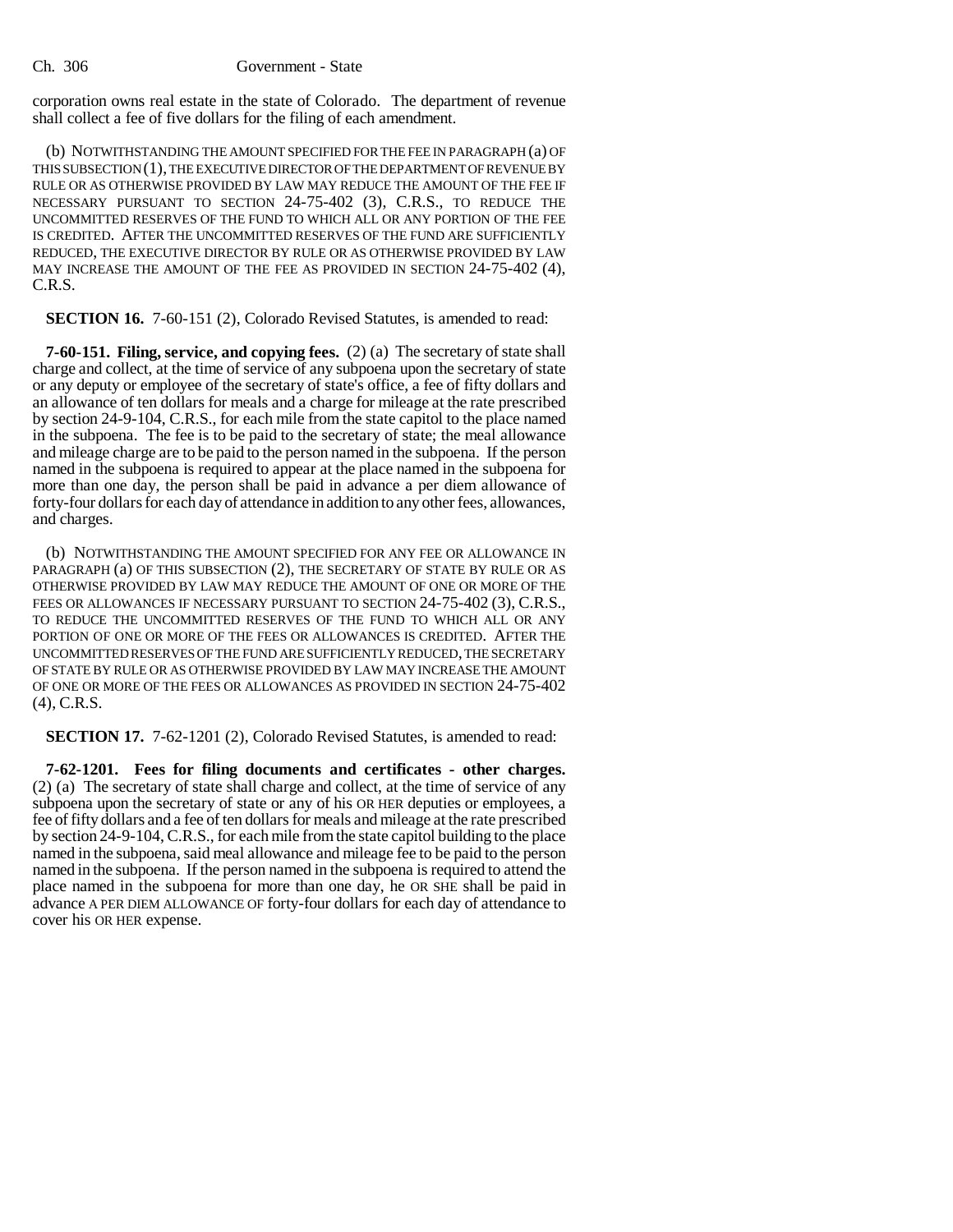corporation owns real estate in the state of Colorado. The department of revenue shall collect a fee of five dollars for the filing of each amendment.

(b) NOTWITHSTANDING THE AMOUNT SPECIFIED FOR THE FEE IN PARAGRAPH (a) OF THIS SUBSECTION (1), THE EXECUTIVE DIRECTOR OF THE DEPARTMENT OF REVENUE BY RULE OR AS OTHERWISE PROVIDED BY LAW MAY REDUCE THE AMOUNT OF THE FEE IF NECESSARY PURSUANT TO SECTION 24-75-402 (3), C.R.S., TO REDUCE THE UNCOMMITTED RESERVES OF THE FUND TO WHICH ALL OR ANY PORTION OF THE FEE IS CREDITED. AFTER THE UNCOMMITTED RESERVES OF THE FUND ARE SUFFICIENTLY REDUCED, THE EXECUTIVE DIRECTOR BY RULE OR AS OTHERWISE PROVIDED BY LAW MAY INCREASE THE AMOUNT OF THE FEE AS PROVIDED IN SECTION 24-75-402 (4), C.R.S.

**SECTION 16.** 7-60-151 (2), Colorado Revised Statutes, is amended to read:

**7-60-151. Filing, service, and copying fees.** (2) (a) The secretary of state shall charge and collect, at the time of service of any subpoena upon the secretary of state or any deputy or employee of the secretary of state's office, a fee of fifty dollars and an allowance of ten dollars for meals and a charge for mileage at the rate prescribed by section 24-9-104, C.R.S., for each mile from the state capitol to the place named in the subpoena. The fee is to be paid to the secretary of state; the meal allowance and mileage charge are to be paid to the person named in the subpoena. If the person named in the subpoena is required to appear at the place named in the subpoena for more than one day, the person shall be paid in advance a per diem allowance of forty-four dollars for each day of attendance in addition to any other fees, allowances, and charges.

(b) NOTWITHSTANDING THE AMOUNT SPECIFIED FOR ANY FEE OR ALLOWANCE IN PARAGRAPH (a) OF THIS SUBSECTION (2), THE SECRETARY OF STATE BY RULE OR AS OTHERWISE PROVIDED BY LAW MAY REDUCE THE AMOUNT OF ONE OR MORE OF THE FEES OR ALLOWANCES IF NECESSARY PURSUANT TO SECTION 24-75-402 (3), C.R.S., TO REDUCE THE UNCOMMITTED RESERVES OF THE FUND TO WHICH ALL OR ANY PORTION OF ONE OR MORE OF THE FEES OR ALLOWANCES IS CREDITED. AFTER THE UNCOMMITTED RESERVES OF THE FUND ARE SUFFICIENTLY REDUCED, THE SECRETARY OF STATE BY RULE OR AS OTHERWISE PROVIDED BY LAW MAY INCREASE THE AMOUNT OF ONE OR MORE OF THE FEES OR ALLOWANCES AS PROVIDED IN SECTION 24-75-402 (4), C.R.S.

**SECTION 17.** 7-62-1201 (2), Colorado Revised Statutes, is amended to read:

**7-62-1201. Fees for filing documents and certificates - other charges.** (2) (a) The secretary of state shall charge and collect, at the time of service of any subpoena upon the secretary of state or any of his OR HER deputies or employees, a fee of fifty dollars and a fee of ten dollars for meals and mileage at the rate prescribed by section 24-9-104, C.R.S., for each mile from the state capitol building to the place named in the subpoena, said meal allowance and mileage fee to be paid to the person named in the subpoena. If the person named in the subpoena is required to attend the place named in the subpoena for more than one day, he OR SHE shall be paid in advance A PER DIEM ALLOWANCE OF forty-four dollars for each day of attendance to cover his OR HER expense.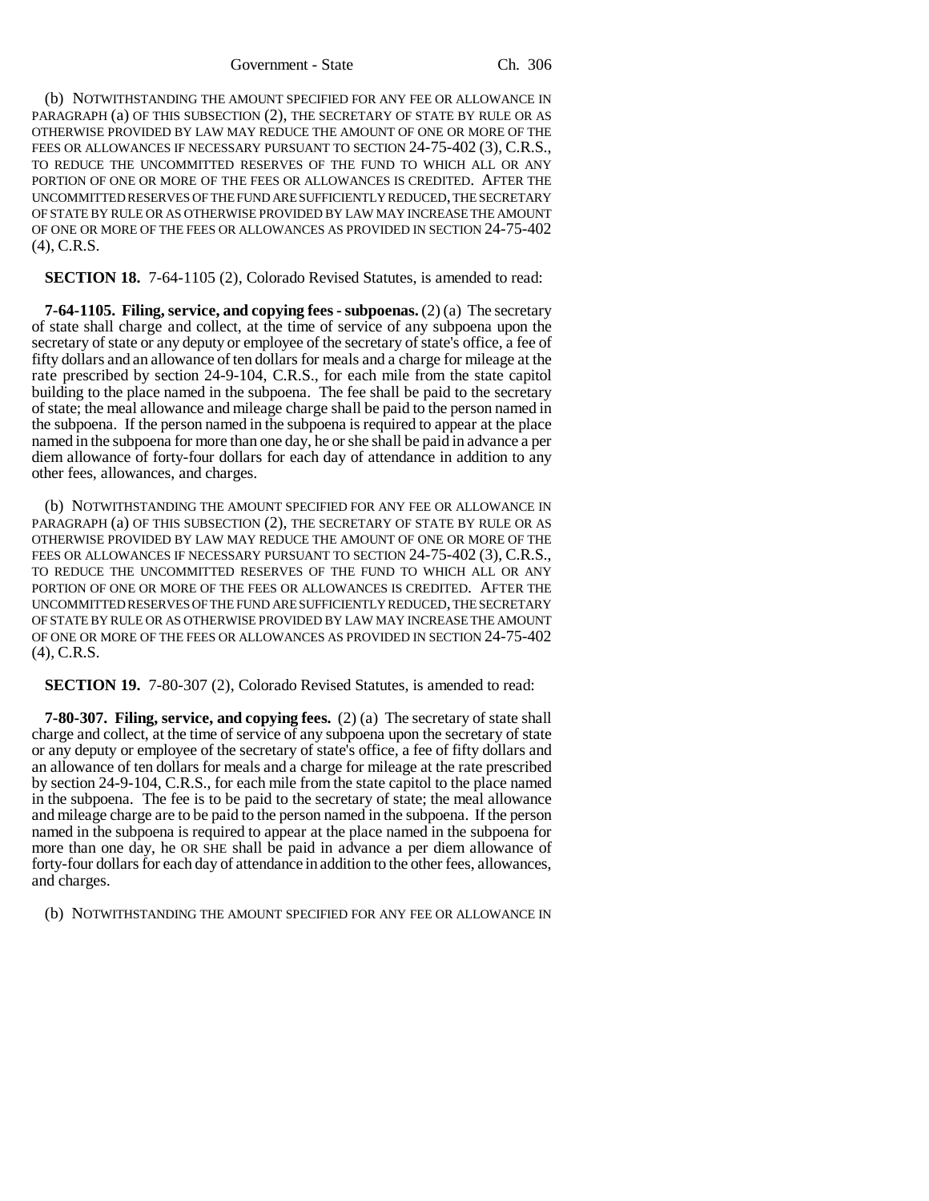(b) NOTWITHSTANDING THE AMOUNT SPECIFIED FOR ANY FEE OR ALLOWANCE IN PARAGRAPH (a) OF THIS SUBSECTION (2), THE SECRETARY OF STATE BY RULE OR AS OTHERWISE PROVIDED BY LAW MAY REDUCE THE AMOUNT OF ONE OR MORE OF THE FEES OR ALLOWANCES IF NECESSARY PURSUANT TO SECTION 24-75-402 (3), C.R.S., TO REDUCE THE UNCOMMITTED RESERVES OF THE FUND TO WHICH ALL OR ANY PORTION OF ONE OR MORE OF THE FEES OR ALLOWANCES IS CREDITED. AFTER THE UNCOMMITTED RESERVES OF THE FUND ARE SUFFICIENTLY REDUCED, THE SECRETARY OF STATE BY RULE OR AS OTHERWISE PROVIDED BY LAW MAY INCREASE THE AMOUNT OF ONE OR MORE OF THE FEES OR ALLOWANCES AS PROVIDED IN SECTION 24-75-402 (4), C.R.S.

**SECTION 18.** 7-64-1105 (2), Colorado Revised Statutes, is amended to read:

**7-64-1105. Filing, service, and copying fees - subpoenas.** (2) (a) The secretary of state shall charge and collect, at the time of service of any subpoena upon the secretary of state or any deputy or employee of the secretary of state's office, a fee of fifty dollars and an allowance of ten dollars for meals and a charge for mileage at the rate prescribed by section 24-9-104, C.R.S., for each mile from the state capitol building to the place named in the subpoena. The fee shall be paid to the secretary of state; the meal allowance and mileage charge shall be paid to the person named in the subpoena. If the person named in the subpoena is required to appear at the place named in the subpoena for more than one day, he or she shall be paid in advance a per diem allowance of forty-four dollars for each day of attendance in addition to any other fees, allowances, and charges.

(b) NOTWITHSTANDING THE AMOUNT SPECIFIED FOR ANY FEE OR ALLOWANCE IN PARAGRAPH (a) OF THIS SUBSECTION (2), THE SECRETARY OF STATE BY RULE OR AS OTHERWISE PROVIDED BY LAW MAY REDUCE THE AMOUNT OF ONE OR MORE OF THE FEES OR ALLOWANCES IF NECESSARY PURSUANT TO SECTION 24-75-402 (3), C.R.S., TO REDUCE THE UNCOMMITTED RESERVES OF THE FUND TO WHICH ALL OR ANY PORTION OF ONE OR MORE OF THE FEES OR ALLOWANCES IS CREDITED. AFTER THE UNCOMMITTED RESERVES OF THE FUND ARE SUFFICIENTLY REDUCED, THE SECRETARY OF STATE BY RULE OR AS OTHERWISE PROVIDED BY LAW MAY INCREASE THE AMOUNT OF ONE OR MORE OF THE FEES OR ALLOWANCES AS PROVIDED IN SECTION 24-75-402 (4), C.R.S.

**SECTION 19.** 7-80-307 (2), Colorado Revised Statutes, is amended to read:

**7-80-307. Filing, service, and copying fees.** (2) (a) The secretary of state shall charge and collect, at the time of service of any subpoena upon the secretary of state or any deputy or employee of the secretary of state's office, a fee of fifty dollars and an allowance of ten dollars for meals and a charge for mileage at the rate prescribed by section 24-9-104, C.R.S., for each mile from the state capitol to the place named in the subpoena. The fee is to be paid to the secretary of state; the meal allowance and mileage charge are to be paid to the person named in the subpoena. If the person named in the subpoena is required to appear at the place named in the subpoena for more than one day, he OR SHE shall be paid in advance a per diem allowance of forty-four dollars for each day of attendance in addition to the other fees, allowances, and charges.

(b) NOTWITHSTANDING THE AMOUNT SPECIFIED FOR ANY FEE OR ALLOWANCE IN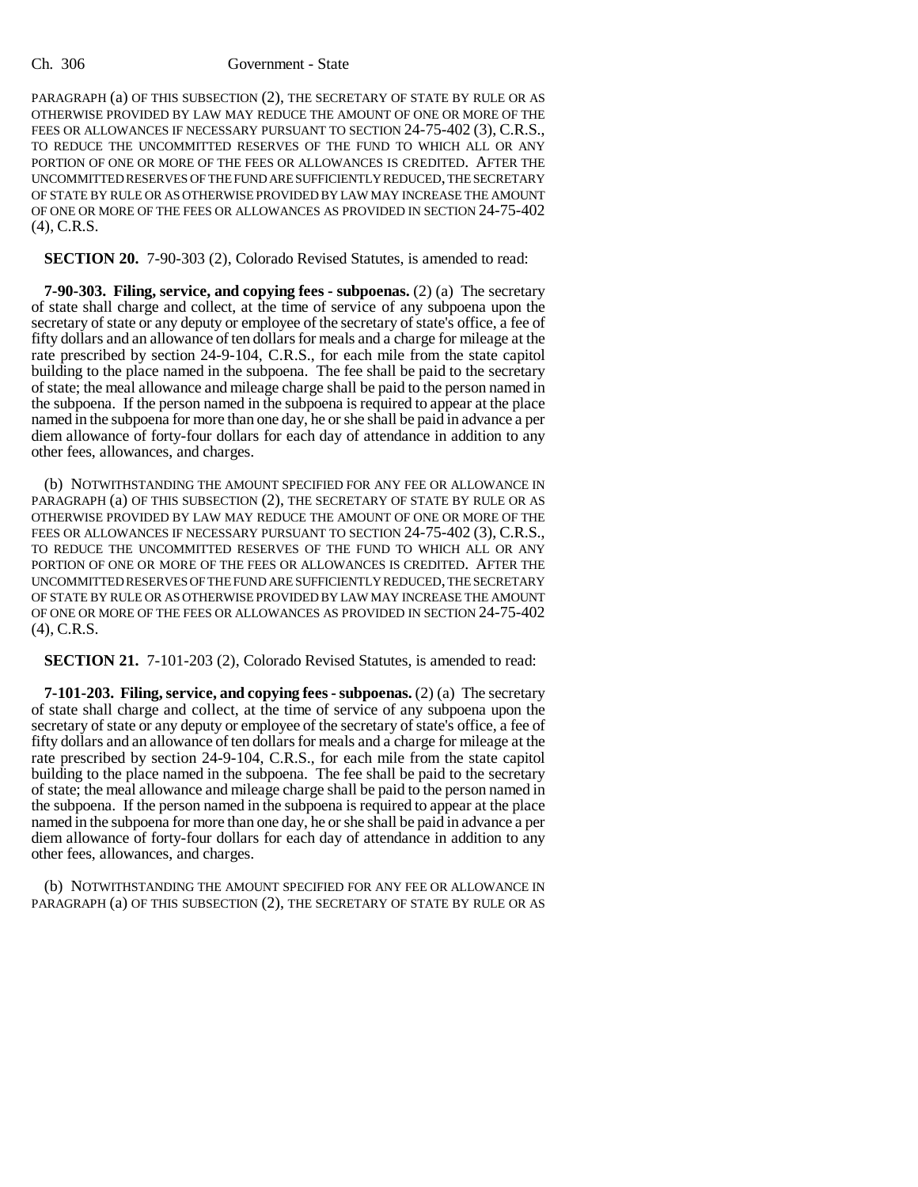PARAGRAPH (a) OF THIS SUBSECTION (2), THE SECRETARY OF STATE BY RULE OR AS OTHERWISE PROVIDED BY LAW MAY REDUCE THE AMOUNT OF ONE OR MORE OF THE FEES OR ALLOWANCES IF NECESSARY PURSUANT TO SECTION 24-75-402 (3), C.R.S., TO REDUCE THE UNCOMMITTED RESERVES OF THE FUND TO WHICH ALL OR ANY PORTION OF ONE OR MORE OF THE FEES OR ALLOWANCES IS CREDITED. AFTER THE UNCOMMITTED RESERVES OF THE FUND ARE SUFFICIENTLY REDUCED, THE SECRETARY OF STATE BY RULE OR AS OTHERWISE PROVIDED BY LAW MAY INCREASE THE AMOUNT OF ONE OR MORE OF THE FEES OR ALLOWANCES AS PROVIDED IN SECTION 24-75-402 (4), C.R.S.

**SECTION 20.** 7-90-303 (2), Colorado Revised Statutes, is amended to read:

**7-90-303. Filing, service, and copying fees - subpoenas.** (2) (a) The secretary of state shall charge and collect, at the time of service of any subpoena upon the secretary of state or any deputy or employee of the secretary of state's office, a fee of fifty dollars and an allowance of ten dollars for meals and a charge for mileage at the rate prescribed by section 24-9-104, C.R.S., for each mile from the state capitol building to the place named in the subpoena. The fee shall be paid to the secretary of state; the meal allowance and mileage charge shall be paid to the person named in the subpoena. If the person named in the subpoena is required to appear at the place named in the subpoena for more than one day, he or she shall be paid in advance a per diem allowance of forty-four dollars for each day of attendance in addition to any other fees, allowances, and charges.

(b) NOTWITHSTANDING THE AMOUNT SPECIFIED FOR ANY FEE OR ALLOWANCE IN PARAGRAPH (a) OF THIS SUBSECTION (2), THE SECRETARY OF STATE BY RULE OR AS OTHERWISE PROVIDED BY LAW MAY REDUCE THE AMOUNT OF ONE OR MORE OF THE FEES OR ALLOWANCES IF NECESSARY PURSUANT TO SECTION 24-75-402 (3), C.R.S., TO REDUCE THE UNCOMMITTED RESERVES OF THE FUND TO WHICH ALL OR ANY PORTION OF ONE OR MORE OF THE FEES OR ALLOWANCES IS CREDITED. AFTER THE UNCOMMITTED RESERVES OF THE FUND ARE SUFFICIENTLY REDUCED, THE SECRETARY OF STATE BY RULE OR AS OTHERWISE PROVIDED BY LAW MAY INCREASE THE AMOUNT OF ONE OR MORE OF THE FEES OR ALLOWANCES AS PROVIDED IN SECTION 24-75-402 (4), C.R.S.

**SECTION 21.** 7-101-203 (2), Colorado Revised Statutes, is amended to read:

**7-101-203. Filing, service, and copying fees - subpoenas.** (2) (a) The secretary of state shall charge and collect, at the time of service of any subpoena upon the secretary of state or any deputy or employee of the secretary of state's office, a fee of fifty dollars and an allowance of ten dollars for meals and a charge for mileage at the rate prescribed by section 24-9-104, C.R.S., for each mile from the state capitol building to the place named in the subpoena. The fee shall be paid to the secretary of state; the meal allowance and mileage charge shall be paid to the person named in the subpoena. If the person named in the subpoena is required to appear at the place named in the subpoena for more than one day, he or she shall be paid in advance a per diem allowance of forty-four dollars for each day of attendance in addition to any other fees, allowances, and charges.

(b) NOTWITHSTANDING THE AMOUNT SPECIFIED FOR ANY FEE OR ALLOWANCE IN PARAGRAPH (a) OF THIS SUBSECTION (2), THE SECRETARY OF STATE BY RULE OR AS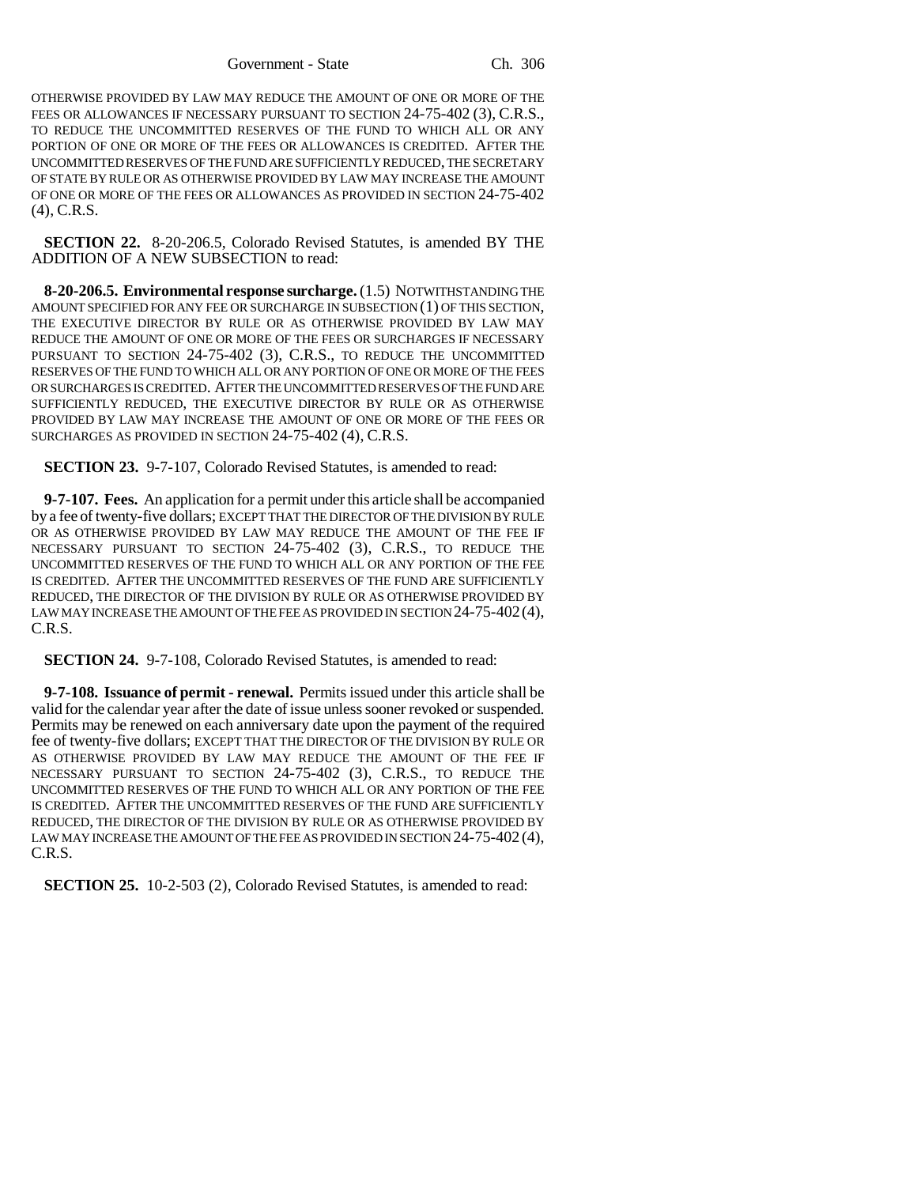OTHERWISE PROVIDED BY LAW MAY REDUCE THE AMOUNT OF ONE OR MORE OF THE FEES OR ALLOWANCES IF NECESSARY PURSUANT TO SECTION 24-75-402 (3), C.R.S., TO REDUCE THE UNCOMMITTED RESERVES OF THE FUND TO WHICH ALL OR ANY PORTION OF ONE OR MORE OF THE FEES OR ALLOWANCES IS CREDITED. AFTER THE UNCOMMITTED RESERVES OF THE FUND ARE SUFFICIENTLY REDUCED, THE SECRETARY OF STATE BY RULE OR AS OTHERWISE PROVIDED BY LAW MAY INCREASE THE AMOUNT OF ONE OR MORE OF THE FEES OR ALLOWANCES AS PROVIDED IN SECTION 24-75-402 (4), C.R.S.

**SECTION 22.** 8-20-206.5, Colorado Revised Statutes, is amended BY THE ADDITION OF A NEW SUBSECTION to read:

**8-20-206.5. Environmental response surcharge.** (1.5) NOTWITHSTANDING THE AMOUNT SPECIFIED FOR ANY FEE OR SURCHARGE IN SUBSECTION (1) OF THIS SECTION, THE EXECUTIVE DIRECTOR BY RULE OR AS OTHERWISE PROVIDED BY LAW MAY REDUCE THE AMOUNT OF ONE OR MORE OF THE FEES OR SURCHARGES IF NECESSARY PURSUANT TO SECTION 24-75-402 (3), C.R.S., TO REDUCE THE UNCOMMITTED RESERVES OF THE FUND TO WHICH ALL OR ANY PORTION OF ONE OR MORE OF THE FEES OR SURCHARGES IS CREDITED. AFTER THE UNCOMMITTED RESERVES OF THE FUND ARE SUFFICIENTLY REDUCED, THE EXECUTIVE DIRECTOR BY RULE OR AS OTHERWISE PROVIDED BY LAW MAY INCREASE THE AMOUNT OF ONE OR MORE OF THE FEES OR SURCHARGES AS PROVIDED IN SECTION 24-75-402 (4), C.R.S.

**SECTION 23.** 9-7-107, Colorado Revised Statutes, is amended to read:

**9-7-107. Fees.** An application for a permit under this article shall be accompanied by a fee of twenty-five dollars; EXCEPT THAT THE DIRECTOR OF THE DIVISION BY RULE OR AS OTHERWISE PROVIDED BY LAW MAY REDUCE THE AMOUNT OF THE FEE IF NECESSARY PURSUANT TO SECTION 24-75-402 (3), C.R.S., TO REDUCE THE UNCOMMITTED RESERVES OF THE FUND TO WHICH ALL OR ANY PORTION OF THE FEE IS CREDITED. AFTER THE UNCOMMITTED RESERVES OF THE FUND ARE SUFFICIENTLY REDUCED, THE DIRECTOR OF THE DIVISION BY RULE OR AS OTHERWISE PROVIDED BY LAW MAY INCREASE THE AMOUNT OF THE FEE AS PROVIDED IN SECTION 24-75-402 (4), C.R.S.

**SECTION 24.** 9-7-108, Colorado Revised Statutes, is amended to read:

**9-7-108. Issuance of permit - renewal.** Permits issued under this article shall be valid for the calendar year after the date of issue unless sooner revoked or suspended. Permits may be renewed on each anniversary date upon the payment of the required fee of twenty-five dollars; EXCEPT THAT THE DIRECTOR OF THE DIVISION BY RULE OR AS OTHERWISE PROVIDED BY LAW MAY REDUCE THE AMOUNT OF THE FEE IF NECESSARY PURSUANT TO SECTION 24-75-402 (3), C.R.S., TO REDUCE THE UNCOMMITTED RESERVES OF THE FUND TO WHICH ALL OR ANY PORTION OF THE FEE IS CREDITED. AFTER THE UNCOMMITTED RESERVES OF THE FUND ARE SUFFICIENTLY REDUCED, THE DIRECTOR OF THE DIVISION BY RULE OR AS OTHERWISE PROVIDED BY LAW MAY INCREASE THE AMOUNT OF THE FEE AS PROVIDED IN SECTION 24-75-402 (4), C.R.S.

**SECTION 25.** 10-2-503 (2), Colorado Revised Statutes, is amended to read: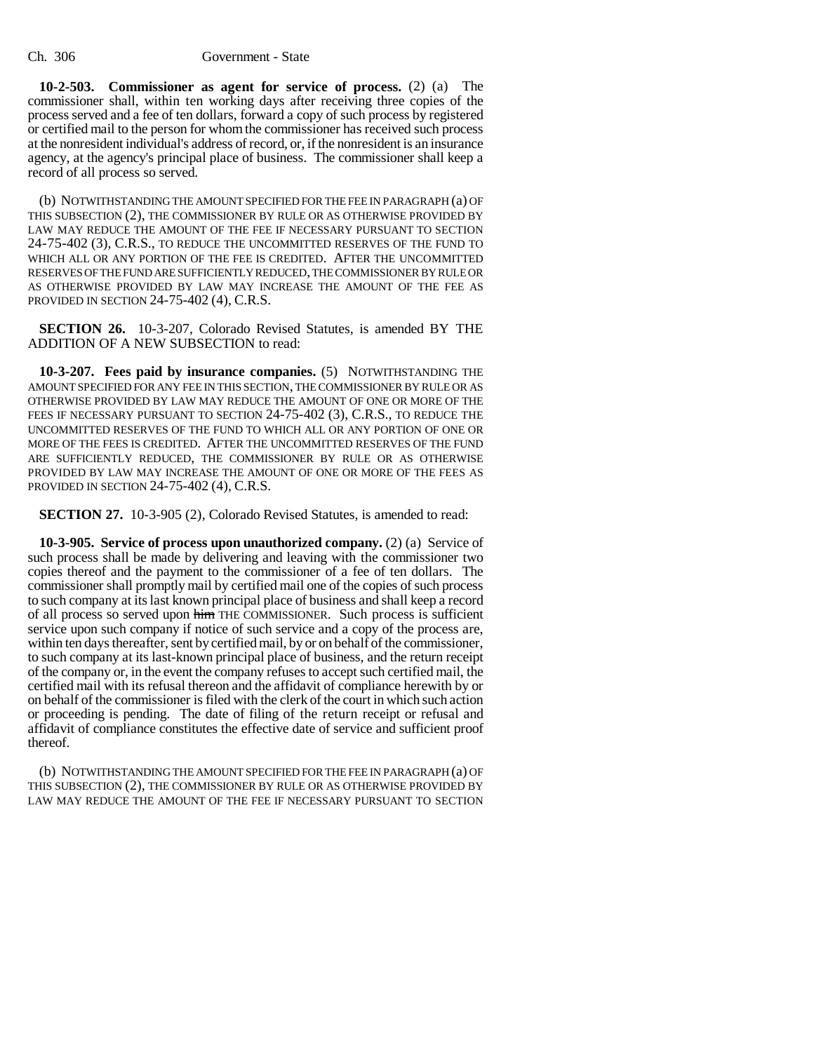**10-2-503. Commissioner as agent for service of process.** (2) (a) The commissioner shall, within ten working days after receiving three copies of the process served and a fee of ten dollars, forward a copy of such process by registered or certified mail to the person for whom the commissioner has received such process at the nonresident individual's address of record, or, if the nonresident is an insurance agency, at the agency's principal place of business. The commissioner shall keep a record of all process so served.

(b) NOTWITHSTANDING THE AMOUNT SPECIFIED FOR THE FEE IN PARAGRAPH (a) OF THIS SUBSECTION (2), THE COMMISSIONER BY RULE OR AS OTHERWISE PROVIDED BY LAW MAY REDUCE THE AMOUNT OF THE FEE IF NECESSARY PURSUANT TO SECTION 24-75-402 (3), C.R.S., TO REDUCE THE UNCOMMITTED RESERVES OF THE FUND TO WHICH ALL OR ANY PORTION OF THE FEE IS CREDITED. AFTER THE UNCOMMITTED RESERVES OF THE FUND ARE SUFFICIENTLY REDUCED, THE COMMISSIONER BY RULE OR AS OTHERWISE PROVIDED BY LAW MAY INCREASE THE AMOUNT OF THE FEE AS PROVIDED IN SECTION 24-75-402 (4), C.R.S.

**SECTION 26.** 10-3-207, Colorado Revised Statutes, is amended BY THE ADDITION OF A NEW SUBSECTION to read:

**10-3-207. Fees paid by insurance companies.** (5) NOTWITHSTANDING THE AMOUNT SPECIFIED FOR ANY FEE IN THIS SECTION, THE COMMISSIONER BY RULE OR AS OTHERWISE PROVIDED BY LAW MAY REDUCE THE AMOUNT OF ONE OR MORE OF THE FEES IF NECESSARY PURSUANT TO SECTION 24-75-402 (3), C.R.S., TO REDUCE THE UNCOMMITTED RESERVES OF THE FUND TO WHICH ALL OR ANY PORTION OF ONE OR MORE OF THE FEES IS CREDITED. AFTER THE UNCOMMITTED RESERVES OF THE FUND ARE SUFFICIENTLY REDUCED, THE COMMISSIONER BY RULE OR AS OTHERWISE PROVIDED BY LAW MAY INCREASE THE AMOUNT OF ONE OR MORE OF THE FEES AS PROVIDED IN SECTION 24-75-402 (4), C.R.S.

**SECTION 27.** 10-3-905 (2), Colorado Revised Statutes, is amended to read:

**10-3-905. Service of process upon unauthorized company.** (2) (a) Service of such process shall be made by delivering and leaving with the commissioner two copies thereof and the payment to the commissioner of a fee of ten dollars. The commissioner shall promptly mail by certified mail one of the copies of such process to such company at its last known principal place of business and shall keep a record of all process so served upon ~~him~~ THE COMMISSIONER. Such process is sufficient service upon such company if notice of such service and a copy of the process are, within ten days thereafter, sent by certified mail, by or on behalf of the commissioner, to such company at its last-known principal place of business, and the return receipt of the company or, in the event the company refuses to accept such certified mail, the certified mail with its refusal thereon and the affidavit of compliance herewith by or on behalf of the commissioner is filed with the clerk of the court in which such action or proceeding is pending. The date of filing of the return receipt or refusal and affidavit of compliance constitutes the effective date of service and sufficient proof thereof.

(b) NOTWITHSTANDING THE AMOUNT SPECIFIED FOR THE FEE IN PARAGRAPH (a) OF THIS SUBSECTION (2), THE COMMISSIONER BY RULE OR AS OTHERWISE PROVIDED BY LAW MAY REDUCE THE AMOUNT OF THE FEE IF NECESSARY PURSUANT TO SECTION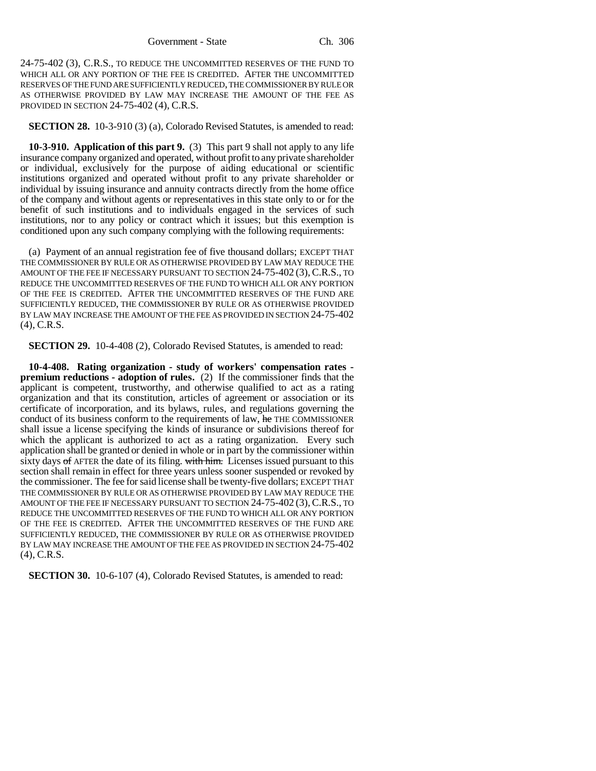24-75-402 (3), C.R.S., TO REDUCE THE UNCOMMITTED RESERVES OF THE FUND TO WHICH ALL OR ANY PORTION OF THE FEE IS CREDITED. AFTER THE UNCOMMITTED RESERVES OF THE FUND ARE SUFFICIENTLY REDUCED, THE COMMISSIONER BY RULE OR AS OTHERWISE PROVIDED BY LAW MAY INCREASE THE AMOUNT OF THE FEE AS PROVIDED IN SECTION 24-75-402 (4), C.R.S.

**SECTION 28.** 10-3-910 (3) (a), Colorado Revised Statutes, is amended to read:

**10-3-910. Application of this part 9.** (3) This part 9 shall not apply to any life insurance company organized and operated, without profit to any private shareholder or individual, exclusively for the purpose of aiding educational or scientific institutions organized and operated without profit to any private shareholder or individual by issuing insurance and annuity contracts directly from the home office of the company and without agents or representatives in this state only to or for the benefit of such institutions and to individuals engaged in the services of such institutions, nor to any policy or contract which it issues; but this exemption is conditioned upon any such company complying with the following requirements:

(a) Payment of an annual registration fee of five thousand dollars; EXCEPT THAT THE COMMISSIONER BY RULE OR AS OTHERWISE PROVIDED BY LAW MAY REDUCE THE AMOUNT OF THE FEE IF NECESSARY PURSUANT TO SECTION 24-75-402 (3), C.R.S., TO REDUCE THE UNCOMMITTED RESERVES OF THE FUND TO WHICH ALL OR ANY PORTION OF THE FEE IS CREDITED. AFTER THE UNCOMMITTED RESERVES OF THE FUND ARE SUFFICIENTLY REDUCED, THE COMMISSIONER BY RULE OR AS OTHERWISE PROVIDED BY LAW MAY INCREASE THE AMOUNT OF THE FEE AS PROVIDED IN SECTION 24-75-402 (4), C.R.S.

**SECTION 29.** 10-4-408 (2), Colorado Revised Statutes, is amended to read:

**10-4-408. Rating organization - study of workers' compensation rates - premium reductions - adoption of rules.** (2) If the commissioner finds that the applicant is competent, trustworthy, and otherwise qualified to act as a rating organization and that its constitution, articles of agreement or association or its certificate of incorporation, and its bylaws, rules, and regulations governing the conduct of its business conform to the requirements of law, ~~he~~ THE COMMISSIONER shall issue a license specifying the kinds of insurance or subdivisions thereof for which the applicant is authorized to act as a rating organization. Every such application shall be granted or denied in whole or in part by the commissioner within sixty days ~~of~~ AFTER the date of its filing. ~~with him.~~ Licenses issued pursuant to this section shall remain in effect for three years unless sooner suspended or revoked by the commissioner. The fee for said license shall be twenty-five dollars; EXCEPT THAT THE COMMISSIONER BY RULE OR AS OTHERWISE PROVIDED BY LAW MAY REDUCE THE AMOUNT OF THE FEE IF NECESSARY PURSUANT TO SECTION 24-75-402 (3), C.R.S., TO REDUCE THE UNCOMMITTED RESERVES OF THE FUND TO WHICH ALL OR ANY PORTION OF THE FEE IS CREDITED. AFTER THE UNCOMMITTED RESERVES OF THE FUND ARE SUFFICIENTLY REDUCED, THE COMMISSIONER BY RULE OR AS OTHERWISE PROVIDED BY LAW MAY INCREASE THE AMOUNT OF THE FEE AS PROVIDED IN SECTION 24-75-402 (4), C.R.S.

**SECTION 30.** 10-6-107 (4), Colorado Revised Statutes, is amended to read: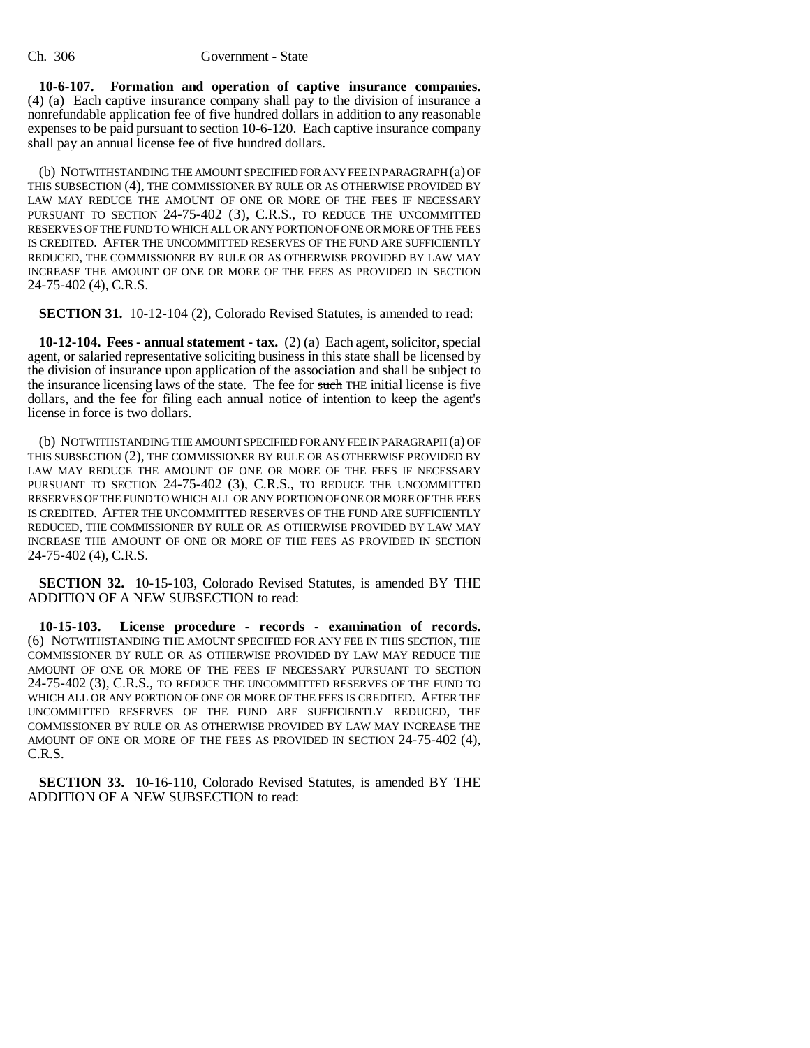**10-6-107. Formation and operation of captive insurance companies.** (4) (a) Each captive insurance company shall pay to the division of insurance a nonrefundable application fee of five hundred dollars in addition to any reasonable expenses to be paid pursuant to section 10-6-120. Each captive insurance company shall pay an annual license fee of five hundred dollars.

(b) NOTWITHSTANDING THE AMOUNT SPECIFIED FOR ANY FEE IN PARAGRAPH (a) OF THIS SUBSECTION (4), THE COMMISSIONER BY RULE OR AS OTHERWISE PROVIDED BY LAW MAY REDUCE THE AMOUNT OF ONE OR MORE OF THE FEES IF NECESSARY PURSUANT TO SECTION 24-75-402 (3), C.R.S., TO REDUCE THE UNCOMMITTED RESERVES OF THE FUND TO WHICH ALL OR ANY PORTION OF ONE OR MORE OF THE FEES IS CREDITED. AFTER THE UNCOMMITTED RESERVES OF THE FUND ARE SUFFICIENTLY REDUCED, THE COMMISSIONER BY RULE OR AS OTHERWISE PROVIDED BY LAW MAY INCREASE THE AMOUNT OF ONE OR MORE OF THE FEES AS PROVIDED IN SECTION 24-75-402 (4), C.R.S.

**SECTION 31.** 10-12-104 (2), Colorado Revised Statutes, is amended to read:

**10-12-104. Fees - annual statement - tax.** (2) (a) Each agent, solicitor, special agent, or salaried representative soliciting business in this state shall be licensed by the division of insurance upon application of the association and shall be subject to the insurance licensing laws of the state. The fee for ~~such~~ THE initial license is five dollars, and the fee for filing each annual notice of intention to keep the agent's license in force is two dollars.

(b) NOTWITHSTANDING THE AMOUNT SPECIFIED FOR ANY FEE IN PARAGRAPH (a) OF THIS SUBSECTION (2), THE COMMISSIONER BY RULE OR AS OTHERWISE PROVIDED BY LAW MAY REDUCE THE AMOUNT OF ONE OR MORE OF THE FEES IF NECESSARY PURSUANT TO SECTION 24-75-402 (3), C.R.S., TO REDUCE THE UNCOMMITTED RESERVES OF THE FUND TO WHICH ALL OR ANY PORTION OF ONE OR MORE OF THE FEES IS CREDITED. AFTER THE UNCOMMITTED RESERVES OF THE FUND ARE SUFFICIENTLY REDUCED, THE COMMISSIONER BY RULE OR AS OTHERWISE PROVIDED BY LAW MAY INCREASE THE AMOUNT OF ONE OR MORE OF THE FEES AS PROVIDED IN SECTION 24-75-402 (4), C.R.S.

**SECTION 32.** 10-15-103, Colorado Revised Statutes, is amended BY THE ADDITION OF A NEW SUBSECTION to read:

**10-15-103. License procedure - records - examination of records.** (6) NOTWITHSTANDING THE AMOUNT SPECIFIED FOR ANY FEE IN THIS SECTION, THE COMMISSIONER BY RULE OR AS OTHERWISE PROVIDED BY LAW MAY REDUCE THE AMOUNT OF ONE OR MORE OF THE FEES IF NECESSARY PURSUANT TO SECTION 24-75-402 (3), C.R.S., TO REDUCE THE UNCOMMITTED RESERVES OF THE FUND TO WHICH ALL OR ANY PORTION OF ONE OR MORE OF THE FEES IS CREDITED. AFTER THE UNCOMMITTED RESERVES OF THE FUND ARE SUFFICIENTLY REDUCED, THE COMMISSIONER BY RULE OR AS OTHERWISE PROVIDED BY LAW MAY INCREASE THE AMOUNT OF ONE OR MORE OF THE FEES AS PROVIDED IN SECTION 24-75-402 (4), C.R.S.

**SECTION 33.** 10-16-110, Colorado Revised Statutes, is amended BY THE ADDITION OF A NEW SUBSECTION to read: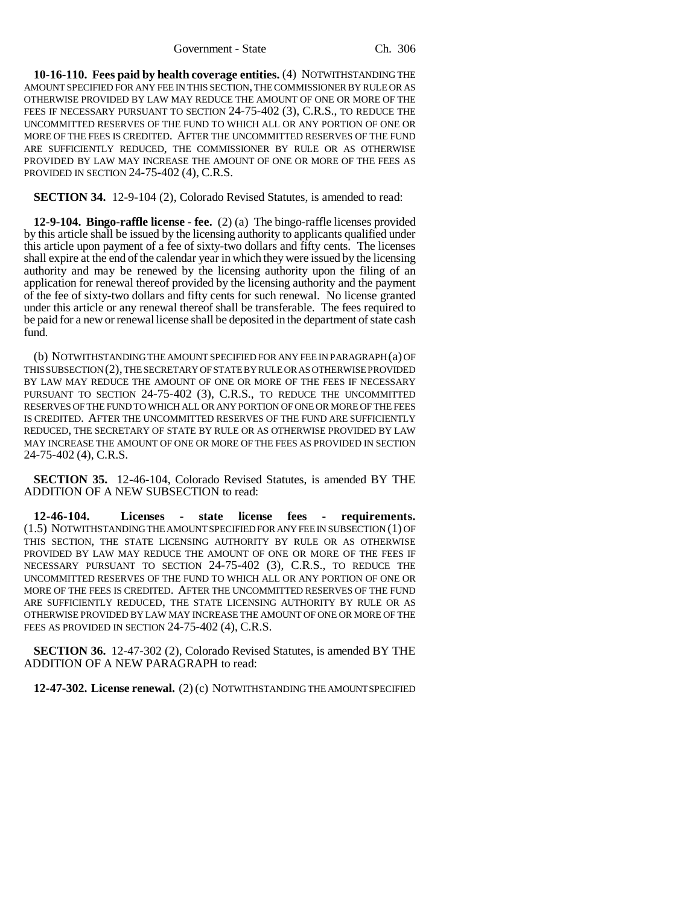**10-16-110. Fees paid by health coverage entities.** (4) NOTWITHSTANDING THE AMOUNT SPECIFIED FOR ANY FEE IN THIS SECTION, THE COMMISSIONER BY RULE OR AS OTHERWISE PROVIDED BY LAW MAY REDUCE THE AMOUNT OF ONE OR MORE OF THE FEES IF NECESSARY PURSUANT TO SECTION 24-75-402 (3), C.R.S., TO REDUCE THE UNCOMMITTED RESERVES OF THE FUND TO WHICH ALL OR ANY PORTION OF ONE OR MORE OF THE FEES IS CREDITED. AFTER THE UNCOMMITTED RESERVES OF THE FUND ARE SUFFICIENTLY REDUCED, THE COMMISSIONER BY RULE OR AS OTHERWISE PROVIDED BY LAW MAY INCREASE THE AMOUNT OF ONE OR MORE OF THE FEES AS PROVIDED IN SECTION 24-75-402 (4), C.R.S.

**SECTION 34.** 12-9-104 (2), Colorado Revised Statutes, is amended to read:

**12-9-104. Bingo-raffle license - fee.** (2) (a) The bingo-raffle licenses provided by this article shall be issued by the licensing authority to applicants qualified under this article upon payment of a fee of sixty-two dollars and fifty cents. The licenses shall expire at the end of the calendar year in which they were issued by the licensing authority and may be renewed by the licensing authority upon the filing of an application for renewal thereof provided by the licensing authority and the payment of the fee of sixty-two dollars and fifty cents for such renewal. No license granted under this article or any renewal thereof shall be transferable. The fees required to be paid for a new or renewal license shall be deposited in the department of state cash fund.

(b) NOTWITHSTANDING THE AMOUNT SPECIFIED FOR ANY FEE IN PARAGRAPH (a) OF THIS SUBSECTION (2), THE SECRETARY OF STATE BY RULE OR AS OTHERWISE PROVIDED BY LAW MAY REDUCE THE AMOUNT OF ONE OR MORE OF THE FEES IF NECESSARY PURSUANT TO SECTION 24-75-402 (3), C.R.S., TO REDUCE THE UNCOMMITTED RESERVES OF THE FUND TO WHICH ALL OR ANY PORTION OF ONE OR MORE OF THE FEES IS CREDITED. AFTER THE UNCOMMITTED RESERVES OF THE FUND ARE SUFFICIENTLY REDUCED, THE SECRETARY OF STATE BY RULE OR AS OTHERWISE PROVIDED BY LAW MAY INCREASE THE AMOUNT OF ONE OR MORE OF THE FEES AS PROVIDED IN SECTION 24-75-402 (4), C.R.S.

**SECTION 35.** 12-46-104, Colorado Revised Statutes, is amended BY THE ADDITION OF A NEW SUBSECTION to read:

**12-46-104. Licenses - state license fees - requirements.** (1.5) NOTWITHSTANDING THE AMOUNT SPECIFIED FOR ANY FEE IN SUBSECTION (1) OF THIS SECTION, THE STATE LICENSING AUTHORITY BY RULE OR AS OTHERWISE PROVIDED BY LAW MAY REDUCE THE AMOUNT OF ONE OR MORE OF THE FEES IF NECESSARY PURSUANT TO SECTION 24-75-402 (3), C.R.S., TO REDUCE THE UNCOMMITTED RESERVES OF THE FUND TO WHICH ALL OR ANY PORTION OF ONE OR MORE OF THE FEES IS CREDITED. AFTER THE UNCOMMITTED RESERVES OF THE FUND ARE SUFFICIENTLY REDUCED, THE STATE LICENSING AUTHORITY BY RULE OR AS OTHERWISE PROVIDED BY LAW MAY INCREASE THE AMOUNT OF ONE OR MORE OF THE FEES AS PROVIDED IN SECTION 24-75-402 (4), C.R.S.

**SECTION 36.** 12-47-302 (2), Colorado Revised Statutes, is amended BY THE ADDITION OF A NEW PARAGRAPH to read:

**12-47-302. License renewal.** (2) (c) NOTWITHSTANDING THE AMOUNT SPECIFIED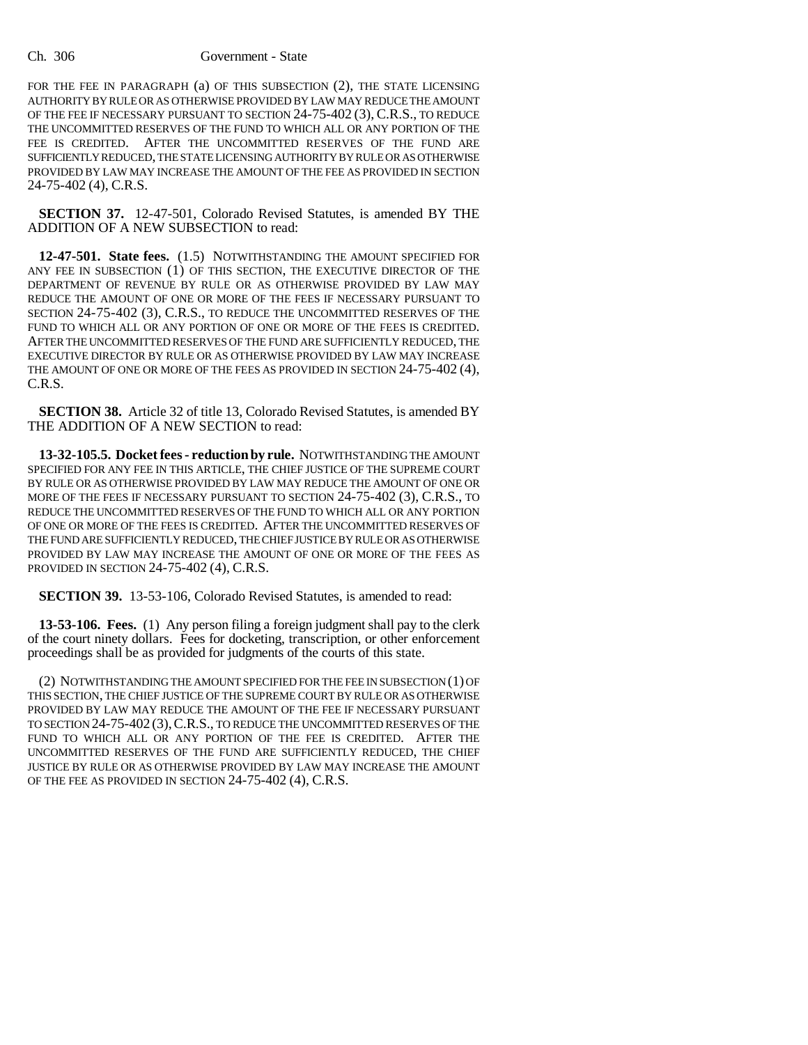FOR THE FEE IN PARAGRAPH (a) OF THIS SUBSECTION (2), THE STATE LICENSING AUTHORITY BY RULE OR AS OTHERWISE PROVIDED BY LAW MAY REDUCE THE AMOUNT OF THE FEE IF NECESSARY PURSUANT TO SECTION 24-75-402 (3), C.R.S., TO REDUCE THE UNCOMMITTED RESERVES OF THE FUND TO WHICH ALL OR ANY PORTION OF THE FEE IS CREDITED. AFTER THE UNCOMMITTED RESERVES OF THE FUND ARE SUFFICIENTLY REDUCED, THE STATE LICENSING AUTHORITY BY RULE OR AS OTHERWISE PROVIDED BY LAW MAY INCREASE THE AMOUNT OF THE FEE AS PROVIDED IN SECTION 24-75-402 (4), C.R.S.

**SECTION 37.** 12-47-501, Colorado Revised Statutes, is amended BY THE ADDITION OF A NEW SUBSECTION to read:

**12-47-501. State fees.** (1.5) NOTWITHSTANDING THE AMOUNT SPECIFIED FOR ANY FEE IN SUBSECTION (1) OF THIS SECTION, THE EXECUTIVE DIRECTOR OF THE DEPARTMENT OF REVENUE BY RULE OR AS OTHERWISE PROVIDED BY LAW MAY REDUCE THE AMOUNT OF ONE OR MORE OF THE FEES IF NECESSARY PURSUANT TO SECTION 24-75-402 (3), C.R.S., TO REDUCE THE UNCOMMITTED RESERVES OF THE FUND TO WHICH ALL OR ANY PORTION OF ONE OR MORE OF THE FEES IS CREDITED. AFTER THE UNCOMMITTED RESERVES OF THE FUND ARE SUFFICIENTLY REDUCED, THE EXECUTIVE DIRECTOR BY RULE OR AS OTHERWISE PROVIDED BY LAW MAY INCREASE THE AMOUNT OF ONE OR MORE OF THE FEES AS PROVIDED IN SECTION 24-75-402 (4), C.R.S.

**SECTION 38.** Article 32 of title 13, Colorado Revised Statutes, is amended BY THE ADDITION OF A NEW SECTION to read:

**13-32-105.5. Docket fees - reduction by rule.** NOTWITHSTANDING THE AMOUNT SPECIFIED FOR ANY FEE IN THIS ARTICLE, THE CHIEF JUSTICE OF THE SUPREME COURT BY RULE OR AS OTHERWISE PROVIDED BY LAW MAY REDUCE THE AMOUNT OF ONE OR MORE OF THE FEES IF NECESSARY PURSUANT TO SECTION 24-75-402 (3), C.R.S., TO REDUCE THE UNCOMMITTED RESERVES OF THE FUND TO WHICH ALL OR ANY PORTION OF ONE OR MORE OF THE FEES IS CREDITED. AFTER THE UNCOMMITTED RESERVES OF THE FUND ARE SUFFICIENTLY REDUCED, THE CHIEF JUSTICE BY RULE OR AS OTHERWISE PROVIDED BY LAW MAY INCREASE THE AMOUNT OF ONE OR MORE OF THE FEES AS PROVIDED IN SECTION 24-75-402 (4), C.R.S.

**SECTION 39.** 13-53-106, Colorado Revised Statutes, is amended to read:

**13-53-106. Fees.** (1) Any person filing a foreign judgment shall pay to the clerk of the court ninety dollars. Fees for docketing, transcription, or other enforcement proceedings shall be as provided for judgments of the courts of this state.

(2) NOTWITHSTANDING THE AMOUNT SPECIFIED FOR THE FEE IN SUBSECTION (1) OF THIS SECTION, THE CHIEF JUSTICE OF THE SUPREME COURT BY RULE OR AS OTHERWISE PROVIDED BY LAW MAY REDUCE THE AMOUNT OF THE FEE IF NECESSARY PURSUANT TO SECTION 24-75-402 (3), C.R.S., TO REDUCE THE UNCOMMITTED RESERVES OF THE FUND TO WHICH ALL OR ANY PORTION OF THE FEE IS CREDITED. AFTER THE UNCOMMITTED RESERVES OF THE FUND ARE SUFFICIENTLY REDUCED, THE CHIEF JUSTICE BY RULE OR AS OTHERWISE PROVIDED BY LAW MAY INCREASE THE AMOUNT OF THE FEE AS PROVIDED IN SECTION 24-75-402 (4), C.R.S.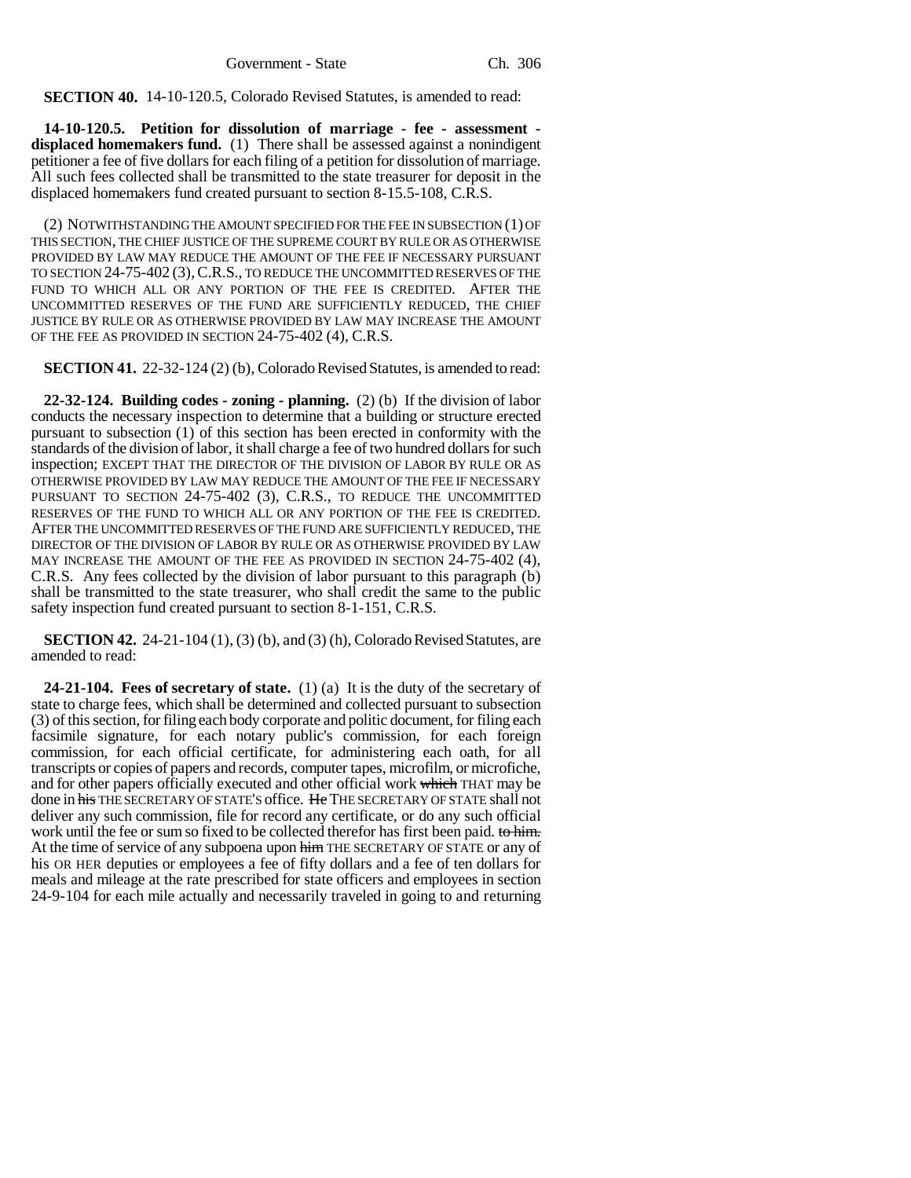**SECTION 40.** 14-10-120.5, Colorado Revised Statutes, is amended to read:

**14-10-120.5. Petition for dissolution of marriage - fee - assessment - displaced homemakers fund.** (1) There shall be assessed against a nonindigent petitioner a fee of five dollars for each filing of a petition for dissolution of marriage. All such fees collected shall be transmitted to the state treasurer for deposit in the displaced homemakers fund created pursuant to section 8-15.5-108, C.R.S.

(2) NOTWITHSTANDING THE AMOUNT SPECIFIED FOR THE FEE IN SUBSECTION (1) OF THIS SECTION, THE CHIEF JUSTICE OF THE SUPREME COURT BY RULE OR AS OTHERWISE PROVIDED BY LAW MAY REDUCE THE AMOUNT OF THE FEE IF NECESSARY PURSUANT TO SECTION 24-75-402 (3), C.R.S., TO REDUCE THE UNCOMMITTED RESERVES OF THE FUND TO WHICH ALL OR ANY PORTION OF THE FEE IS CREDITED. AFTER THE UNCOMMITTED RESERVES OF THE FUND ARE SUFFICIENTLY REDUCED, THE CHIEF JUSTICE BY RULE OR AS OTHERWISE PROVIDED BY LAW MAY INCREASE THE AMOUNT OF THE FEE AS PROVIDED IN SECTION 24-75-402 (4), C.R.S.

**SECTION 41.** 22-32-124 (2) (b), Colorado Revised Statutes, is amended to read:

**22-32-124. Building codes - zoning - planning.** (2) (b) If the division of labor conducts the necessary inspection to determine that a building or structure erected pursuant to subsection (1) of this section has been erected in conformity with the standards of the division of labor, it shall charge a fee of two hundred dollars for such inspection; EXCEPT THAT THE DIRECTOR OF THE DIVISION OF LABOR BY RULE OR AS OTHERWISE PROVIDED BY LAW MAY REDUCE THE AMOUNT OF THE FEE IF NECESSARY PURSUANT TO SECTION 24-75-402 (3), C.R.S., TO REDUCE THE UNCOMMITTED RESERVES OF THE FUND TO WHICH ALL OR ANY PORTION OF THE FEE IS CREDITED. AFTER THE UNCOMMITTED RESERVES OF THE FUND ARE SUFFICIENTLY REDUCED, THE DIRECTOR OF THE DIVISION OF LABOR BY RULE OR AS OTHERWISE PROVIDED BY LAW MAY INCREASE THE AMOUNT OF THE FEE AS PROVIDED IN SECTION 24-75-402 (4), C.R.S. Any fees collected by the division of labor pursuant to this paragraph (b) shall be transmitted to the state treasurer, who shall credit the same to the public safety inspection fund created pursuant to section 8-1-151, C.R.S.

**SECTION 42.** 24-21-104 (1), (3) (b), and (3) (h), Colorado Revised Statutes, are amended to read:

**24-21-104. Fees of secretary of state.** (1) (a) It is the duty of the secretary of state to charge fees, which shall be determined and collected pursuant to subsection (3) of this section, for filing each body corporate and politic document, for filing each facsimile signature, for each notary public's commission, for each foreign commission, for each official certificate, for administering each oath, for all transcripts or copies of papers and records, computer tapes, microfilm, or microfiche, and for other papers officially executed and other official work ~~which~~ THAT may be done in ~~his~~ THE SECRETARY OF STATE'S office. ~~He~~ THE SECRETARY OF STATE shall not deliver any such commission, file for record any certificate, or do any such official work until the fee or sum so fixed to be collected therefor has first been paid. ~~to him.~~ At the time of service of any subpoena upon ~~him~~ THE SECRETARY OF STATE or any of his OR HER deputies or employees a fee of fifty dollars and a fee of ten dollars for meals and mileage at the rate prescribed for state officers and employees in section 24-9-104 for each mile actually and necessarily traveled in going to and returning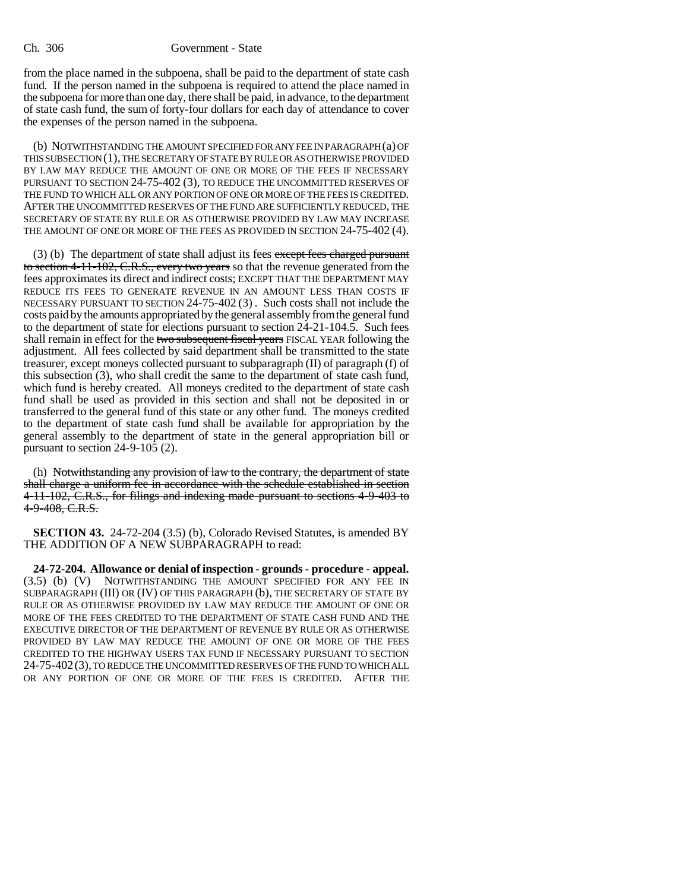from the place named in the subpoena, shall be paid to the department of state cash fund. If the person named in the subpoena is required to attend the place named in the subpoena for more than one day, there shall be paid, in advance, to the department of state cash fund, the sum of forty-four dollars for each day of attendance to cover the expenses of the person named in the subpoena.

(b) NOTWITHSTANDING THE AMOUNT SPECIFIED FOR ANY FEE IN PARAGRAPH (a) OF THIS SUBSECTION (1), THE SECRETARY OF STATE BY RULE OR AS OTHERWISE PROVIDED BY LAW MAY REDUCE THE AMOUNT OF ONE OR MORE OF THE FEES IF NECESSARY PURSUANT TO SECTION 24-75-402 (3), TO REDUCE THE UNCOMMITTED RESERVES OF THE FUND TO WHICH ALL OR ANY PORTION OF ONE OR MORE OF THE FEES IS CREDITED. AFTER THE UNCOMMITTED RESERVES OF THE FUND ARE SUFFICIENTLY REDUCED, THE SECRETARY OF STATE BY RULE OR AS OTHERWISE PROVIDED BY LAW MAY INCREASE THE AMOUNT OF ONE OR MORE OF THE FEES AS PROVIDED IN SECTION 24-75-402 (4).

(3) (b) The department of state shall adjust its fees ~~except fees charged pursuant to section 4-11-102, C.R.S., every two years~~ so that the revenue generated from the fees approximates its direct and indirect costs; EXCEPT THAT THE DEPARTMENT MAY REDUCE ITS FEES TO GENERATE REVENUE IN AN AMOUNT LESS THAN COSTS IF NECESSARY PURSUANT TO SECTION 24-75-402 (3). Such costs shall not include the costs paid by the amounts appropriated by the general assembly from the general fund to the department of state for elections pursuant to section 24-21-104.5. Such fees shall remain in effect for the ~~two subsequent fiscal years~~ FISCAL YEAR following the adjustment. All fees collected by said department shall be transmitted to the state treasurer, except moneys collected pursuant to subparagraph (II) of paragraph (f) of this subsection (3), who shall credit the same to the department of state cash fund, which fund is hereby created. All moneys credited to the department of state cash fund shall be used as provided in this section and shall not be deposited in or transferred to the general fund of this state or any other fund. The moneys credited to the department of state cash fund shall be available for appropriation by the general assembly to the department of state in the general appropriation bill or pursuant to section 24-9-105 (2).

(h) ~~Notwithstanding any provision of law to the contrary, the department of state shall charge a uniform fee in accordance with the schedule established in section 4-11-102, C.R.S., for filings and indexing made pursuant to sections 4-9-403 to 4-9-408, C.R.S.~~

**SECTION 43.** 24-72-204 (3.5) (b), Colorado Revised Statutes, is amended BY THE ADDITION OF A NEW SUBPARAGRAPH to read:

**24-72-204. Allowance or denial of inspection - grounds - procedure - appeal.** (3.5) (b) (V) NOTWITHSTANDING THE AMOUNT SPECIFIED FOR ANY FEE IN SUBPARAGRAPH (III) OR (IV) OF THIS PARAGRAPH (b), THE SECRETARY OF STATE BY RULE OR AS OTHERWISE PROVIDED BY LAW MAY REDUCE THE AMOUNT OF ONE OR MORE OF THE FEES CREDITED TO THE DEPARTMENT OF STATE CASH FUND AND THE EXECUTIVE DIRECTOR OF THE DEPARTMENT OF REVENUE BY RULE OR AS OTHERWISE PROVIDED BY LAW MAY REDUCE THE AMOUNT OF ONE OR MORE OF THE FEES CREDITED TO THE HIGHWAY USERS TAX FUND IF NECESSARY PURSUANT TO SECTION 24-75-402 (3), TO REDUCE THE UNCOMMITTED RESERVES OF THE FUND TO WHICH ALL OR ANY PORTION OF ONE OR MORE OF THE FEES IS CREDITED. AFTER THE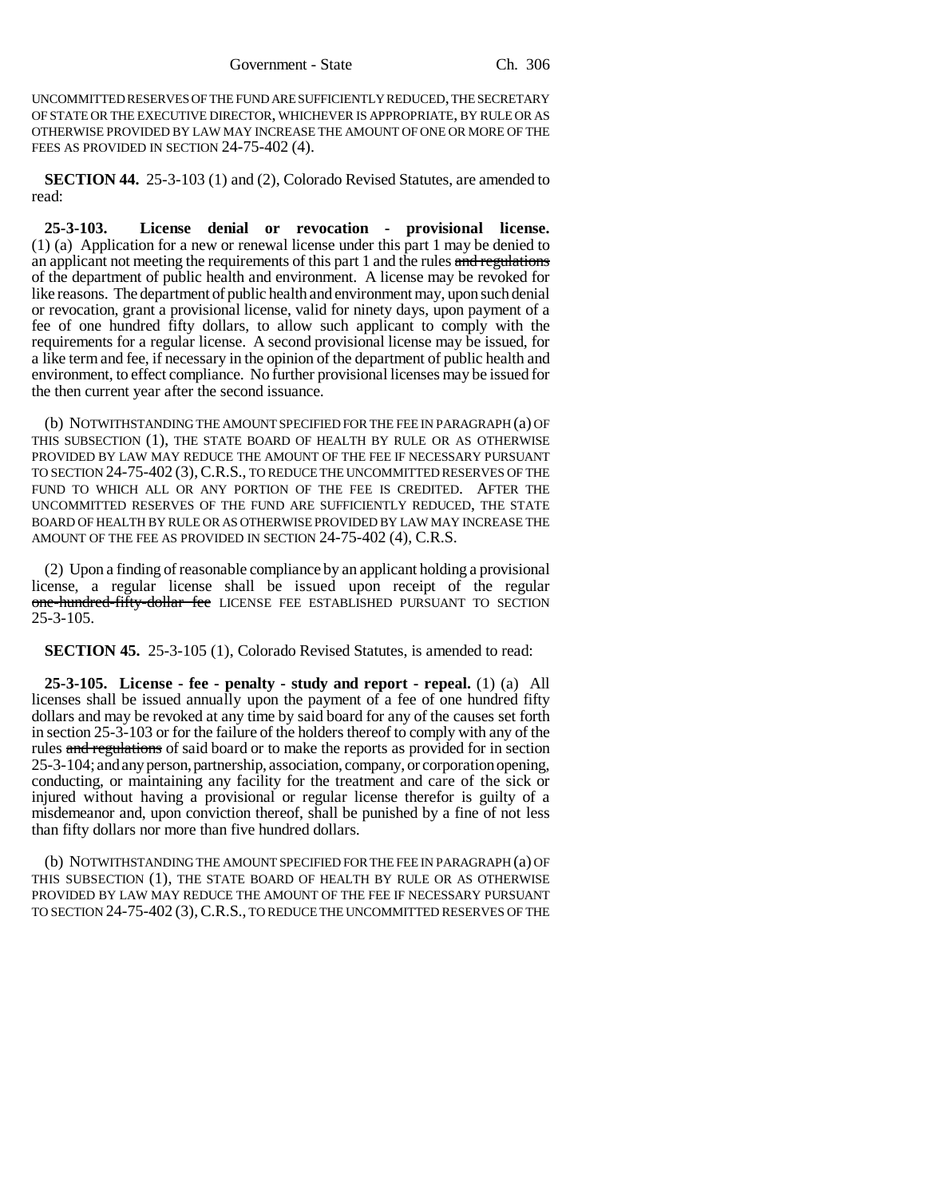UNCOMMITTED RESERVES OF THE FUND ARE SUFFICIENTLY REDUCED, THE SECRETARY OF STATE OR THE EXECUTIVE DIRECTOR, WHICHEVER IS APPROPRIATE, BY RULE OR AS OTHERWISE PROVIDED BY LAW MAY INCREASE THE AMOUNT OF ONE OR MORE OF THE FEES AS PROVIDED IN SECTION 24-75-402 (4).

**SECTION 44.** 25-3-103 (1) and (2), Colorado Revised Statutes, are amended to read:

**25-3-103. License denial or revocation - provisional license.** (1) (a) Application for a new or renewal license under this part 1 may be denied to an applicant not meeting the requirements of this part 1 and the rules ~~and regulations~~ of the department of public health and environment. A license may be revoked for like reasons. The department of public health and environment may, upon such denial or revocation, grant a provisional license, valid for ninety days, upon payment of a fee of one hundred fifty dollars, to allow such applicant to comply with the requirements for a regular license. A second provisional license may be issued, for a like term and fee, if necessary in the opinion of the department of public health and environment, to effect compliance. No further provisional licenses may be issued for the then current year after the second issuance.

(b) NOTWITHSTANDING THE AMOUNT SPECIFIED FOR THE FEE IN PARAGRAPH (a) OF THIS SUBSECTION (1), THE STATE BOARD OF HEALTH BY RULE OR AS OTHERWISE PROVIDED BY LAW MAY REDUCE THE AMOUNT OF THE FEE IF NECESSARY PURSUANT TO SECTION 24-75-402 (3), C.R.S., TO REDUCE THE UNCOMMITTED RESERVES OF THE FUND TO WHICH ALL OR ANY PORTION OF THE FEE IS CREDITED. AFTER THE UNCOMMITTED RESERVES OF THE FUND ARE SUFFICIENTLY REDUCED, THE STATE BOARD OF HEALTH BY RULE OR AS OTHERWISE PROVIDED BY LAW MAY INCREASE THE AMOUNT OF THE FEE AS PROVIDED IN SECTION 24-75-402 (4), C.R.S.

(2) Upon a finding of reasonable compliance by an applicant holding a provisional license, a regular license shall be issued upon receipt of the regular ~~one-hundred-fifty-dollar fee~~ LICENSE FEE ESTABLISHED PURSUANT TO SECTION 25-3-105.

**SECTION 45.** 25-3-105 (1), Colorado Revised Statutes, is amended to read:

**25-3-105. License - fee - penalty - study and report - repeal.** (1) (a) All licenses shall be issued annually upon the payment of a fee of one hundred fifty dollars and may be revoked at any time by said board for any of the causes set forth in section 25-3-103 or for the failure of the holders thereof to comply with any of the rules ~~and regulations~~ of said board or to make the reports as provided for in section 25-3-104; and any person, partnership, association, company, or corporation opening, conducting, or maintaining any facility for the treatment and care of the sick or injured without having a provisional or regular license therefor is guilty of a misdemeanor and, upon conviction thereof, shall be punished by a fine of not less than fifty dollars nor more than five hundred dollars.

(b) NOTWITHSTANDING THE AMOUNT SPECIFIED FOR THE FEE IN PARAGRAPH (a) OF THIS SUBSECTION (1), THE STATE BOARD OF HEALTH BY RULE OR AS OTHERWISE PROVIDED BY LAW MAY REDUCE THE AMOUNT OF THE FEE IF NECESSARY PURSUANT TO SECTION 24-75-402 (3), C.R.S., TO REDUCE THE UNCOMMITTED RESERVES OF THE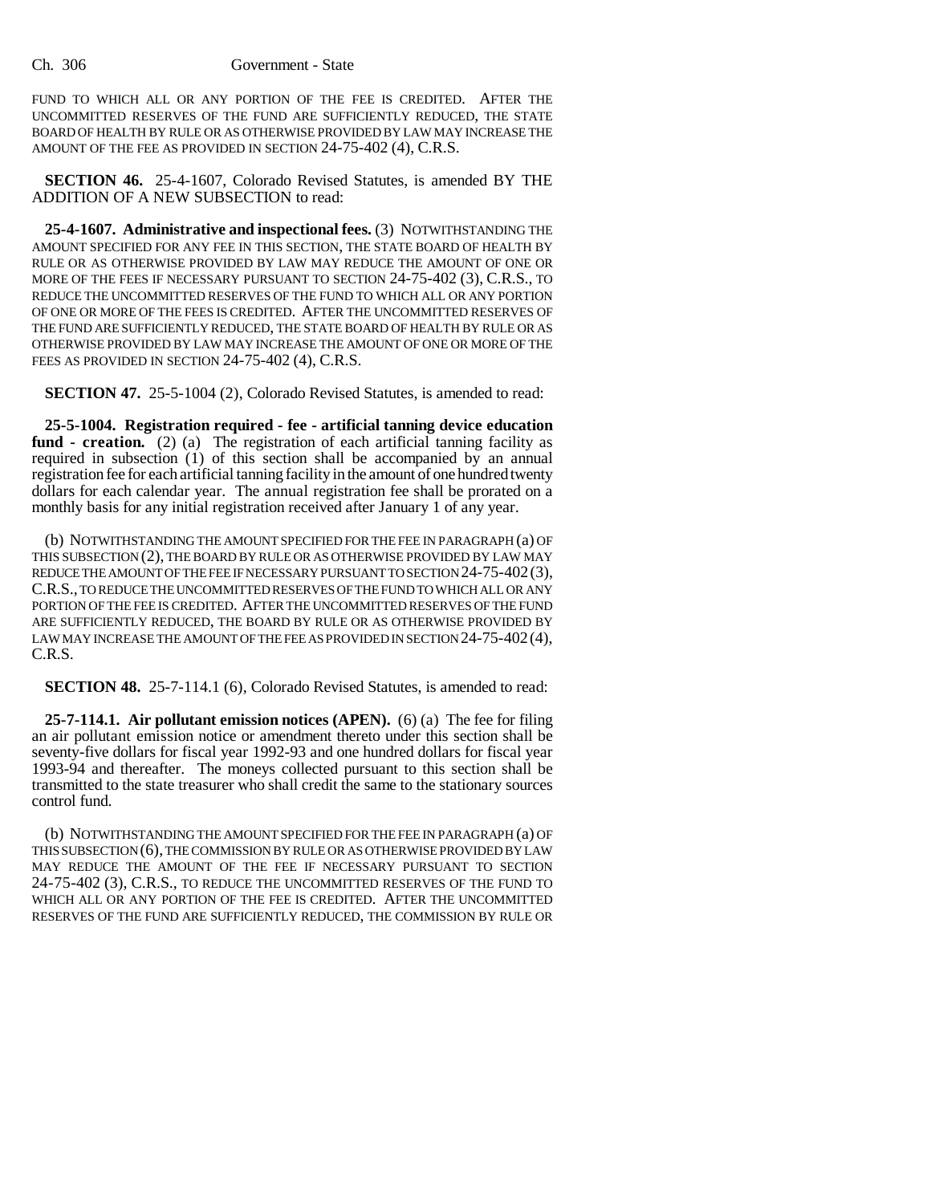FUND TO WHICH ALL OR ANY PORTION OF THE FEE IS CREDITED. AFTER THE UNCOMMITTED RESERVES OF THE FUND ARE SUFFICIENTLY REDUCED, THE STATE BOARD OF HEALTH BY RULE OR AS OTHERWISE PROVIDED BY LAW MAY INCREASE THE AMOUNT OF THE FEE AS PROVIDED IN SECTION 24-75-402 (4), C.R.S.

**SECTION 46.** 25-4-1607, Colorado Revised Statutes, is amended BY THE ADDITION OF A NEW SUBSECTION to read:

**25-4-1607. Administrative and inspectional fees.** (3) NOTWITHSTANDING THE AMOUNT SPECIFIED FOR ANY FEE IN THIS SECTION, THE STATE BOARD OF HEALTH BY RULE OR AS OTHERWISE PROVIDED BY LAW MAY REDUCE THE AMOUNT OF ONE OR MORE OF THE FEES IF NECESSARY PURSUANT TO SECTION 24-75-402 (3), C.R.S., TO REDUCE THE UNCOMMITTED RESERVES OF THE FUND TO WHICH ALL OR ANY PORTION OF ONE OR MORE OF THE FEES IS CREDITED. AFTER THE UNCOMMITTED RESERVES OF THE FUND ARE SUFFICIENTLY REDUCED, THE STATE BOARD OF HEALTH BY RULE OR AS OTHERWISE PROVIDED BY LAW MAY INCREASE THE AMOUNT OF ONE OR MORE OF THE FEES AS PROVIDED IN SECTION 24-75-402 (4), C.R.S.

**SECTION 47.** 25-5-1004 (2), Colorado Revised Statutes, is amended to read:

**25-5-1004. Registration required - fee - artificial tanning device education fund - creation.** (2) (a) The registration of each artificial tanning facility as required in subsection (1) of this section shall be accompanied by an annual registration fee for each artificial tanning facility in the amount of one hundred twenty dollars for each calendar year. The annual registration fee shall be prorated on a monthly basis for any initial registration received after January 1 of any year.

(b) NOTWITHSTANDING THE AMOUNT SPECIFIED FOR THE FEE IN PARAGRAPH (a) OF THIS SUBSECTION (2), THE BOARD BY RULE OR AS OTHERWISE PROVIDED BY LAW MAY REDUCE THE AMOUNT OF THE FEE IF NECESSARY PURSUANT TO SECTION 24-75-402 (3), C.R.S., TO REDUCE THE UNCOMMITTED RESERVES OF THE FUND TO WHICH ALL OR ANY PORTION OF THE FEE IS CREDITED. AFTER THE UNCOMMITTED RESERVES OF THE FUND ARE SUFFICIENTLY REDUCED, THE BOARD BY RULE OR AS OTHERWISE PROVIDED BY LAW MAY INCREASE THE AMOUNT OF THE FEE AS PROVIDED IN SECTION 24-75-402 (4), C.R.S.

**SECTION 48.** 25-7-114.1 (6), Colorado Revised Statutes, is amended to read:

**25-7-114.1. Air pollutant emission notices (APEN).** (6) (a) The fee for filing an air pollutant emission notice or amendment thereto under this section shall be seventy-five dollars for fiscal year 1992-93 and one hundred dollars for fiscal year 1993-94 and thereafter. The moneys collected pursuant to this section shall be transmitted to the state treasurer who shall credit the same to the stationary sources control fund.

(b) NOTWITHSTANDING THE AMOUNT SPECIFIED FOR THE FEE IN PARAGRAPH (a) OF THIS SUBSECTION (6), THE COMMISSION BY RULE OR AS OTHERWISE PROVIDED BY LAW MAY REDUCE THE AMOUNT OF THE FEE IF NECESSARY PURSUANT TO SECTION 24-75-402 (3), C.R.S., TO REDUCE THE UNCOMMITTED RESERVES OF THE FUND TO WHICH ALL OR ANY PORTION OF THE FEE IS CREDITED. AFTER THE UNCOMMITTED RESERVES OF THE FUND ARE SUFFICIENTLY REDUCED, THE COMMISSION BY RULE OR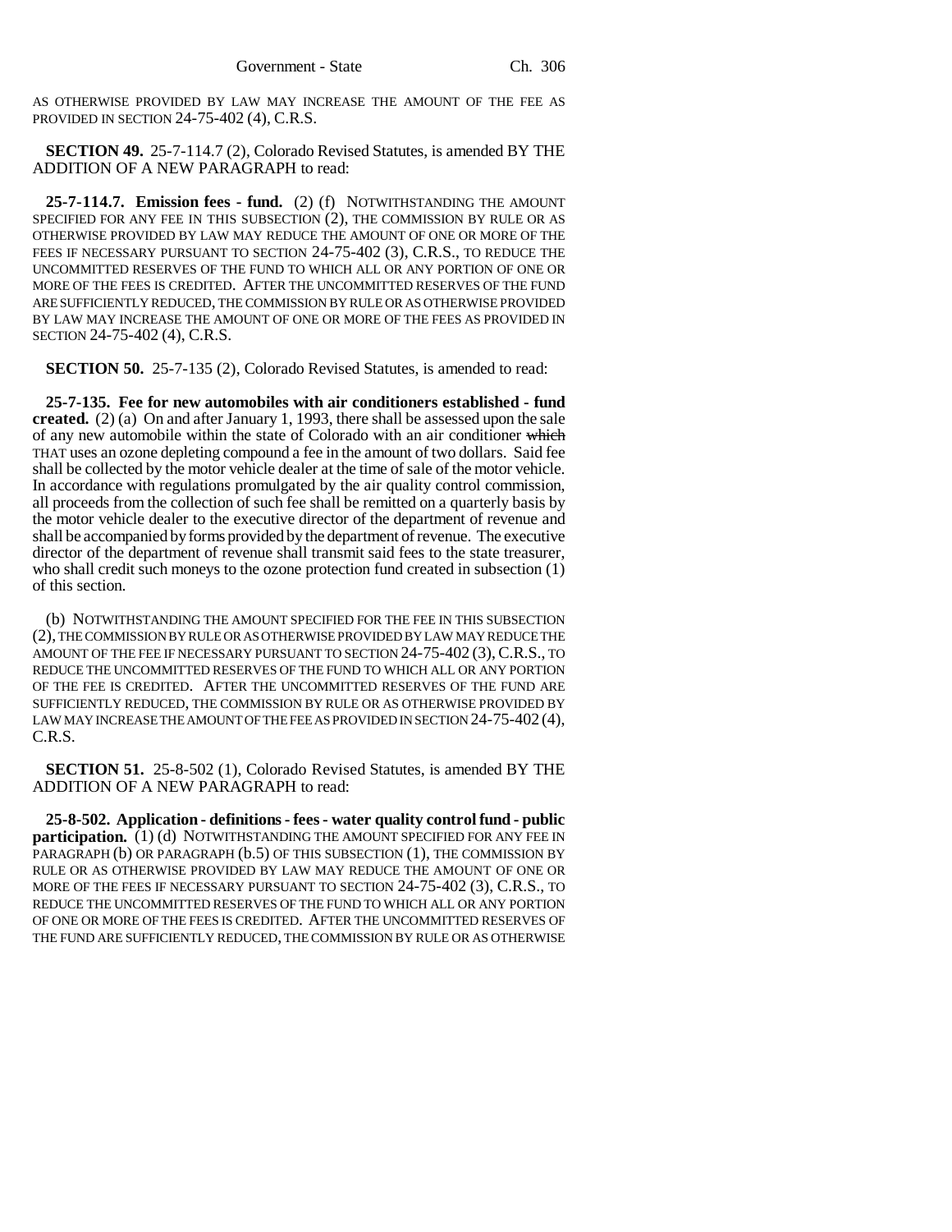AS OTHERWISE PROVIDED BY LAW MAY INCREASE THE AMOUNT OF THE FEE AS PROVIDED IN SECTION 24-75-402 (4), C.R.S.

**SECTION 49.** 25-7-114.7 (2), Colorado Revised Statutes, is amended BY THE ADDITION OF A NEW PARAGRAPH to read:

**25-7-114.7. Emission fees - fund.** (2) (f) NOTWITHSTANDING THE AMOUNT SPECIFIED FOR ANY FEE IN THIS SUBSECTION (2), THE COMMISSION BY RULE OR AS OTHERWISE PROVIDED BY LAW MAY REDUCE THE AMOUNT OF ONE OR MORE OF THE FEES IF NECESSARY PURSUANT TO SECTION 24-75-402 (3), C.R.S., TO REDUCE THE UNCOMMITTED RESERVES OF THE FUND TO WHICH ALL OR ANY PORTION OF ONE OR MORE OF THE FEES IS CREDITED. AFTER THE UNCOMMITTED RESERVES OF THE FUND ARE SUFFICIENTLY REDUCED, THE COMMISSION BY RULE OR AS OTHERWISE PROVIDED BY LAW MAY INCREASE THE AMOUNT OF ONE OR MORE OF THE FEES AS PROVIDED IN SECTION 24-75-402 (4), C.R.S.

**SECTION 50.** 25-7-135 (2), Colorado Revised Statutes, is amended to read:

**25-7-135. Fee for new automobiles with air conditioners established - fund created.** (2) (a) On and after January 1, 1993, there shall be assessed upon the sale of any new automobile within the state of Colorado with an air conditioner ~~which~~ THAT uses an ozone depleting compound a fee in the amount of two dollars. Said fee shall be collected by the motor vehicle dealer at the time of sale of the motor vehicle. In accordance with regulations promulgated by the air quality control commission, all proceeds from the collection of such fee shall be remitted on a quarterly basis by the motor vehicle dealer to the executive director of the department of revenue and shall be accompanied by forms provided by the department of revenue. The executive director of the department of revenue shall transmit said fees to the state treasurer, who shall credit such moneys to the ozone protection fund created in subsection (1) of this section.

(b) NOTWITHSTANDING THE AMOUNT SPECIFIED FOR THE FEE IN THIS SUBSECTION (2), THE COMMISSION BY RULE OR AS OTHERWISE PROVIDED BY LAW MAY REDUCE THE AMOUNT OF THE FEE IF NECESSARY PURSUANT TO SECTION 24-75-402 (3), C.R.S., TO REDUCE THE UNCOMMITTED RESERVES OF THE FUND TO WHICH ALL OR ANY PORTION OF THE FEE IS CREDITED. AFTER THE UNCOMMITTED RESERVES OF THE FUND ARE SUFFICIENTLY REDUCED, THE COMMISSION BY RULE OR AS OTHERWISE PROVIDED BY LAW MAY INCREASE THE AMOUNT OF THE FEE AS PROVIDED IN SECTION 24-75-402 (4), C.R.S.

**SECTION 51.** 25-8-502 (1), Colorado Revised Statutes, is amended BY THE ADDITION OF A NEW PARAGRAPH to read:

**25-8-502. Application - definitions - fees - water quality control fund - public participation.** (1) (d) NOTWITHSTANDING THE AMOUNT SPECIFIED FOR ANY FEE IN PARAGRAPH (b) OR PARAGRAPH (b.5) OF THIS SUBSECTION (1), THE COMMISSION BY RULE OR AS OTHERWISE PROVIDED BY LAW MAY REDUCE THE AMOUNT OF ONE OR MORE OF THE FEES IF NECESSARY PURSUANT TO SECTION 24-75-402 (3), C.R.S., TO REDUCE THE UNCOMMITTED RESERVES OF THE FUND TO WHICH ALL OR ANY PORTION OF ONE OR MORE OF THE FEES IS CREDITED. AFTER THE UNCOMMITTED RESERVES OF THE FUND ARE SUFFICIENTLY REDUCED, THE COMMISSION BY RULE OR AS OTHERWISE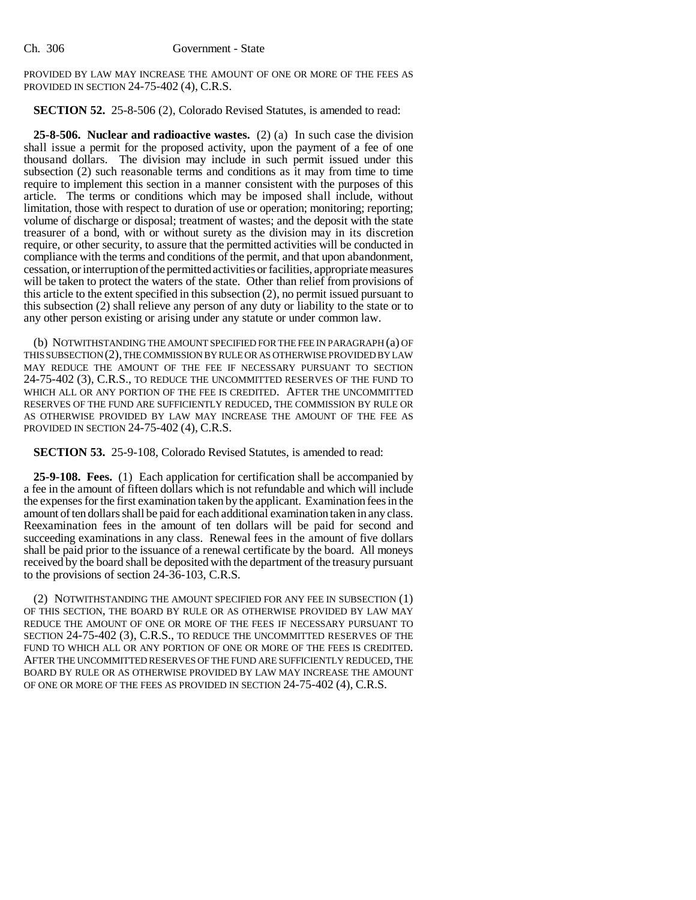PROVIDED BY LAW MAY INCREASE THE AMOUNT OF ONE OR MORE OF THE FEES AS PROVIDED IN SECTION 24-75-402 (4), C.R.S.

**SECTION 52.** 25-8-506 (2), Colorado Revised Statutes, is amended to read:

**25-8-506. Nuclear and radioactive wastes.** (2) (a) In such case the division shall issue a permit for the proposed activity, upon the payment of a fee of one thousand dollars. The division may include in such permit issued under this subsection (2) such reasonable terms and conditions as it may from time to time require to implement this section in a manner consistent with the purposes of this article. The terms or conditions which may be imposed shall include, without limitation, those with respect to duration of use or operation; monitoring; reporting; volume of discharge or disposal; treatment of wastes; and the deposit with the state treasurer of a bond, with or without surety as the division may in its discretion require, or other security, to assure that the permitted activities will be conducted in compliance with the terms and conditions of the permit, and that upon abandonment, cessation, or interruption of the permitted activities or facilities, appropriate measures will be taken to protect the waters of the state. Other than relief from provisions of this article to the extent specified in this subsection (2), no permit issued pursuant to this subsection (2) shall relieve any person of any duty or liability to the state or to any other person existing or arising under any statute or under common law.

(b) NOTWITHSTANDING THE AMOUNT SPECIFIED FOR THE FEE IN PARAGRAPH (a) OF THIS SUBSECTION (2), THE COMMISSION BY RULE OR AS OTHERWISE PROVIDED BY LAW MAY REDUCE THE AMOUNT OF THE FEE IF NECESSARY PURSUANT TO SECTION 24-75-402 (3), C.R.S., TO REDUCE THE UNCOMMITTED RESERVES OF THE FUND TO WHICH ALL OR ANY PORTION OF THE FEE IS CREDITED. AFTER THE UNCOMMITTED RESERVES OF THE FUND ARE SUFFICIENTLY REDUCED, THE COMMISSION BY RULE OR AS OTHERWISE PROVIDED BY LAW MAY INCREASE THE AMOUNT OF THE FEE AS PROVIDED IN SECTION 24-75-402 (4), C.R.S.

**SECTION 53.** 25-9-108, Colorado Revised Statutes, is amended to read:

**25-9-108. Fees.** (1) Each application for certification shall be accompanied by a fee in the amount of fifteen dollars which is not refundable and which will include the expenses for the first examination taken by the applicant. Examination fees in the amount of ten dollars shall be paid for each additional examination taken in any class. Reexamination fees in the amount of ten dollars will be paid for second and succeeding examinations in any class. Renewal fees in the amount of five dollars shall be paid prior to the issuance of a renewal certificate by the board. All moneys received by the board shall be deposited with the department of the treasury pursuant to the provisions of section 24-36-103, C.R.S.

(2) NOTWITHSTANDING THE AMOUNT SPECIFIED FOR ANY FEE IN SUBSECTION (1) OF THIS SECTION, THE BOARD BY RULE OR AS OTHERWISE PROVIDED BY LAW MAY REDUCE THE AMOUNT OF ONE OR MORE OF THE FEES IF NECESSARY PURSUANT TO SECTION 24-75-402 (3), C.R.S., TO REDUCE THE UNCOMMITTED RESERVES OF THE FUND TO WHICH ALL OR ANY PORTION OF ONE OR MORE OF THE FEES IS CREDITED. AFTER THE UNCOMMITTED RESERVES OF THE FUND ARE SUFFICIENTLY REDUCED, THE BOARD BY RULE OR AS OTHERWISE PROVIDED BY LAW MAY INCREASE THE AMOUNT OF ONE OR MORE OF THE FEES AS PROVIDED IN SECTION 24-75-402 (4), C.R.S.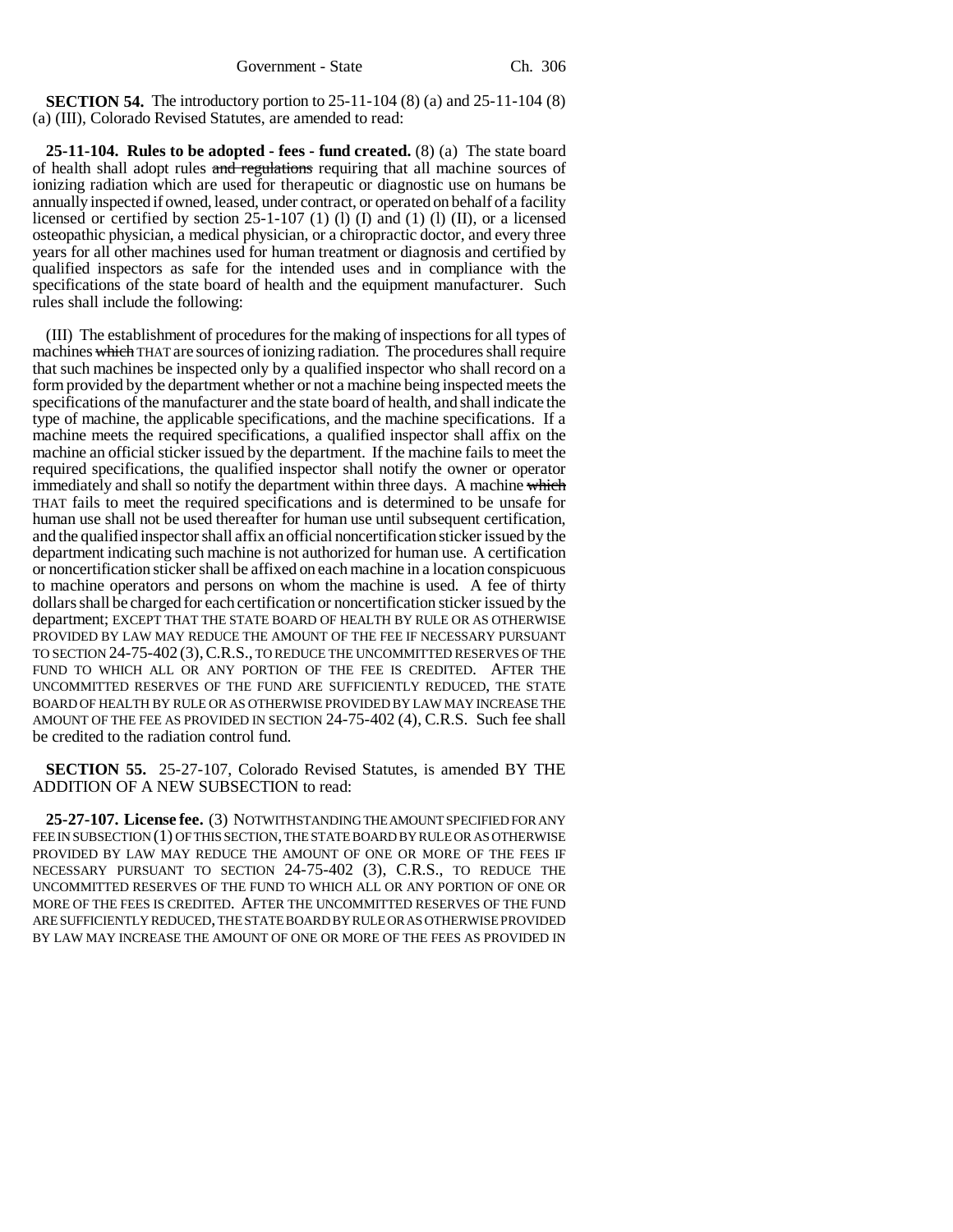**SECTION 54.** The introductory portion to 25-11-104 (8) (a) and 25-11-104 (8) (a) (III), Colorado Revised Statutes, are amended to read:

**25-11-104. Rules to be adopted - fees - fund created.** (8) (a) The state board of health shall adopt rules ~~and regulations~~ requiring that all machine sources of ionizing radiation which are used for therapeutic or diagnostic use on humans be annually inspected if owned, leased, under contract, or operated on behalf of a facility licensed or certified by section 25-1-107 (1) (l) (I) and (1) (l) (II), or a licensed osteopathic physician, a medical physician, or a chiropractic doctor, and every three years for all other machines used for human treatment or diagnosis and certified by qualified inspectors as safe for the intended uses and in compliance with the specifications of the state board of health and the equipment manufacturer. Such rules shall include the following:

(III) The establishment of procedures for the making of inspections for all types of machines ~~which~~ THAT are sources of ionizing radiation. The procedures shall require that such machines be inspected only by a qualified inspector who shall record on a form provided by the department whether or not a machine being inspected meets the specifications of the manufacturer and the state board of health, and shall indicate the type of machine, the applicable specifications, and the machine specifications. If a machine meets the required specifications, a qualified inspector shall affix on the machine an official sticker issued by the department. If the machine fails to meet the required specifications, the qualified inspector shall notify the owner or operator immediately and shall so notify the department within three days. A machine ~~which~~ THAT fails to meet the required specifications and is determined to be unsafe for human use shall not be used thereafter for human use until subsequent certification, and the qualified inspector shall affix an official noncertification sticker issued by the department indicating such machine is not authorized for human use. A certification or noncertification sticker shall be affixed on each machine in a location conspicuous to machine operators and persons on whom the machine is used. A fee of thirty dollars shall be charged for each certification or noncertification sticker issued by the department; EXCEPT THAT THE STATE BOARD OF HEALTH BY RULE OR AS OTHERWISE PROVIDED BY LAW MAY REDUCE THE AMOUNT OF THE FEE IF NECESSARY PURSUANT TO SECTION 24-75-402 (3), C.R.S., TO REDUCE THE UNCOMMITTED RESERVES OF THE FUND TO WHICH ALL OR ANY PORTION OF THE FEE IS CREDITED. AFTER THE UNCOMMITTED RESERVES OF THE FUND ARE SUFFICIENTLY REDUCED, THE STATE BOARD OF HEALTH BY RULE OR AS OTHERWISE PROVIDED BY LAW MAY INCREASE THE AMOUNT OF THE FEE AS PROVIDED IN SECTION 24-75-402 (4), C.R.S. Such fee shall be credited to the radiation control fund.

**SECTION 55.** 25-27-107, Colorado Revised Statutes, is amended BY THE ADDITION OF A NEW SUBSECTION to read:

**25-27-107. License fee.** (3) NOTWITHSTANDING THE AMOUNT SPECIFIED FOR ANY FEE IN SUBSECTION (1) OF THIS SECTION, THE STATE BOARD BY RULE OR AS OTHERWISE PROVIDED BY LAW MAY REDUCE THE AMOUNT OF ONE OR MORE OF THE FEES IF NECESSARY PURSUANT TO SECTION 24-75-402 (3), C.R.S., TO REDUCE THE UNCOMMITTED RESERVES OF THE FUND TO WHICH ALL OR ANY PORTION OF ONE OR MORE OF THE FEES IS CREDITED. AFTER THE UNCOMMITTED RESERVES OF THE FUND ARE SUFFICIENTLY REDUCED, THE STATE BOARD BY RULE OR AS OTHERWISE PROVIDED BY LAW MAY INCREASE THE AMOUNT OF ONE OR MORE OF THE FEES AS PROVIDED IN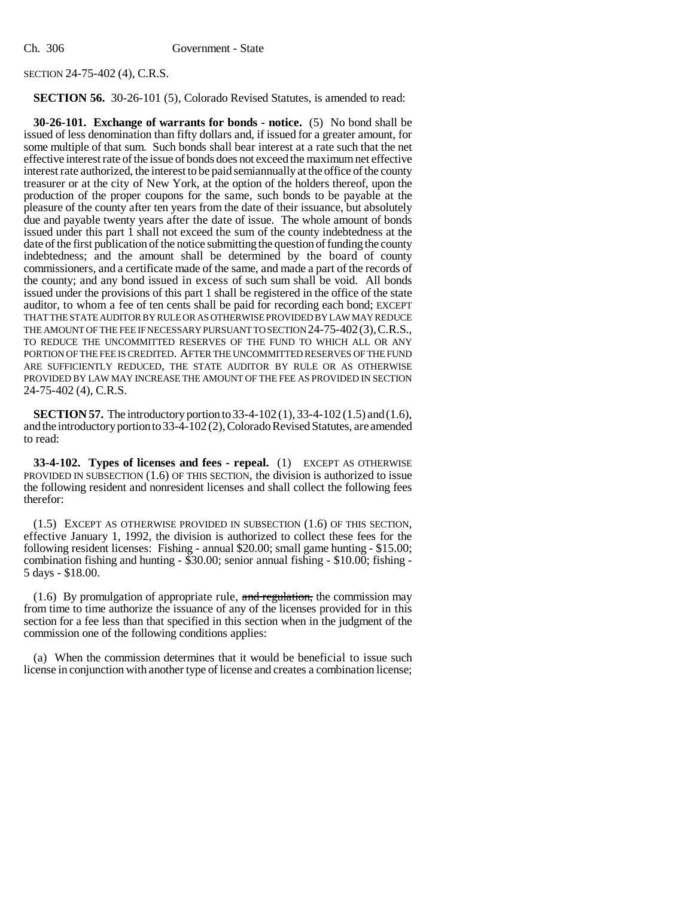SECTION 24-75-402 (4), C.R.S.

**SECTION 56.** 30-26-101 (5), Colorado Revised Statutes, is amended to read:

**30-26-101. Exchange of warrants for bonds - notice.** (5) No bond shall be issued of less denomination than fifty dollars and, if issued for a greater amount, for some multiple of that sum. Such bonds shall bear interest at a rate such that the net effective interest rate of the issue of bonds does not exceed the maximum net effective interest rate authorized, the interest to be paid semiannually at the office of the county treasurer or at the city of New York, at the option of the holders thereof, upon the production of the proper coupons for the same, such bonds to be payable at the pleasure of the county after ten years from the date of their issuance, but absolutely due and payable twenty years after the date of issue. The whole amount of bonds issued under this part 1 shall not exceed the sum of the county indebtedness at the date of the first publication of the notice submitting the question of funding the county indebtedness; and the amount shall be determined by the board of county commissioners, and a certificate made of the same, and made a part of the records of the county; and any bond issued in excess of such sum shall be void. All bonds issued under the provisions of this part 1 shall be registered in the office of the state auditor, to whom a fee of ten cents shall be paid for recording each bond; EXCEPT THAT THE STATE AUDITOR BY RULE OR AS OTHERWISE PROVIDED BY LAW MAY REDUCE THE AMOUNT OF THE FEE IF NECESSARY PURSUANT TO SECTION 24-75-402 (3), C.R.S., TO REDUCE THE UNCOMMITTED RESERVES OF THE FUND TO WHICH ALL OR ANY PORTION OF THE FEE IS CREDITED. AFTER THE UNCOMMITTED RESERVES OF THE FUND ARE SUFFICIENTLY REDUCED, THE STATE AUDITOR BY RULE OR AS OTHERWISE PROVIDED BY LAW MAY INCREASE THE AMOUNT OF THE FEE AS PROVIDED IN SECTION 24-75-402 (4), C.R.S.

**SECTION 57.** The introductory portion to 33-4-102 (1), 33-4-102 (1.5) and (1.6), and the introductory portion to 33-4-102 (2), Colorado Revised Statutes, are amended to read:

**33-4-102. Types of licenses and fees - repeal.** (1) EXCEPT AS OTHERWISE PROVIDED IN SUBSECTION (1.6) OF THIS SECTION, the division is authorized to issue the following resident and nonresident licenses and shall collect the following fees therefor:

(1.5) EXCEPT AS OTHERWISE PROVIDED IN SUBSECTION (1.6) OF THIS SECTION, effective January 1, 1992, the division is authorized to collect these fees for the following resident licenses: Fishing - annual $20.00; small game hunting - $15.00; combination fishing and hunting - $30.00; senior annual fishing - $10.00; fishing - 5 days - $18.00.

(1.6) By promulgation of appropriate rule, ~~and regulation,~~ the commission may from time to time authorize the issuance of any of the licenses provided for in this section for a fee less than that specified in this section when in the judgment of the commission one of the following conditions applies:

(a) When the commission determines that it would be beneficial to issue such license in conjunction with another type of license and creates a combination license;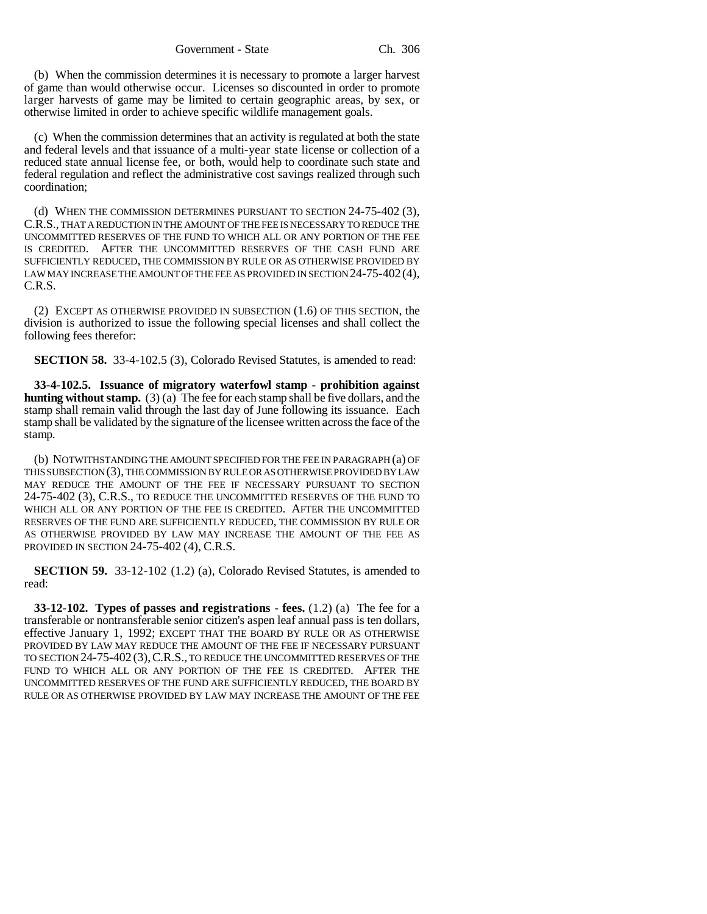(b) When the commission determines it is necessary to promote a larger harvest of game than would otherwise occur. Licenses so discounted in order to promote larger harvests of game may be limited to certain geographic areas, by sex, or otherwise limited in order to achieve specific wildlife management goals.

(c) When the commission determines that an activity is regulated at both the state and federal levels and that issuance of a multi-year state license or collection of a reduced state annual license fee, or both, would help to coordinate such state and federal regulation and reflect the administrative cost savings realized through such coordination;

(d) WHEN THE COMMISSION DETERMINES PURSUANT TO SECTION 24-75-402 (3), C.R.S., THAT A REDUCTION IN THE AMOUNT OF THE FEE IS NECESSARY TO REDUCE THE UNCOMMITTED RESERVES OF THE FUND TO WHICH ALL OR ANY PORTION OF THE FEE IS CREDITED. AFTER THE UNCOMMITTED RESERVES OF THE CASH FUND ARE SUFFICIENTLY REDUCED, THE COMMISSION BY RULE OR AS OTHERWISE PROVIDED BY LAW MAY INCREASE THE AMOUNT OF THE FEE AS PROVIDED IN SECTION 24-75-402 (4), C.R.S.

(2) EXCEPT AS OTHERWISE PROVIDED IN SUBSECTION (1.6) OF THIS SECTION, the division is authorized to issue the following special licenses and shall collect the following fees therefor:

**SECTION 58.** 33-4-102.5 (3), Colorado Revised Statutes, is amended to read:

**33-4-102.5. Issuance of migratory waterfowl stamp - prohibition against hunting without stamp.** (3) (a) The fee for each stamp shall be five dollars, and the stamp shall remain valid through the last day of June following its issuance. Each stamp shall be validated by the signature of the licensee written across the face of the stamp.

(b) NOTWITHSTANDING THE AMOUNT SPECIFIED FOR THE FEE IN PARAGRAPH (a) OF THIS SUBSECTION (3), THE COMMISSION BY RULE OR AS OTHERWISE PROVIDED BY LAW MAY REDUCE THE AMOUNT OF THE FEE IF NECESSARY PURSUANT TO SECTION 24-75-402 (3), C.R.S., TO REDUCE THE UNCOMMITTED RESERVES OF THE FUND TO WHICH ALL OR ANY PORTION OF THE FEE IS CREDITED. AFTER THE UNCOMMITTED RESERVES OF THE FUND ARE SUFFICIENTLY REDUCED, THE COMMISSION BY RULE OR AS OTHERWISE PROVIDED BY LAW MAY INCREASE THE AMOUNT OF THE FEE AS PROVIDED IN SECTION 24-75-402 (4), C.R.S.

**SECTION 59.** 33-12-102 (1.2) (a), Colorado Revised Statutes, is amended to read:

**33-12-102. Types of passes and registrations - fees.** (1.2) (a) The fee for a transferable or nontransferable senior citizen's aspen leaf annual pass is ten dollars, effective January 1, 1992; EXCEPT THAT THE BOARD BY RULE OR AS OTHERWISE PROVIDED BY LAW MAY REDUCE THE AMOUNT OF THE FEE IF NECESSARY PURSUANT TO SECTION 24-75-402 (3), C.R.S., TO REDUCE THE UNCOMMITTED RESERVES OF THE FUND TO WHICH ALL OR ANY PORTION OF THE FEE IS CREDITED. AFTER THE UNCOMMITTED RESERVES OF THE FUND ARE SUFFICIENTLY REDUCED, THE BOARD BY RULE OR AS OTHERWISE PROVIDED BY LAW MAY INCREASE THE AMOUNT OF THE FEE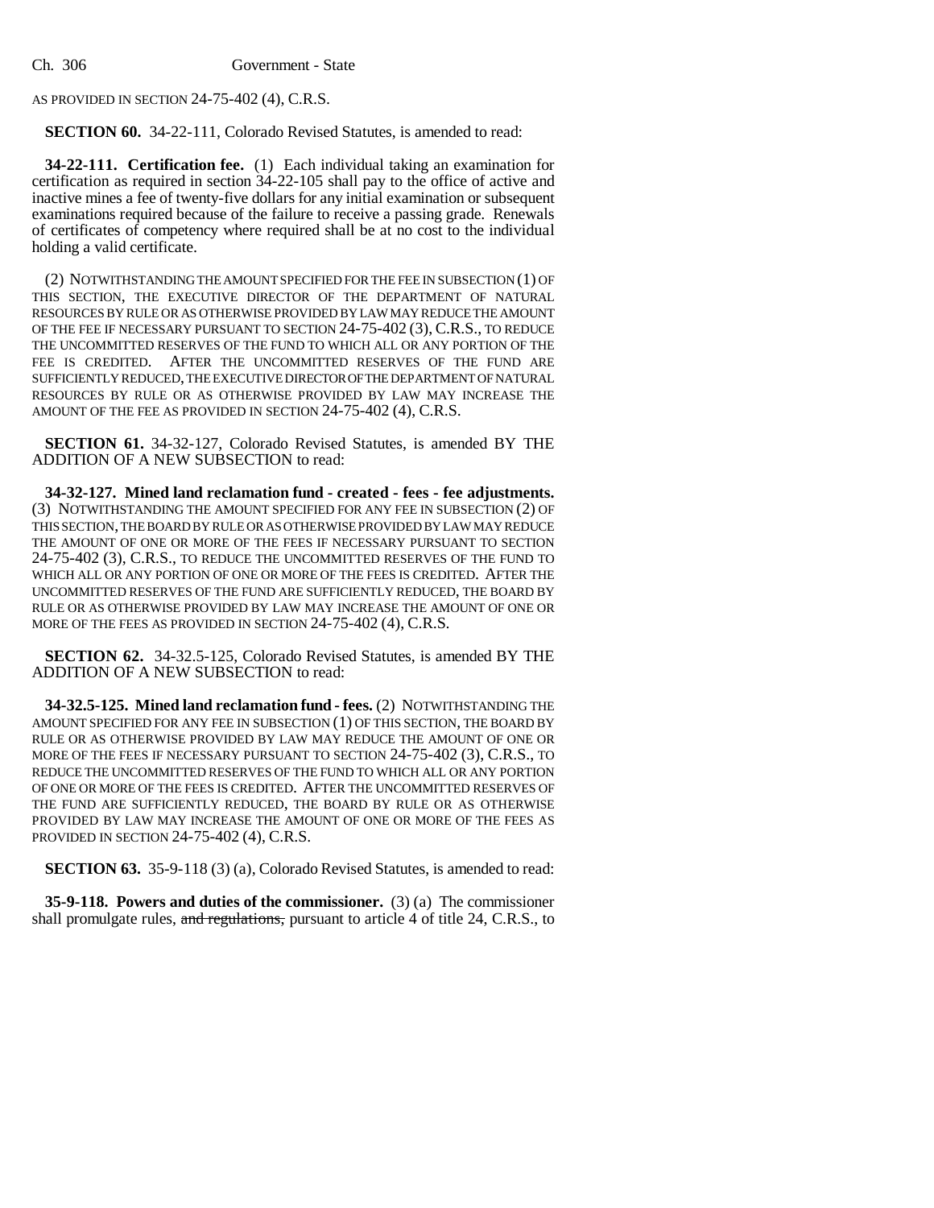AS PROVIDED IN SECTION 24-75-402 (4), C.R.S.

**SECTION 60.** 34-22-111, Colorado Revised Statutes, is amended to read:

**34-22-111. Certification fee.** (1) Each individual taking an examination for certification as required in section 34-22-105 shall pay to the office of active and inactive mines a fee of twenty-five dollars for any initial examination or subsequent examinations required because of the failure to receive a passing grade. Renewals of certificates of competency where required shall be at no cost to the individual holding a valid certificate.

(2) NOTWITHSTANDING THE AMOUNT SPECIFIED FOR THE FEE IN SUBSECTION (1) OF THIS SECTION, THE EXECUTIVE DIRECTOR OF THE DEPARTMENT OF NATURAL RESOURCES BY RULE OR AS OTHERWISE PROVIDED BY LAW MAY REDUCE THE AMOUNT OF THE FEE IF NECESSARY PURSUANT TO SECTION 24-75-402 (3), C.R.S., TO REDUCE THE UNCOMMITTED RESERVES OF THE FUND TO WHICH ALL OR ANY PORTION OF THE FEE IS CREDITED. AFTER THE UNCOMMITTED RESERVES OF THE FUND ARE SUFFICIENTLY REDUCED, THE EXECUTIVE DIRECTOR OF THE DEPARTMENT OF NATURAL RESOURCES BY RULE OR AS OTHERWISE PROVIDED BY LAW MAY INCREASE THE AMOUNT OF THE FEE AS PROVIDED IN SECTION 24-75-402 (4), C.R.S.

**SECTION 61.** 34-32-127, Colorado Revised Statutes, is amended BY THE ADDITION OF A NEW SUBSECTION to read:

**34-32-127. Mined land reclamation fund - created - fees - fee adjustments.** (3) NOTWITHSTANDING THE AMOUNT SPECIFIED FOR ANY FEE IN SUBSECTION (2) OF THIS SECTION, THE BOARD BY RULE OR AS OTHERWISE PROVIDED BY LAW MAY REDUCE THE AMOUNT OF ONE OR MORE OF THE FEES IF NECESSARY PURSUANT TO SECTION 24-75-402 (3), C.R.S., TO REDUCE THE UNCOMMITTED RESERVES OF THE FUND TO WHICH ALL OR ANY PORTION OF ONE OR MORE OF THE FEES IS CREDITED. AFTER THE UNCOMMITTED RESERVES OF THE FUND ARE SUFFICIENTLY REDUCED, THE BOARD BY RULE OR AS OTHERWISE PROVIDED BY LAW MAY INCREASE THE AMOUNT OF ONE OR MORE OF THE FEES AS PROVIDED IN SECTION 24-75-402 (4), C.R.S.

**SECTION 62.** 34-32.5-125, Colorado Revised Statutes, is amended BY THE ADDITION OF A NEW SUBSECTION to read:

**34-32.5-125. Mined land reclamation fund - fees.** (2) NOTWITHSTANDING THE AMOUNT SPECIFIED FOR ANY FEE IN SUBSECTION (1) OF THIS SECTION, THE BOARD BY RULE OR AS OTHERWISE PROVIDED BY LAW MAY REDUCE THE AMOUNT OF ONE OR MORE OF THE FEES IF NECESSARY PURSUANT TO SECTION 24-75-402 (3), C.R.S., TO REDUCE THE UNCOMMITTED RESERVES OF THE FUND TO WHICH ALL OR ANY PORTION OF ONE OR MORE OF THE FEES IS CREDITED. AFTER THE UNCOMMITTED RESERVES OF THE FUND ARE SUFFICIENTLY REDUCED, THE BOARD BY RULE OR AS OTHERWISE PROVIDED BY LAW MAY INCREASE THE AMOUNT OF ONE OR MORE OF THE FEES AS PROVIDED IN SECTION 24-75-402 (4), C.R.S.

**SECTION 63.** 35-9-118 (3) (a), Colorado Revised Statutes, is amended to read:

**35-9-118. Powers and duties of the commissioner.** (3) (a) The commissioner shall promulgate rules, ~~and regulations,~~ pursuant to article 4 of title 24, C.R.S., to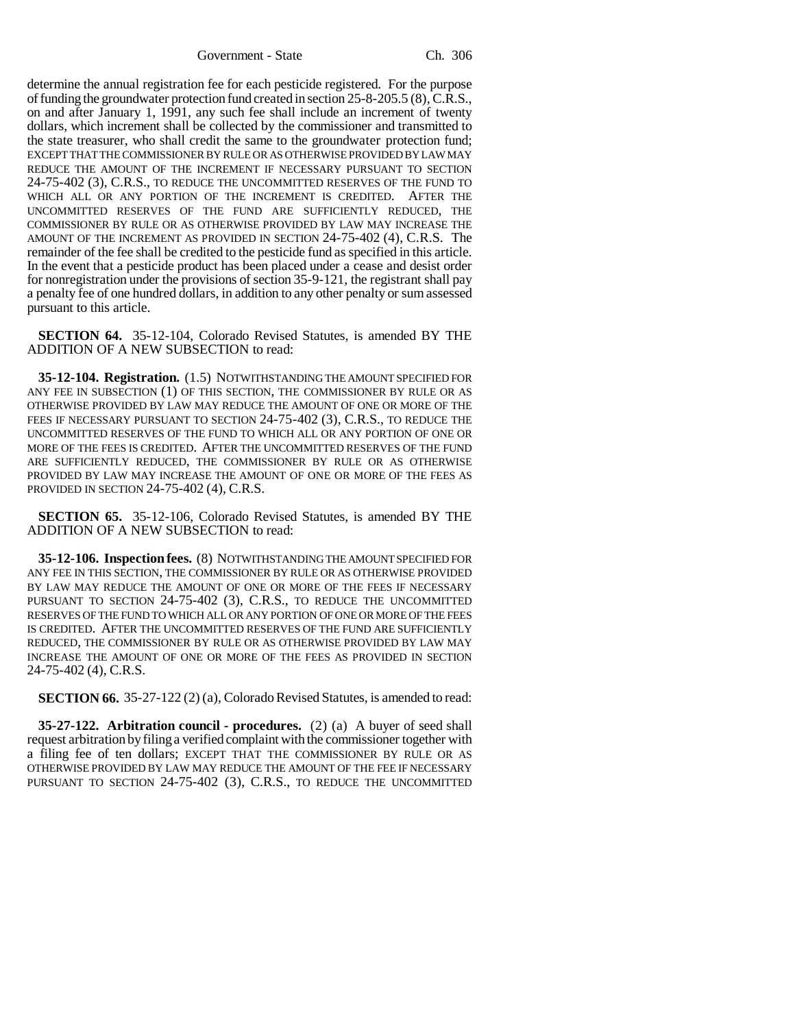determine the annual registration fee for each pesticide registered. For the purpose of funding the groundwater protection fund created in section 25-8-205.5 (8), C.R.S., on and after January 1, 1991, any such fee shall include an increment of twenty dollars, which increment shall be collected by the commissioner and transmitted to the state treasurer, who shall credit the same to the groundwater protection fund; EXCEPT THAT THE COMMISSIONER BY RULE OR AS OTHERWISE PROVIDED BY LAW MAY REDUCE THE AMOUNT OF THE INCREMENT IF NECESSARY PURSUANT TO SECTION 24-75-402 (3), C.R.S., TO REDUCE THE UNCOMMITTED RESERVES OF THE FUND TO WHICH ALL OR ANY PORTION OF THE INCREMENT IS CREDITED. AFTER THE UNCOMMITTED RESERVES OF THE FUND ARE SUFFICIENTLY REDUCED, THE COMMISSIONER BY RULE OR AS OTHERWISE PROVIDED BY LAW MAY INCREASE THE AMOUNT OF THE INCREMENT AS PROVIDED IN SECTION 24-75-402 (4), C.R.S. The remainder of the fee shall be credited to the pesticide fund as specified in this article. In the event that a pesticide product has been placed under a cease and desist order for nonregistration under the provisions of section 35-9-121, the registrant shall pay a penalty fee of one hundred dollars, in addition to any other penalty or sum assessed pursuant to this article.

**SECTION 64.** 35-12-104, Colorado Revised Statutes, is amended BY THE ADDITION OF A NEW SUBSECTION to read:

**35-12-104. Registration.** (1.5) NOTWITHSTANDING THE AMOUNT SPECIFIED FOR ANY FEE IN SUBSECTION (1) OF THIS SECTION, THE COMMISSIONER BY RULE OR AS OTHERWISE PROVIDED BY LAW MAY REDUCE THE AMOUNT OF ONE OR MORE OF THE FEES IF NECESSARY PURSUANT TO SECTION 24-75-402 (3), C.R.S., TO REDUCE THE UNCOMMITTED RESERVES OF THE FUND TO WHICH ALL OR ANY PORTION OF ONE OR MORE OF THE FEES IS CREDITED. AFTER THE UNCOMMITTED RESERVES OF THE FUND ARE SUFFICIENTLY REDUCED, THE COMMISSIONER BY RULE OR AS OTHERWISE PROVIDED BY LAW MAY INCREASE THE AMOUNT OF ONE OR MORE OF THE FEES AS PROVIDED IN SECTION 24-75-402 (4), C.R.S.

**SECTION 65.** 35-12-106, Colorado Revised Statutes, is amended BY THE ADDITION OF A NEW SUBSECTION to read:

**35-12-106. Inspection fees.** (8) NOTWITHSTANDING THE AMOUNT SPECIFIED FOR ANY FEE IN THIS SECTION, THE COMMISSIONER BY RULE OR AS OTHERWISE PROVIDED BY LAW MAY REDUCE THE AMOUNT OF ONE OR MORE OF THE FEES IF NECESSARY PURSUANT TO SECTION 24-75-402 (3), C.R.S., TO REDUCE THE UNCOMMITTED RESERVES OF THE FUND TO WHICH ALL OR ANY PORTION OF ONE OR MORE OF THE FEES IS CREDITED. AFTER THE UNCOMMITTED RESERVES OF THE FUND ARE SUFFICIENTLY REDUCED, THE COMMISSIONER BY RULE OR AS OTHERWISE PROVIDED BY LAW MAY INCREASE THE AMOUNT OF ONE OR MORE OF THE FEES AS PROVIDED IN SECTION 24-75-402 (4), C.R.S.

**SECTION 66.** 35-27-122 (2) (a), Colorado Revised Statutes, is amended to read:

**35-27-122. Arbitration council - procedures.** (2) (a) A buyer of seed shall request arbitration by filing a verified complaint with the commissioner together with a filing fee of ten dollars; EXCEPT THAT THE COMMISSIONER BY RULE OR AS OTHERWISE PROVIDED BY LAW MAY REDUCE THE AMOUNT OF THE FEE IF NECESSARY PURSUANT TO SECTION 24-75-402 (3), C.R.S., TO REDUCE THE UNCOMMITTED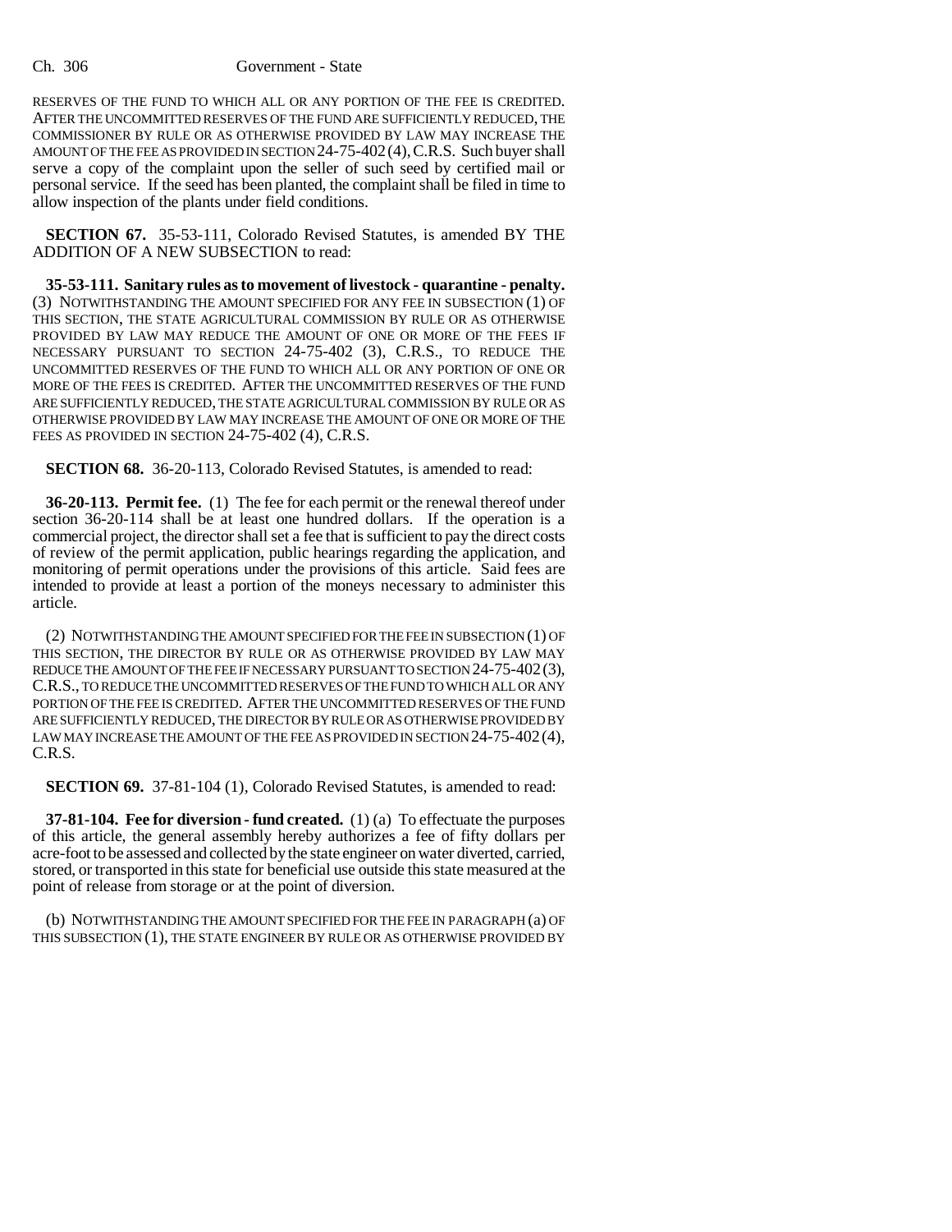RESERVES OF THE FUND TO WHICH ALL OR ANY PORTION OF THE FEE IS CREDITED. AFTER THE UNCOMMITTED RESERVES OF THE FUND ARE SUFFICIENTLY REDUCED, THE COMMISSIONER BY RULE OR AS OTHERWISE PROVIDED BY LAW MAY INCREASE THE AMOUNT OF THE FEE AS PROVIDED IN SECTION 24-75-402 (4), C.R.S. Such buyer shall serve a copy of the complaint upon the seller of such seed by certified mail or personal service. If the seed has been planted, the complaint shall be filed in time to allow inspection of the plants under field conditions.

**SECTION 67.** 35-53-111, Colorado Revised Statutes, is amended BY THE ADDITION OF A NEW SUBSECTION to read:

**35-53-111. Sanitary rules as to movement of livestock - quarantine - penalty.** (3) NOTWITHSTANDING THE AMOUNT SPECIFIED FOR ANY FEE IN SUBSECTION (1) OF THIS SECTION, THE STATE AGRICULTURAL COMMISSION BY RULE OR AS OTHERWISE PROVIDED BY LAW MAY REDUCE THE AMOUNT OF ONE OR MORE OF THE FEES IF NECESSARY PURSUANT TO SECTION 24-75-402 (3), C.R.S., TO REDUCE THE UNCOMMITTED RESERVES OF THE FUND TO WHICH ALL OR ANY PORTION OF ONE OR MORE OF THE FEES IS CREDITED. AFTER THE UNCOMMITTED RESERVES OF THE FUND ARE SUFFICIENTLY REDUCED, THE STATE AGRICULTURAL COMMISSION BY RULE OR AS OTHERWISE PROVIDED BY LAW MAY INCREASE THE AMOUNT OF ONE OR MORE OF THE FEES AS PROVIDED IN SECTION 24-75-402 (4), C.R.S.

**SECTION 68.** 36-20-113, Colorado Revised Statutes, is amended to read:

**36-20-113. Permit fee.** (1) The fee for each permit or the renewal thereof under section 36-20-114 shall be at least one hundred dollars. If the operation is a commercial project, the director shall set a fee that is sufficient to pay the direct costs of review of the permit application, public hearings regarding the application, and monitoring of permit operations under the provisions of this article. Said fees are intended to provide at least a portion of the moneys necessary to administer this article.

(2) NOTWITHSTANDING THE AMOUNT SPECIFIED FOR THE FEE IN SUBSECTION (1) OF THIS SECTION, THE DIRECTOR BY RULE OR AS OTHERWISE PROVIDED BY LAW MAY REDUCE THE AMOUNT OF THE FEE IF NECESSARY PURSUANT TO SECTION 24-75-402 (3), C.R.S., TO REDUCE THE UNCOMMITTED RESERVES OF THE FUND TO WHICH ALL OR ANY PORTION OF THE FEE IS CREDITED. AFTER THE UNCOMMITTED RESERVES OF THE FUND ARE SUFFICIENTLY REDUCED, THE DIRECTOR BY RULE OR AS OTHERWISE PROVIDED BY LAW MAY INCREASE THE AMOUNT OF THE FEE AS PROVIDED IN SECTION 24-75-402 (4), C.R.S.

**SECTION 69.** 37-81-104 (1), Colorado Revised Statutes, is amended to read:

**37-81-104. Fee for diversion - fund created.** (1) (a) To effectuate the purposes of this article, the general assembly hereby authorizes a fee of fifty dollars per acre-foot to be assessed and collected by the state engineer on water diverted, carried, stored, or transported in this state for beneficial use outside this state measured at the point of release from storage or at the point of diversion.

(b) NOTWITHSTANDING THE AMOUNT SPECIFIED FOR THE FEE IN PARAGRAPH (a) OF THIS SUBSECTION (1), THE STATE ENGINEER BY RULE OR AS OTHERWISE PROVIDED BY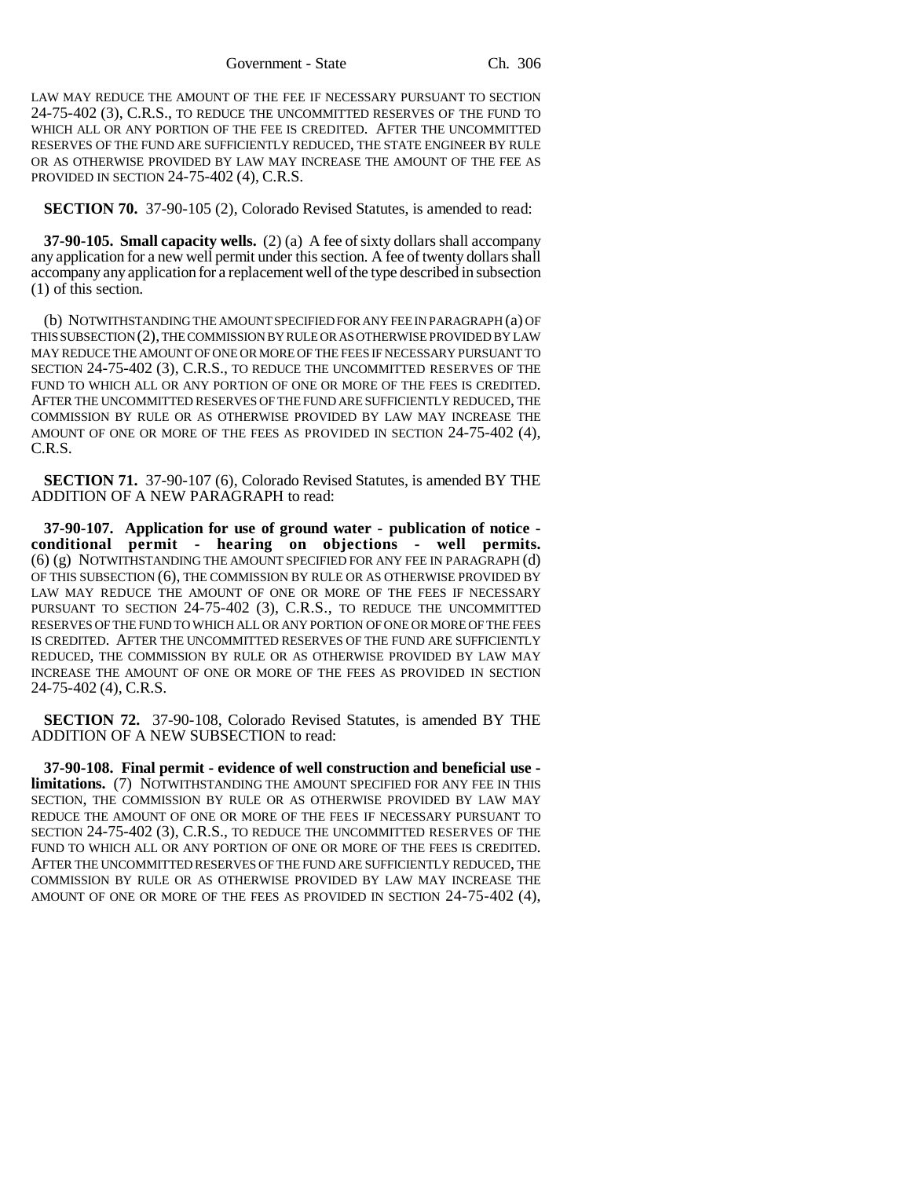LAW MAY REDUCE THE AMOUNT OF THE FEE IF NECESSARY PURSUANT TO SECTION 24-75-402 (3), C.R.S., TO REDUCE THE UNCOMMITTED RESERVES OF THE FUND TO WHICH ALL OR ANY PORTION OF THE FEE IS CREDITED. AFTER THE UNCOMMITTED RESERVES OF THE FUND ARE SUFFICIENTLY REDUCED, THE STATE ENGINEER BY RULE OR AS OTHERWISE PROVIDED BY LAW MAY INCREASE THE AMOUNT OF THE FEE AS PROVIDED IN SECTION 24-75-402 (4), C.R.S.

**SECTION 70.** 37-90-105 (2), Colorado Revised Statutes, is amended to read:

**37-90-105. Small capacity wells.** (2) (a) A fee of sixty dollars shall accompany any application for a new well permit under this section. A fee of twenty dollars shall accompany any application for a replacement well of the type described in subsection (1) of this section.

(b) NOTWITHSTANDING THE AMOUNT SPECIFIED FOR ANY FEE IN PARAGRAPH (a) OF THIS SUBSECTION (2), THE COMMISSION BY RULE OR AS OTHERWISE PROVIDED BY LAW MAY REDUCE THE AMOUNT OF ONE OR MORE OF THE FEES IF NECESSARY PURSUANT TO SECTION 24-75-402 (3), C.R.S., TO REDUCE THE UNCOMMITTED RESERVES OF THE FUND TO WHICH ALL OR ANY PORTION OF ONE OR MORE OF THE FEES IS CREDITED. AFTER THE UNCOMMITTED RESERVES OF THE FUND ARE SUFFICIENTLY REDUCED, THE COMMISSION BY RULE OR AS OTHERWISE PROVIDED BY LAW MAY INCREASE THE AMOUNT OF ONE OR MORE OF THE FEES AS PROVIDED IN SECTION 24-75-402 (4), C.R.S.

**SECTION 71.** 37-90-107 (6), Colorado Revised Statutes, is amended BY THE ADDITION OF A NEW PARAGRAPH to read:

**37-90-107. Application for use of ground water - publication of notice - conditional permit - hearing on objections - well permits.** (6) (g) NOTWITHSTANDING THE AMOUNT SPECIFIED FOR ANY FEE IN PARAGRAPH (d) OF THIS SUBSECTION (6), THE COMMISSION BY RULE OR AS OTHERWISE PROVIDED BY LAW MAY REDUCE THE AMOUNT OF ONE OR MORE OF THE FEES IF NECESSARY PURSUANT TO SECTION 24-75-402 (3), C.R.S., TO REDUCE THE UNCOMMITTED RESERVES OF THE FUND TO WHICH ALL OR ANY PORTION OF ONE OR MORE OF THE FEES IS CREDITED. AFTER THE UNCOMMITTED RESERVES OF THE FUND ARE SUFFICIENTLY REDUCED, THE COMMISSION BY RULE OR AS OTHERWISE PROVIDED BY LAW MAY INCREASE THE AMOUNT OF ONE OR MORE OF THE FEES AS PROVIDED IN SECTION 24-75-402 (4), C.R.S.

**SECTION 72.** 37-90-108, Colorado Revised Statutes, is amended BY THE ADDITION OF A NEW SUBSECTION to read:

**37-90-108. Final permit - evidence of well construction and beneficial use - limitations.** (7) NOTWITHSTANDING THE AMOUNT SPECIFIED FOR ANY FEE IN THIS SECTION, THE COMMISSION BY RULE OR AS OTHERWISE PROVIDED BY LAW MAY REDUCE THE AMOUNT OF ONE OR MORE OF THE FEES IF NECESSARY PURSUANT TO SECTION 24-75-402 (3), C.R.S., TO REDUCE THE UNCOMMITTED RESERVES OF THE FUND TO WHICH ALL OR ANY PORTION OF ONE OR MORE OF THE FEES IS CREDITED. AFTER THE UNCOMMITTED RESERVES OF THE FUND ARE SUFFICIENTLY REDUCED, THE COMMISSION BY RULE OR AS OTHERWISE PROVIDED BY LAW MAY INCREASE THE AMOUNT OF ONE OR MORE OF THE FEES AS PROVIDED IN SECTION 24-75-402 (4),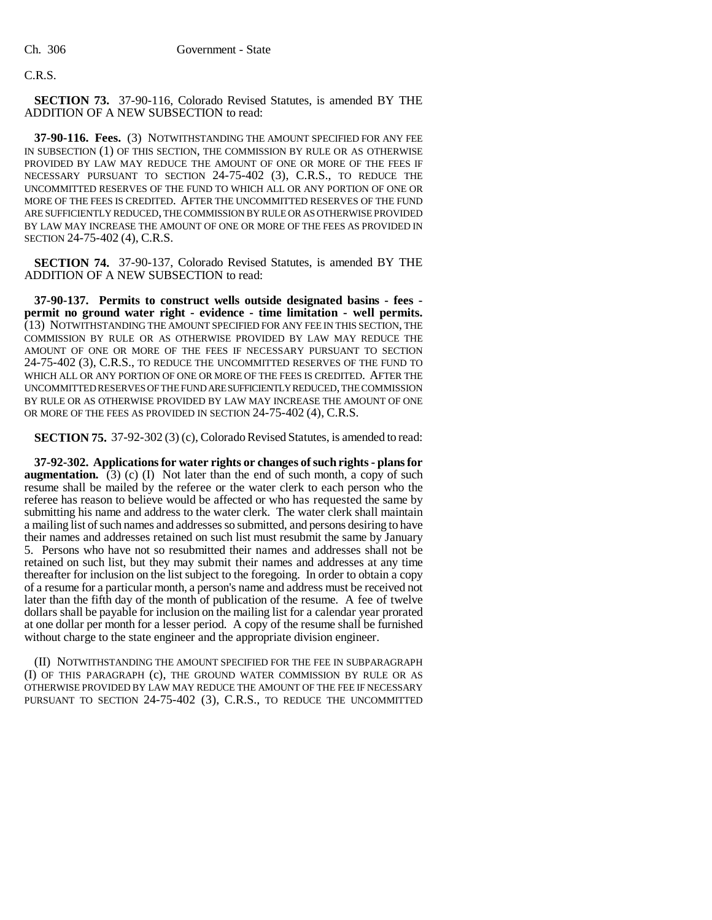C.R.S.

**SECTION 73.** 37-90-116, Colorado Revised Statutes, is amended BY THE ADDITION OF A NEW SUBSECTION to read:

**37-90-116. Fees.** (3) NOTWITHSTANDING THE AMOUNT SPECIFIED FOR ANY FEE IN SUBSECTION (1) OF THIS SECTION, THE COMMISSION BY RULE OR AS OTHERWISE PROVIDED BY LAW MAY REDUCE THE AMOUNT OF ONE OR MORE OF THE FEES IF NECESSARY PURSUANT TO SECTION 24-75-402 (3), C.R.S., TO REDUCE THE UNCOMMITTED RESERVES OF THE FUND TO WHICH ALL OR ANY PORTION OF ONE OR MORE OF THE FEES IS CREDITED. AFTER THE UNCOMMITTED RESERVES OF THE FUND ARE SUFFICIENTLY REDUCED, THE COMMISSION BY RULE OR AS OTHERWISE PROVIDED BY LAW MAY INCREASE THE AMOUNT OF ONE OR MORE OF THE FEES AS PROVIDED IN SECTION 24-75-402 (4), C.R.S.

**SECTION 74.** 37-90-137, Colorado Revised Statutes, is amended BY THE ADDITION OF A NEW SUBSECTION to read:

**37-90-137. Permits to construct wells outside designated basins - fees - permit no ground water right - evidence - time limitation - well permits.** (13) NOTWITHSTANDING THE AMOUNT SPECIFIED FOR ANY FEE IN THIS SECTION, THE COMMISSION BY RULE OR AS OTHERWISE PROVIDED BY LAW MAY REDUCE THE AMOUNT OF ONE OR MORE OF THE FEES IF NECESSARY PURSUANT TO SECTION 24-75-402 (3), C.R.S., TO REDUCE THE UNCOMMITTED RESERVES OF THE FUND TO WHICH ALL OR ANY PORTION OF ONE OR MORE OF THE FEES IS CREDITED. AFTER THE UNCOMMITTED RESERVES OF THE FUND ARE SUFFICIENTLY REDUCED, THE COMMISSION BY RULE OR AS OTHERWISE PROVIDED BY LAW MAY INCREASE THE AMOUNT OF ONE OR MORE OF THE FEES AS PROVIDED IN SECTION 24-75-402 (4), C.R.S.

**SECTION 75.** 37-92-302 (3) (c), Colorado Revised Statutes, is amended to read:

**37-92-302. Applications for water rights or changes of such rights - plans for augmentation.** (3) (c) (I) Not later than the end of such month, a copy of such resume shall be mailed by the referee or the water clerk to each person who the referee has reason to believe would be affected or who has requested the same by submitting his name and address to the water clerk. The water clerk shall maintain a mailing list of such names and addresses so submitted, and persons desiring to have their names and addresses retained on such list must resubmit the same by January 5. Persons who have not so resubmitted their names and addresses shall not be retained on such list, but they may submit their names and addresses at any time thereafter for inclusion on the list subject to the foregoing. In order to obtain a copy of a resume for a particular month, a person's name and address must be received not later than the fifth day of the month of publication of the resume. A fee of twelve dollars shall be payable for inclusion on the mailing list for a calendar year prorated at one dollar per month for a lesser period. A copy of the resume shall be furnished without charge to the state engineer and the appropriate division engineer.

(II) NOTWITHSTANDING THE AMOUNT SPECIFIED FOR THE FEE IN SUBPARAGRAPH (I) OF THIS PARAGRAPH (c), THE GROUND WATER COMMISSION BY RULE OR AS OTHERWISE PROVIDED BY LAW MAY REDUCE THE AMOUNT OF THE FEE IF NECESSARY PURSUANT TO SECTION 24-75-402 (3), C.R.S., TO REDUCE THE UNCOMMITTED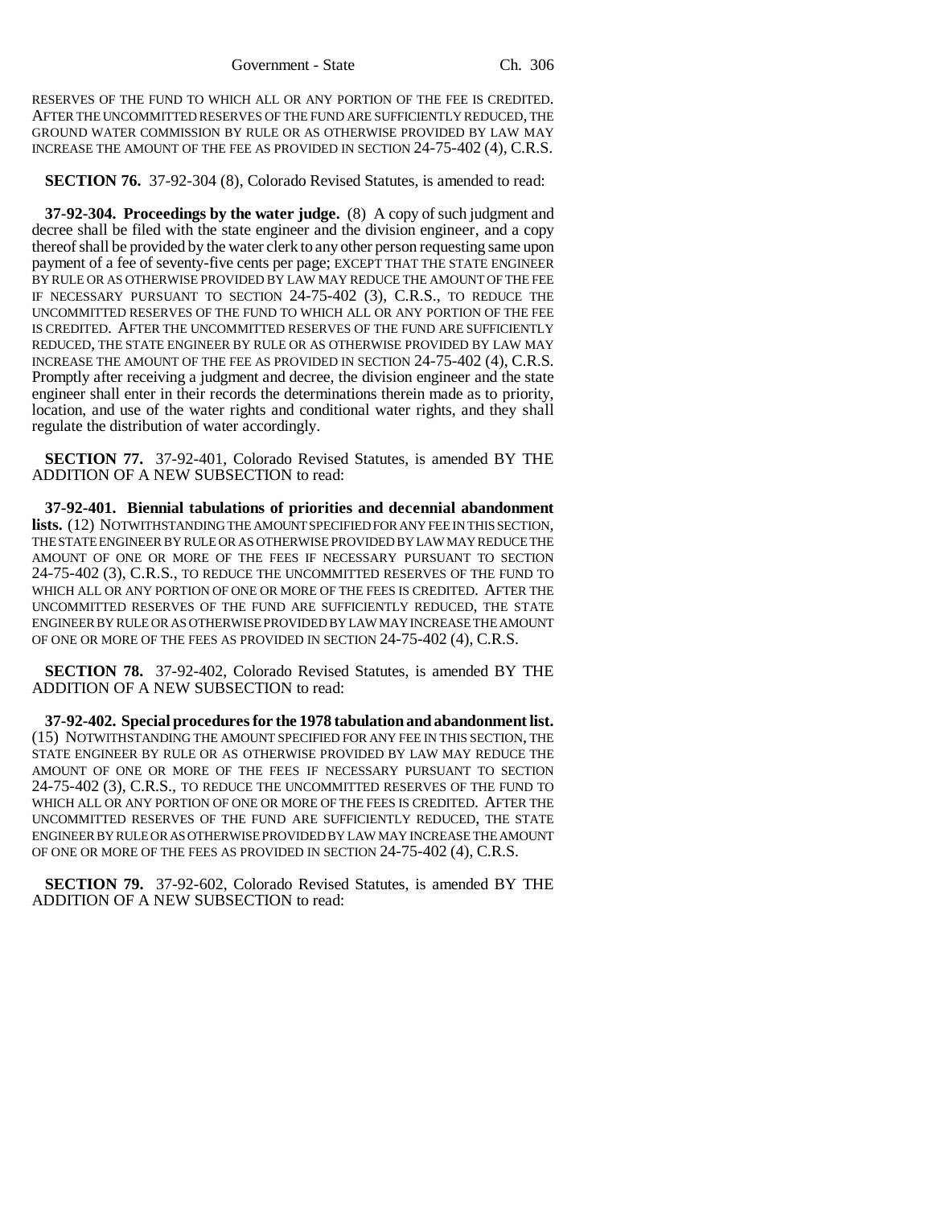RESERVES OF THE FUND TO WHICH ALL OR ANY PORTION OF THE FEE IS CREDITED. AFTER THE UNCOMMITTED RESERVES OF THE FUND ARE SUFFICIENTLY REDUCED, THE GROUND WATER COMMISSION BY RULE OR AS OTHERWISE PROVIDED BY LAW MAY INCREASE THE AMOUNT OF THE FEE AS PROVIDED IN SECTION 24-75-402 (4), C.R.S.

**SECTION 76.** 37-92-304 (8), Colorado Revised Statutes, is amended to read:

**37-92-304. Proceedings by the water judge.** (8) A copy of such judgment and decree shall be filed with the state engineer and the division engineer, and a copy thereof shall be provided by the water clerk to any other person requesting same upon payment of a fee of seventy-five cents per page; EXCEPT THAT THE STATE ENGINEER BY RULE OR AS OTHERWISE PROVIDED BY LAW MAY REDUCE THE AMOUNT OF THE FEE IF NECESSARY PURSUANT TO SECTION 24-75-402 (3), C.R.S., TO REDUCE THE UNCOMMITTED RESERVES OF THE FUND TO WHICH ALL OR ANY PORTION OF THE FEE IS CREDITED. AFTER THE UNCOMMITTED RESERVES OF THE FUND ARE SUFFICIENTLY REDUCED, THE STATE ENGINEER BY RULE OR AS OTHERWISE PROVIDED BY LAW MAY INCREASE THE AMOUNT OF THE FEE AS PROVIDED IN SECTION 24-75-402 (4), C.R.S. Promptly after receiving a judgment and decree, the division engineer and the state engineer shall enter in their records the determinations therein made as to priority, location, and use of the water rights and conditional water rights, and they shall regulate the distribution of water accordingly.

**SECTION 77.** 37-92-401, Colorado Revised Statutes, is amended BY THE ADDITION OF A NEW SUBSECTION to read:

**37-92-401. Biennial tabulations of priorities and decennial abandonment lists.** (12) NOTWITHSTANDING THE AMOUNT SPECIFIED FOR ANY FEE IN THIS SECTION, THE STATE ENGINEER BY RULE OR AS OTHERWISE PROVIDED BY LAW MAY REDUCE THE AMOUNT OF ONE OR MORE OF THE FEES IF NECESSARY PURSUANT TO SECTION 24-75-402 (3), C.R.S., TO REDUCE THE UNCOMMITTED RESERVES OF THE FUND TO WHICH ALL OR ANY PORTION OF ONE OR MORE OF THE FEES IS CREDITED. AFTER THE UNCOMMITTED RESERVES OF THE FUND ARE SUFFICIENTLY REDUCED, THE STATE ENGINEER BY RULE OR AS OTHERWISE PROVIDED BY LAW MAY INCREASE THE AMOUNT OF ONE OR MORE OF THE FEES AS PROVIDED IN SECTION 24-75-402 (4), C.R.S.

**SECTION 78.** 37-92-402, Colorado Revised Statutes, is amended BY THE ADDITION OF A NEW SUBSECTION to read:

**37-92-402. Special procedures for the 1978 tabulation and abandonment list.** (15) NOTWITHSTANDING THE AMOUNT SPECIFIED FOR ANY FEE IN THIS SECTION, THE STATE ENGINEER BY RULE OR AS OTHERWISE PROVIDED BY LAW MAY REDUCE THE AMOUNT OF ONE OR MORE OF THE FEES IF NECESSARY PURSUANT TO SECTION 24-75-402 (3), C.R.S., TO REDUCE THE UNCOMMITTED RESERVES OF THE FUND TO WHICH ALL OR ANY PORTION OF ONE OR MORE OF THE FEES IS CREDITED. AFTER THE UNCOMMITTED RESERVES OF THE FUND ARE SUFFICIENTLY REDUCED, THE STATE ENGINEER BY RULE OR AS OTHERWISE PROVIDED BY LAW MAY INCREASE THE AMOUNT OF ONE OR MORE OF THE FEES AS PROVIDED IN SECTION 24-75-402 (4), C.R.S.

**SECTION 79.** 37-92-602, Colorado Revised Statutes, is amended BY THE ADDITION OF A NEW SUBSECTION to read: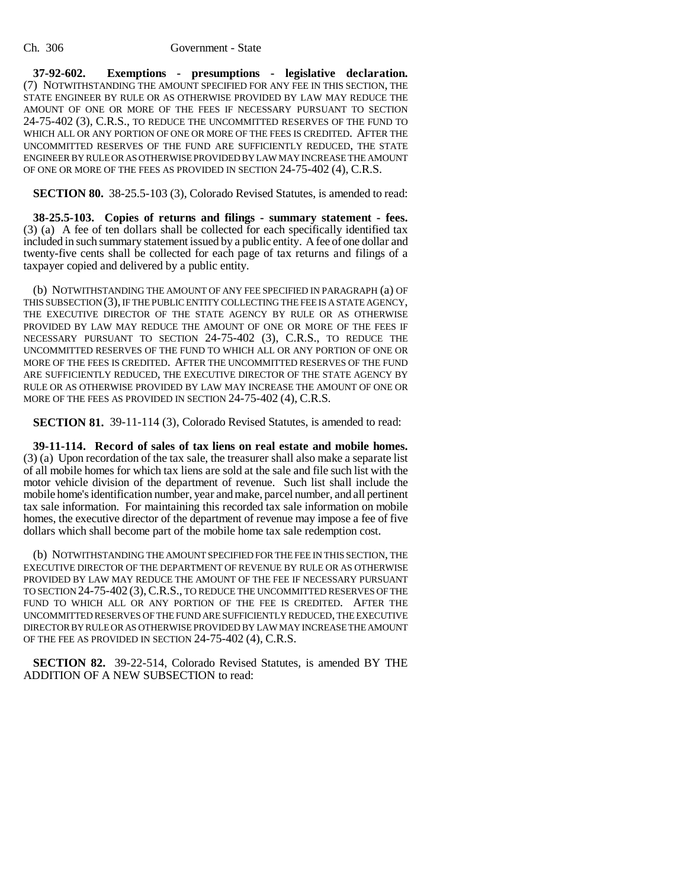**37-92-602. Exemptions - presumptions - legislative declaration.** (7) NOTWITHSTANDING THE AMOUNT SPECIFIED FOR ANY FEE IN THIS SECTION, THE STATE ENGINEER BY RULE OR AS OTHERWISE PROVIDED BY LAW MAY REDUCE THE AMOUNT OF ONE OR MORE OF THE FEES IF NECESSARY PURSUANT TO SECTION 24-75-402 (3), C.R.S., TO REDUCE THE UNCOMMITTED RESERVES OF THE FUND TO WHICH ALL OR ANY PORTION OF ONE OR MORE OF THE FEES IS CREDITED. AFTER THE UNCOMMITTED RESERVES OF THE FUND ARE SUFFICIENTLY REDUCED, THE STATE ENGINEER BY RULE OR AS OTHERWISE PROVIDED BY LAW MAY INCREASE THE AMOUNT OF ONE OR MORE OF THE FEES AS PROVIDED IN SECTION 24-75-402 (4), C.R.S.

**SECTION 80.** 38-25.5-103 (3), Colorado Revised Statutes, is amended to read:

**38-25.5-103. Copies of returns and filings - summary statement - fees.** (3) (a) A fee of ten dollars shall be collected for each specifically identified tax included in such summary statement issued by a public entity. A fee of one dollar and twenty-five cents shall be collected for each page of tax returns and filings of a taxpayer copied and delivered by a public entity.

(b) NOTWITHSTANDING THE AMOUNT OF ANY FEE SPECIFIED IN PARAGRAPH (a) OF THIS SUBSECTION (3), IF THE PUBLIC ENTITY COLLECTING THE FEE IS A STATE AGENCY, THE EXECUTIVE DIRECTOR OF THE STATE AGENCY BY RULE OR AS OTHERWISE PROVIDED BY LAW MAY REDUCE THE AMOUNT OF ONE OR MORE OF THE FEES IF NECESSARY PURSUANT TO SECTION 24-75-402 (3), C.R.S., TO REDUCE THE UNCOMMITTED RESERVES OF THE FUND TO WHICH ALL OR ANY PORTION OF ONE OR MORE OF THE FEES IS CREDITED. AFTER THE UNCOMMITTED RESERVES OF THE FUND ARE SUFFICIENTLY REDUCED, THE EXECUTIVE DIRECTOR OF THE STATE AGENCY BY RULE OR AS OTHERWISE PROVIDED BY LAW MAY INCREASE THE AMOUNT OF ONE OR MORE OF THE FEES AS PROVIDED IN SECTION 24-75-402 (4), C.R.S.

**SECTION 81.** 39-11-114 (3), Colorado Revised Statutes, is amended to read:

**39-11-114. Record of sales of tax liens on real estate and mobile homes.** (3) (a) Upon recordation of the tax sale, the treasurer shall also make a separate list of all mobile homes for which tax liens are sold at the sale and file such list with the motor vehicle division of the department of revenue. Such list shall include the mobile home's identification number, year and make, parcel number, and all pertinent tax sale information. For maintaining this recorded tax sale information on mobile homes, the executive director of the department of revenue may impose a fee of five dollars which shall become part of the mobile home tax sale redemption cost.

(b) NOTWITHSTANDING THE AMOUNT SPECIFIED FOR THE FEE IN THIS SECTION, THE EXECUTIVE DIRECTOR OF THE DEPARTMENT OF REVENUE BY RULE OR AS OTHERWISE PROVIDED BY LAW MAY REDUCE THE AMOUNT OF THE FEE IF NECESSARY PURSUANT TO SECTION 24-75-402 (3), C.R.S., TO REDUCE THE UNCOMMITTED RESERVES OF THE FUND TO WHICH ALL OR ANY PORTION OF THE FEE IS CREDITED. AFTER THE UNCOMMITTED RESERVES OF THE FUND ARE SUFFICIENTLY REDUCED, THE EXECUTIVE DIRECTOR BY RULE OR AS OTHERWISE PROVIDED BY LAW MAY INCREASE THE AMOUNT OF THE FEE AS PROVIDED IN SECTION 24-75-402 (4), C.R.S.

**SECTION 82.** 39-22-514, Colorado Revised Statutes, is amended BY THE ADDITION OF A NEW SUBSECTION to read: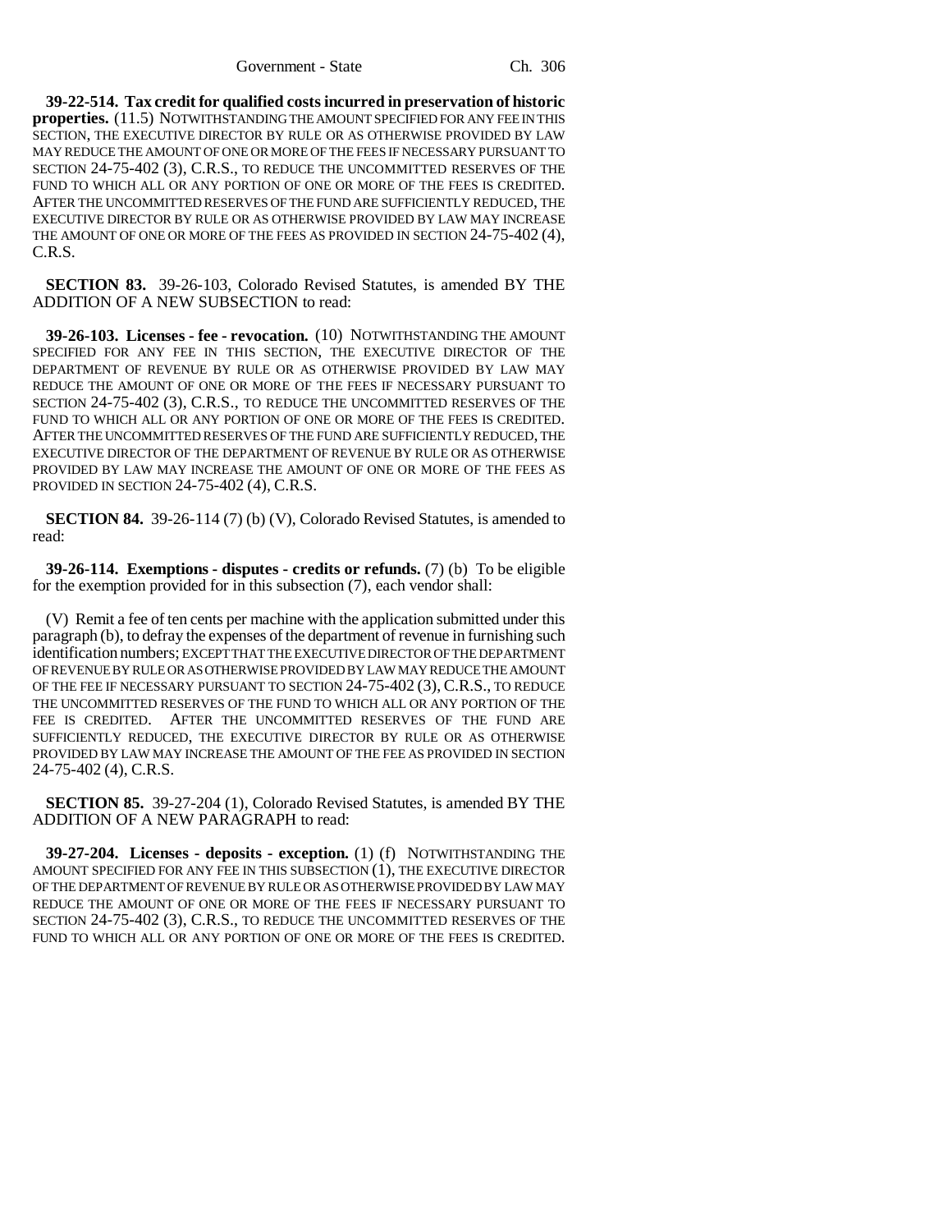**39-22-514. Tax credit for qualified costs incurred in preservation of historic properties.** (11.5) NOTWITHSTANDING THE AMOUNT SPECIFIED FOR ANY FEE IN THIS SECTION, THE EXECUTIVE DIRECTOR BY RULE OR AS OTHERWISE PROVIDED BY LAW MAY REDUCE THE AMOUNT OF ONE OR MORE OF THE FEES IF NECESSARY PURSUANT TO SECTION 24-75-402 (3), C.R.S., TO REDUCE THE UNCOMMITTED RESERVES OF THE FUND TO WHICH ALL OR ANY PORTION OF ONE OR MORE OF THE FEES IS CREDITED. AFTER THE UNCOMMITTED RESERVES OF THE FUND ARE SUFFICIENTLY REDUCED, THE EXECUTIVE DIRECTOR BY RULE OR AS OTHERWISE PROVIDED BY LAW MAY INCREASE THE AMOUNT OF ONE OR MORE OF THE FEES AS PROVIDED IN SECTION 24-75-402 (4), C.R.S.

**SECTION 83.** 39-26-103, Colorado Revised Statutes, is amended BY THE ADDITION OF A NEW SUBSECTION to read:

**39-26-103. Licenses - fee - revocation.** (10) NOTWITHSTANDING THE AMOUNT SPECIFIED FOR ANY FEE IN THIS SECTION, THE EXECUTIVE DIRECTOR OF THE DEPARTMENT OF REVENUE BY RULE OR AS OTHERWISE PROVIDED BY LAW MAY REDUCE THE AMOUNT OF ONE OR MORE OF THE FEES IF NECESSARY PURSUANT TO SECTION 24-75-402 (3), C.R.S., TO REDUCE THE UNCOMMITTED RESERVES OF THE FUND TO WHICH ALL OR ANY PORTION OF ONE OR MORE OF THE FEES IS CREDITED. AFTER THE UNCOMMITTED RESERVES OF THE FUND ARE SUFFICIENTLY REDUCED, THE EXECUTIVE DIRECTOR OF THE DEPARTMENT OF REVENUE BY RULE OR AS OTHERWISE PROVIDED BY LAW MAY INCREASE THE AMOUNT OF ONE OR MORE OF THE FEES AS PROVIDED IN SECTION 24-75-402 (4), C.R.S.

**SECTION 84.** 39-26-114 (7) (b) (V), Colorado Revised Statutes, is amended to read:

**39-26-114. Exemptions - disputes - credits or refunds.** (7) (b) To be eligible for the exemption provided for in this subsection (7), each vendor shall:

(V) Remit a fee of ten cents per machine with the application submitted under this paragraph (b), to defray the expenses of the department of revenue in furnishing such identification numbers; EXCEPT THAT THE EXECUTIVE DIRECTOR OF THE DEPARTMENT OF REVENUE BY RULE OR AS OTHERWISE PROVIDED BY LAW MAY REDUCE THE AMOUNT OF THE FEE IF NECESSARY PURSUANT TO SECTION 24-75-402 (3), C.R.S., TO REDUCE THE UNCOMMITTED RESERVES OF THE FUND TO WHICH ALL OR ANY PORTION OF THE FEE IS CREDITED. AFTER THE UNCOMMITTED RESERVES OF THE FUND ARE SUFFICIENTLY REDUCED, THE EXECUTIVE DIRECTOR BY RULE OR AS OTHERWISE PROVIDED BY LAW MAY INCREASE THE AMOUNT OF THE FEE AS PROVIDED IN SECTION 24-75-402 (4), C.R.S.

**SECTION 85.** 39-27-204 (1), Colorado Revised Statutes, is amended BY THE ADDITION OF A NEW PARAGRAPH to read:

**39-27-204. Licenses - deposits - exception.** (1) (f) NOTWITHSTANDING THE AMOUNT SPECIFIED FOR ANY FEE IN THIS SUBSECTION (1), THE EXECUTIVE DIRECTOR OF THE DEPARTMENT OF REVENUE BY RULE OR AS OTHERWISE PROVIDED BY LAW MAY REDUCE THE AMOUNT OF ONE OR MORE OF THE FEES IF NECESSARY PURSUANT TO SECTION 24-75-402 (3), C.R.S., TO REDUCE THE UNCOMMITTED RESERVES OF THE FUND TO WHICH ALL OR ANY PORTION OF ONE OR MORE OF THE FEES IS CREDITED.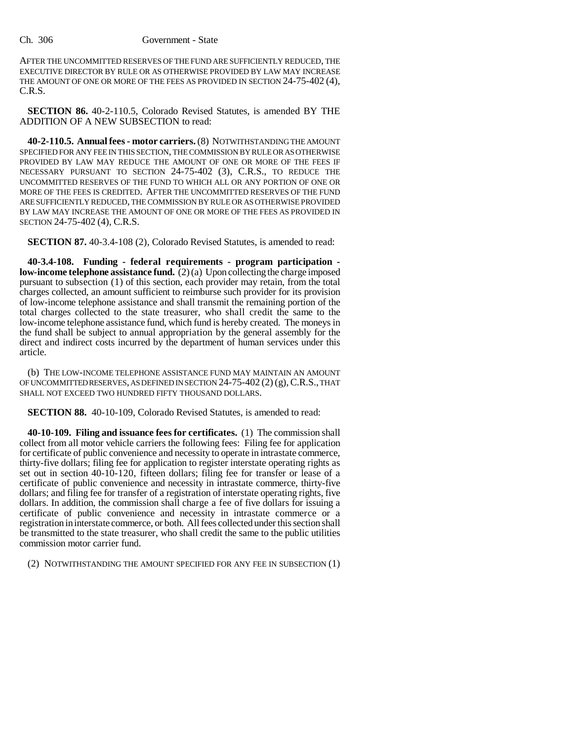AFTER THE UNCOMMITTED RESERVES OF THE FUND ARE SUFFICIENTLY REDUCED, THE EXECUTIVE DIRECTOR BY RULE OR AS OTHERWISE PROVIDED BY LAW MAY INCREASE THE AMOUNT OF ONE OR MORE OF THE FEES AS PROVIDED IN SECTION 24-75-402 (4), C.R.S.

**SECTION 86.** 40-2-110.5, Colorado Revised Statutes, is amended BY THE ADDITION OF A NEW SUBSECTION to read:

**40-2-110.5. Annual fees - motor carriers.** (8) NOTWITHSTANDING THE AMOUNT SPECIFIED FOR ANY FEE IN THIS SECTION, THE COMMISSION BY RULE OR AS OTHERWISE PROVIDED BY LAW MAY REDUCE THE AMOUNT OF ONE OR MORE OF THE FEES IF NECESSARY PURSUANT TO SECTION 24-75-402 (3), C.R.S., TO REDUCE THE UNCOMMITTED RESERVES OF THE FUND TO WHICH ALL OR ANY PORTION OF ONE OR MORE OF THE FEES IS CREDITED. AFTER THE UNCOMMITTED RESERVES OF THE FUND ARE SUFFICIENTLY REDUCED, THE COMMISSION BY RULE OR AS OTHERWISE PROVIDED BY LAW MAY INCREASE THE AMOUNT OF ONE OR MORE OF THE FEES AS PROVIDED IN SECTION 24-75-402 (4), C.R.S.

**SECTION 87.** 40-3.4-108 (2), Colorado Revised Statutes, is amended to read:

**40-3.4-108. Funding - federal requirements - program participation - low-income telephone assistance fund.** (2) (a) Upon collecting the charge imposed pursuant to subsection (1) of this section, each provider may retain, from the total charges collected, an amount sufficient to reimburse such provider for its provision of low-income telephone assistance and shall transmit the remaining portion of the total charges collected to the state treasurer, who shall credit the same to the low-income telephone assistance fund, which fund is hereby created. The moneys in the fund shall be subject to annual appropriation by the general assembly for the direct and indirect costs incurred by the department of human services under this article.

(b) THE LOW-INCOME TELEPHONE ASSISTANCE FUND MAY MAINTAIN AN AMOUNT OF UNCOMMITTED RESERVES, AS DEFINED IN SECTION 24-75-402 (2) (g), C.R.S., THAT SHALL NOT EXCEED TWO HUNDRED FIFTY THOUSAND DOLLARS.

**SECTION 88.** 40-10-109, Colorado Revised Statutes, is amended to read:

**40-10-109. Filing and issuance fees for certificates.** (1) The commission shall collect from all motor vehicle carriers the following fees: Filing fee for application for certificate of public convenience and necessity to operate in intrastate commerce, thirty-five dollars; filing fee for application to register interstate operating rights as set out in section 40-10-120, fifteen dollars; filing fee for transfer or lease of a certificate of public convenience and necessity in intrastate commerce, thirty-five dollars; and filing fee for transfer of a registration of interstate operating rights, five dollars. In addition, the commission shall charge a fee of five dollars for issuing a certificate of public convenience and necessity in intrastate commerce or a registration in interstate commerce, or both. All fees collected under this section shall be transmitted to the state treasurer, who shall credit the same to the public utilities commission motor carrier fund.

(2) NOTWITHSTANDING THE AMOUNT SPECIFIED FOR ANY FEE IN SUBSECTION (1)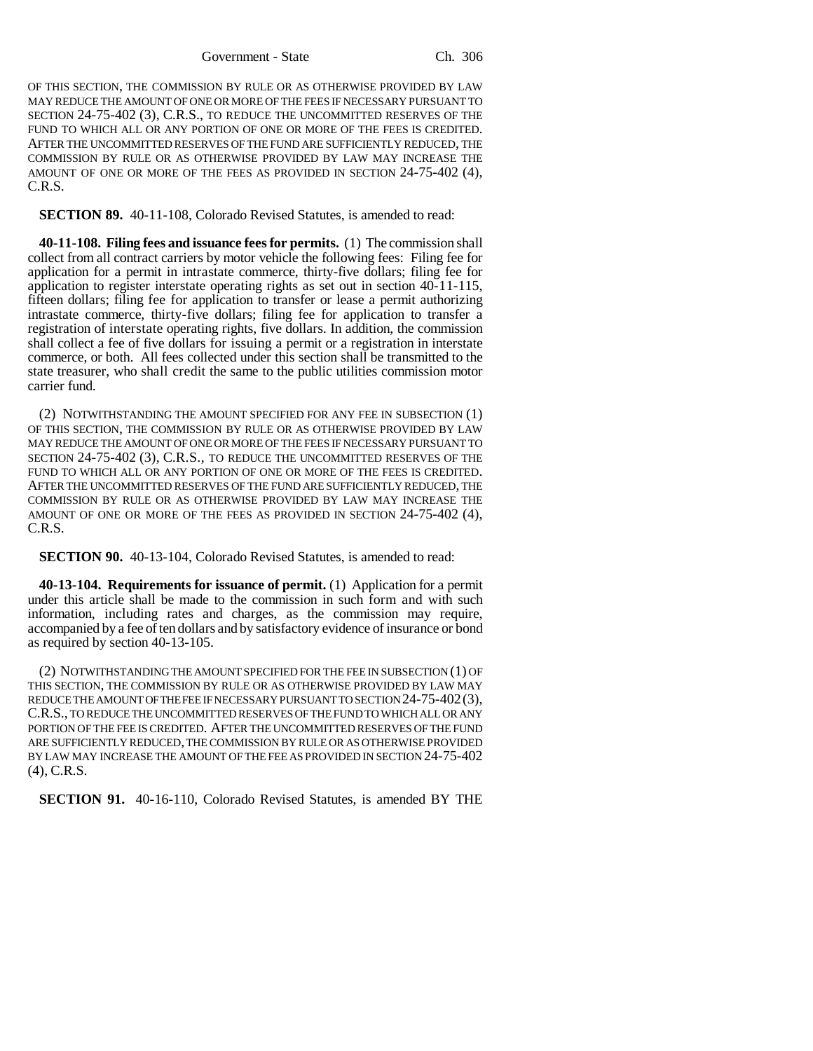OF THIS SECTION, THE COMMISSION BY RULE OR AS OTHERWISE PROVIDED BY LAW MAY REDUCE THE AMOUNT OF ONE OR MORE OF THE FEES IF NECESSARY PURSUANT TO SECTION 24-75-402 (3), C.R.S., TO REDUCE THE UNCOMMITTED RESERVES OF THE FUND TO WHICH ALL OR ANY PORTION OF ONE OR MORE OF THE FEES IS CREDITED. AFTER THE UNCOMMITTED RESERVES OF THE FUND ARE SUFFICIENTLY REDUCED, THE COMMISSION BY RULE OR AS OTHERWISE PROVIDED BY LAW MAY INCREASE THE AMOUNT OF ONE OR MORE OF THE FEES AS PROVIDED IN SECTION 24-75-402 (4), C.R.S.

**SECTION 89.** 40-11-108, Colorado Revised Statutes, is amended to read:

**40-11-108. Filing fees and issuance fees for permits.** (1) The commission shall collect from all contract carriers by motor vehicle the following fees: Filing fee for application for a permit in intrastate commerce, thirty-five dollars; filing fee for application to register interstate operating rights as set out in section 40-11-115, fifteen dollars; filing fee for application to transfer or lease a permit authorizing intrastate commerce, thirty-five dollars; filing fee for application to transfer a registration of interstate operating rights, five dollars. In addition, the commission shall collect a fee of five dollars for issuing a permit or a registration in interstate commerce, or both. All fees collected under this section shall be transmitted to the state treasurer, who shall credit the same to the public utilities commission motor carrier fund.

(2) NOTWITHSTANDING THE AMOUNT SPECIFIED FOR ANY FEE IN SUBSECTION (1) OF THIS SECTION, THE COMMISSION BY RULE OR AS OTHERWISE PROVIDED BY LAW MAY REDUCE THE AMOUNT OF ONE OR MORE OF THE FEES IF NECESSARY PURSUANT TO SECTION 24-75-402 (3), C.R.S., TO REDUCE THE UNCOMMITTED RESERVES OF THE FUND TO WHICH ALL OR ANY PORTION OF ONE OR MORE OF THE FEES IS CREDITED. AFTER THE UNCOMMITTED RESERVES OF THE FUND ARE SUFFICIENTLY REDUCED, THE COMMISSION BY RULE OR AS OTHERWISE PROVIDED BY LAW MAY INCREASE THE AMOUNT OF ONE OR MORE OF THE FEES AS PROVIDED IN SECTION 24-75-402 (4), C.R.S.

**SECTION 90.** 40-13-104, Colorado Revised Statutes, is amended to read:

**40-13-104. Requirements for issuance of permit.** (1) Application for a permit under this article shall be made to the commission in such form and with such information, including rates and charges, as the commission may require, accompanied by a fee of ten dollars and by satisfactory evidence of insurance or bond as required by section 40-13-105.

(2) NOTWITHSTANDING THE AMOUNT SPECIFIED FOR THE FEE IN SUBSECTION (1) OF THIS SECTION, THE COMMISSION BY RULE OR AS OTHERWISE PROVIDED BY LAW MAY REDUCE THE AMOUNT OF THE FEE IF NECESSARY PURSUANT TO SECTION 24-75-402 (3), C.R.S., TO REDUCE THE UNCOMMITTED RESERVES OF THE FUND TO WHICH ALL OR ANY PORTION OF THE FEE IS CREDITED. AFTER THE UNCOMMITTED RESERVES OF THE FUND ARE SUFFICIENTLY REDUCED, THE COMMISSION BY RULE OR AS OTHERWISE PROVIDED BY LAW MAY INCREASE THE AMOUNT OF THE FEE AS PROVIDED IN SECTION 24-75-402 (4), C.R.S.

**SECTION 91.** 40-16-110, Colorado Revised Statutes, is amended BY THE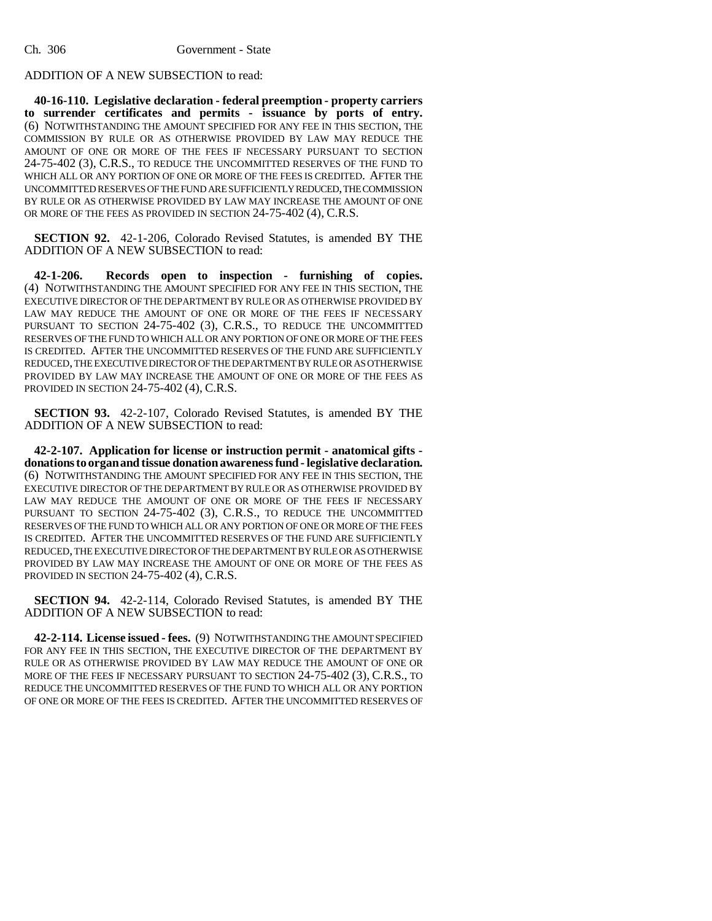ADDITION OF A NEW SUBSECTION to read:

**40-16-110. Legislative declaration - federal preemption - property carriers to surrender certificates and permits - issuance by ports of entry.** (6) NOTWITHSTANDING THE AMOUNT SPECIFIED FOR ANY FEE IN THIS SECTION, THE COMMISSION BY RULE OR AS OTHERWISE PROVIDED BY LAW MAY REDUCE THE AMOUNT OF ONE OR MORE OF THE FEES IF NECESSARY PURSUANT TO SECTION 24-75-402 (3), C.R.S., TO REDUCE THE UNCOMMITTED RESERVES OF THE FUND TO WHICH ALL OR ANY PORTION OF ONE OR MORE OF THE FEES IS CREDITED. AFTER THE UNCOMMITTED RESERVES OF THE FUND ARE SUFFICIENTLY REDUCED, THE COMMISSION BY RULE OR AS OTHERWISE PROVIDED BY LAW MAY INCREASE THE AMOUNT OF ONE OR MORE OF THE FEES AS PROVIDED IN SECTION 24-75-402 (4), C.R.S.

**SECTION 92.** 42-1-206, Colorado Revised Statutes, is amended BY THE ADDITION OF A NEW SUBSECTION to read:

**42-1-206. Records open to inspection - furnishing of copies.** (4) NOTWITHSTANDING THE AMOUNT SPECIFIED FOR ANY FEE IN THIS SECTION, THE EXECUTIVE DIRECTOR OF THE DEPARTMENT BY RULE OR AS OTHERWISE PROVIDED BY LAW MAY REDUCE THE AMOUNT OF ONE OR MORE OF THE FEES IF NECESSARY PURSUANT TO SECTION 24-75-402 (3), C.R.S., TO REDUCE THE UNCOMMITTED RESERVES OF THE FUND TO WHICH ALL OR ANY PORTION OF ONE OR MORE OF THE FEES IS CREDITED. AFTER THE UNCOMMITTED RESERVES OF THE FUND ARE SUFFICIENTLY REDUCED, THE EXECUTIVE DIRECTOR OF THE DEPARTMENT BY RULE OR AS OTHERWISE PROVIDED BY LAW MAY INCREASE THE AMOUNT OF ONE OR MORE OF THE FEES AS PROVIDED IN SECTION 24-75-402 (4), C.R.S.

**SECTION 93.** 42-2-107, Colorado Revised Statutes, is amended BY THE ADDITION OF A NEW SUBSECTION to read:

**42-2-107. Application for license or instruction permit - anatomical gifts - donations to organ and tissue donation awareness fund - legislative declaration.** (6) NOTWITHSTANDING THE AMOUNT SPECIFIED FOR ANY FEE IN THIS SECTION, THE EXECUTIVE DIRECTOR OF THE DEPARTMENT BY RULE OR AS OTHERWISE PROVIDED BY LAW MAY REDUCE THE AMOUNT OF ONE OR MORE OF THE FEES IF NECESSARY PURSUANT TO SECTION 24-75-402 (3), C.R.S., TO REDUCE THE UNCOMMITTED RESERVES OF THE FUND TO WHICH ALL OR ANY PORTION OF ONE OR MORE OF THE FEES IS CREDITED. AFTER THE UNCOMMITTED RESERVES OF THE FUND ARE SUFFICIENTLY REDUCED, THE EXECUTIVE DIRECTOR OF THE DEPARTMENT BY RULE OR AS OTHERWISE PROVIDED BY LAW MAY INCREASE THE AMOUNT OF ONE OR MORE OF THE FEES AS PROVIDED IN SECTION 24-75-402 (4), C.R.S.

**SECTION 94.** 42-2-114, Colorado Revised Statutes, is amended BY THE ADDITION OF A NEW SUBSECTION to read:

**42-2-114. License issued - fees.** (9) NOTWITHSTANDING THE AMOUNT SPECIFIED FOR ANY FEE IN THIS SECTION, THE EXECUTIVE DIRECTOR OF THE DEPARTMENT BY RULE OR AS OTHERWISE PROVIDED BY LAW MAY REDUCE THE AMOUNT OF ONE OR MORE OF THE FEES IF NECESSARY PURSUANT TO SECTION 24-75-402 (3), C.R.S., TO REDUCE THE UNCOMMITTED RESERVES OF THE FUND TO WHICH ALL OR ANY PORTION OF ONE OR MORE OF THE FEES IS CREDITED. AFTER THE UNCOMMITTED RESERVES OF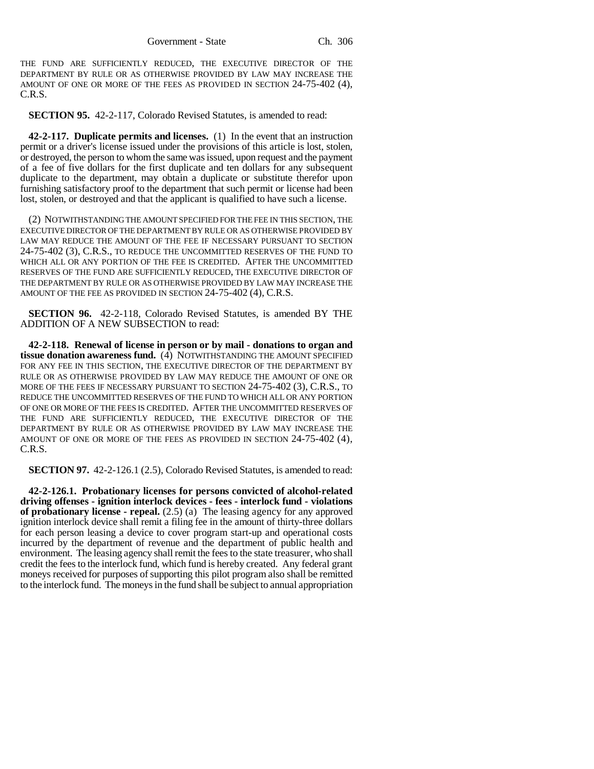THE FUND ARE SUFFICIENTLY REDUCED, THE EXECUTIVE DIRECTOR OF THE DEPARTMENT BY RULE OR AS OTHERWISE PROVIDED BY LAW MAY INCREASE THE AMOUNT OF ONE OR MORE OF THE FEES AS PROVIDED IN SECTION 24-75-402 (4), C.R.S.

**SECTION 95.** 42-2-117, Colorado Revised Statutes, is amended to read:

**42-2-117. Duplicate permits and licenses.** (1) In the event that an instruction permit or a driver's license issued under the provisions of this article is lost, stolen, or destroyed, the person to whom the same was issued, upon request and the payment of a fee of five dollars for the first duplicate and ten dollars for any subsequent duplicate to the department, may obtain a duplicate or substitute therefor upon furnishing satisfactory proof to the department that such permit or license had been lost, stolen, or destroyed and that the applicant is qualified to have such a license.

(2) NOTWITHSTANDING THE AMOUNT SPECIFIED FOR THE FEE IN THIS SECTION, THE EXECUTIVE DIRECTOR OF THE DEPARTMENT BY RULE OR AS OTHERWISE PROVIDED BY LAW MAY REDUCE THE AMOUNT OF THE FEE IF NECESSARY PURSUANT TO SECTION 24-75-402 (3), C.R.S., TO REDUCE THE UNCOMMITTED RESERVES OF THE FUND TO WHICH ALL OR ANY PORTION OF THE FEE IS CREDITED. AFTER THE UNCOMMITTED RESERVES OF THE FUND ARE SUFFICIENTLY REDUCED, THE EXECUTIVE DIRECTOR OF THE DEPARTMENT BY RULE OR AS OTHERWISE PROVIDED BY LAW MAY INCREASE THE AMOUNT OF THE FEE AS PROVIDED IN SECTION 24-75-402 (4), C.R.S.

**SECTION 96.** 42-2-118, Colorado Revised Statutes, is amended BY THE ADDITION OF A NEW SUBSECTION to read:

**42-2-118. Renewal of license in person or by mail - donations to organ and tissue donation awareness fund.** (4) NOTWITHSTANDING THE AMOUNT SPECIFIED FOR ANY FEE IN THIS SECTION, THE EXECUTIVE DIRECTOR OF THE DEPARTMENT BY RULE OR AS OTHERWISE PROVIDED BY LAW MAY REDUCE THE AMOUNT OF ONE OR MORE OF THE FEES IF NECESSARY PURSUANT TO SECTION 24-75-402 (3), C.R.S., TO REDUCE THE UNCOMMITTED RESERVES OF THE FUND TO WHICH ALL OR ANY PORTION OF ONE OR MORE OF THE FEES IS CREDITED. AFTER THE UNCOMMITTED RESERVES OF THE FUND ARE SUFFICIENTLY REDUCED, THE EXECUTIVE DIRECTOR OF THE DEPARTMENT BY RULE OR AS OTHERWISE PROVIDED BY LAW MAY INCREASE THE AMOUNT OF ONE OR MORE OF THE FEES AS PROVIDED IN SECTION 24-75-402 (4), C.R.S.

**SECTION 97.** 42-2-126.1 (2.5), Colorado Revised Statutes, is amended to read:

**42-2-126.1. Probationary licenses for persons convicted of alcohol-related driving offenses - ignition interlock devices - fees - interlock fund - violations of probationary license - repeal.** (2.5) (a) The leasing agency for any approved ignition interlock device shall remit a filing fee in the amount of thirty-three dollars for each person leasing a device to cover program start-up and operational costs incurred by the department of revenue and the department of public health and environment. The leasing agency shall remit the fees to the state treasurer, who shall credit the fees to the interlock fund, which fund is hereby created. Any federal grant moneys received for purposes of supporting this pilot program also shall be remitted to the interlock fund. The moneys in the fund shall be subject to annual appropriation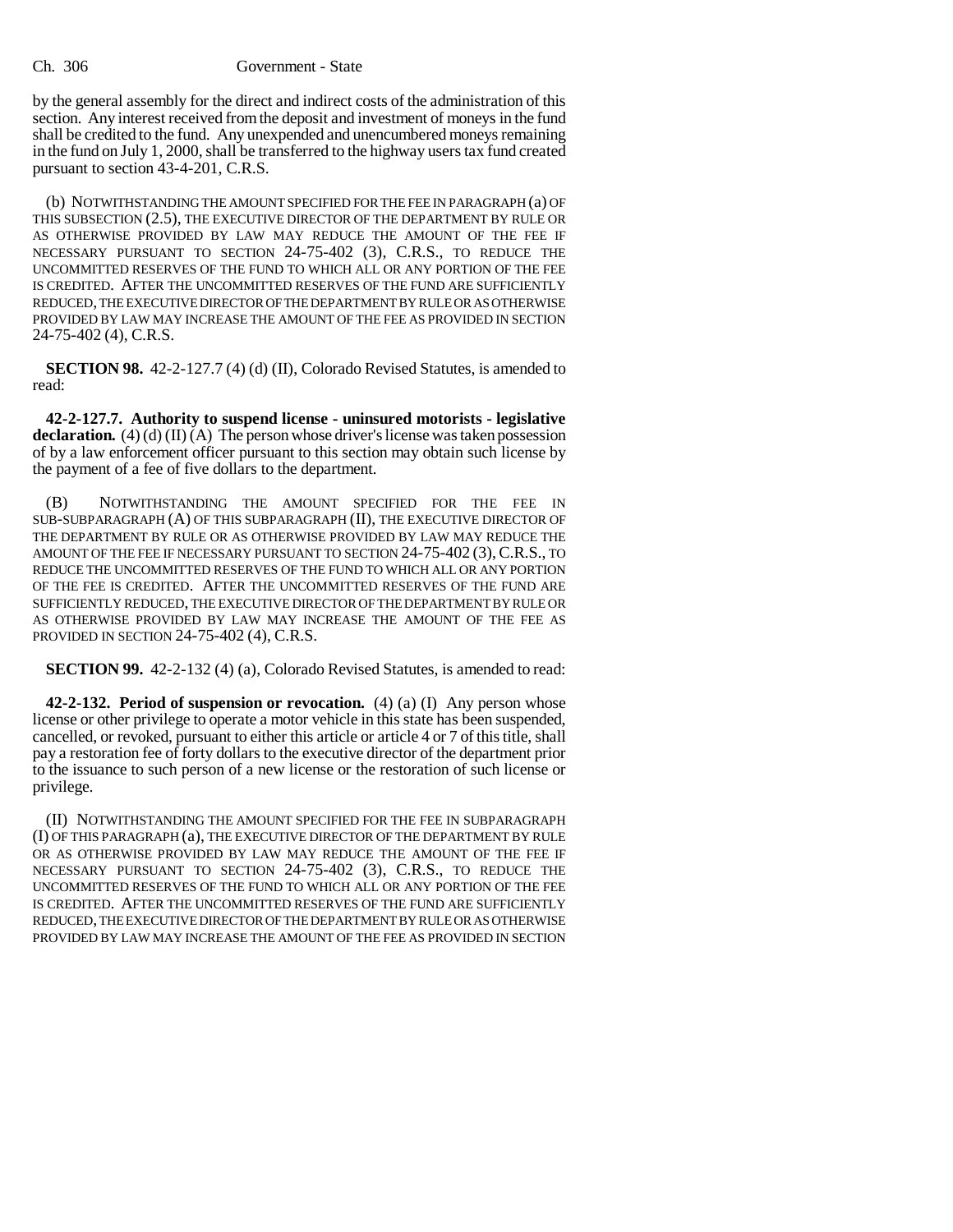by the general assembly for the direct and indirect costs of the administration of this section. Any interest received from the deposit and investment of moneys in the fund shall be credited to the fund. Any unexpended and unencumbered moneys remaining in the fund on July 1, 2000, shall be transferred to the highway users tax fund created pursuant to section 43-4-201, C.R.S.

(b) NOTWITHSTANDING THE AMOUNT SPECIFIED FOR THE FEE IN PARAGRAPH (a) OF THIS SUBSECTION (2.5), THE EXECUTIVE DIRECTOR OF THE DEPARTMENT BY RULE OR AS OTHERWISE PROVIDED BY LAW MAY REDUCE THE AMOUNT OF THE FEE IF NECESSARY PURSUANT TO SECTION 24-75-402 (3), C.R.S., TO REDUCE THE UNCOMMITTED RESERVES OF THE FUND TO WHICH ALL OR ANY PORTION OF THE FEE IS CREDITED. AFTER THE UNCOMMITTED RESERVES OF THE FUND ARE SUFFICIENTLY REDUCED, THE EXECUTIVE DIRECTOR OF THE DEPARTMENT BY RULE OR AS OTHERWISE PROVIDED BY LAW MAY INCREASE THE AMOUNT OF THE FEE AS PROVIDED IN SECTION 24-75-402 (4), C.R.S.

**SECTION 98.** 42-2-127.7 (4) (d) (II), Colorado Revised Statutes, is amended to read:

**42-2-127.7. Authority to suspend license - uninsured motorists - legislative declaration.** (4) (d) (II) (A) The person whose driver's license was taken possession of by a law enforcement officer pursuant to this section may obtain such license by the payment of a fee of five dollars to the department.

(B) NOTWITHSTANDING THE AMOUNT SPECIFIED FOR THE FEE IN SUB-SUBPARAGRAPH (A) OF THIS SUBPARAGRAPH (II), THE EXECUTIVE DIRECTOR OF THE DEPARTMENT BY RULE OR AS OTHERWISE PROVIDED BY LAW MAY REDUCE THE AMOUNT OF THE FEE IF NECESSARY PURSUANT TO SECTION 24-75-402 (3), C.R.S., TO REDUCE THE UNCOMMITTED RESERVES OF THE FUND TO WHICH ALL OR ANY PORTION OF THE FEE IS CREDITED. AFTER THE UNCOMMITTED RESERVES OF THE FUND ARE SUFFICIENTLY REDUCED, THE EXECUTIVE DIRECTOR OF THE DEPARTMENT BY RULE OR AS OTHERWISE PROVIDED BY LAW MAY INCREASE THE AMOUNT OF THE FEE AS PROVIDED IN SECTION 24-75-402 (4), C.R.S.

**SECTION 99.** 42-2-132 (4) (a), Colorado Revised Statutes, is amended to read:

**42-2-132. Period of suspension or revocation.** (4) (a) (I) Any person whose license or other privilege to operate a motor vehicle in this state has been suspended, cancelled, or revoked, pursuant to either this article or article 4 or 7 of this title, shall pay a restoration fee of forty dollars to the executive director of the department prior to the issuance to such person of a new license or the restoration of such license or privilege.

(II) NOTWITHSTANDING THE AMOUNT SPECIFIED FOR THE FEE IN SUBPARAGRAPH (I) OF THIS PARAGRAPH (a), THE EXECUTIVE DIRECTOR OF THE DEPARTMENT BY RULE OR AS OTHERWISE PROVIDED BY LAW MAY REDUCE THE AMOUNT OF THE FEE IF NECESSARY PURSUANT TO SECTION 24-75-402 (3), C.R.S., TO REDUCE THE UNCOMMITTED RESERVES OF THE FUND TO WHICH ALL OR ANY PORTION OF THE FEE IS CREDITED. AFTER THE UNCOMMITTED RESERVES OF THE FUND ARE SUFFICIENTLY REDUCED, THE EXECUTIVE DIRECTOR OF THE DEPARTMENT BY RULE OR AS OTHERWISE PROVIDED BY LAW MAY INCREASE THE AMOUNT OF THE FEE AS PROVIDED IN SECTION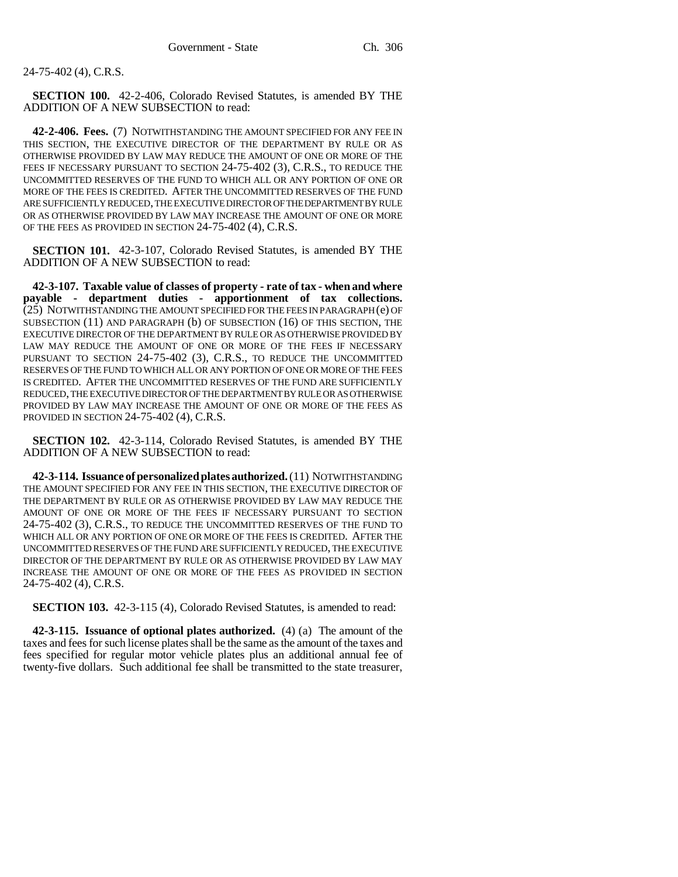24-75-402 (4), C.R.S.

**SECTION 100.** 42-2-406, Colorado Revised Statutes, is amended BY THE ADDITION OF A NEW SUBSECTION to read:

**42-2-406. Fees.** (7) NOTWITHSTANDING THE AMOUNT SPECIFIED FOR ANY FEE IN THIS SECTION, THE EXECUTIVE DIRECTOR OF THE DEPARTMENT BY RULE OR AS OTHERWISE PROVIDED BY LAW MAY REDUCE THE AMOUNT OF ONE OR MORE OF THE FEES IF NECESSARY PURSUANT TO SECTION 24-75-402 (3), C.R.S., TO REDUCE THE UNCOMMITTED RESERVES OF THE FUND TO WHICH ALL OR ANY PORTION OF ONE OR MORE OF THE FEES IS CREDITED. AFTER THE UNCOMMITTED RESERVES OF THE FUND ARE SUFFICIENTLY REDUCED, THE EXECUTIVE DIRECTOR OF THE DEPARTMENT BY RULE OR AS OTHERWISE PROVIDED BY LAW MAY INCREASE THE AMOUNT OF ONE OR MORE OF THE FEES AS PROVIDED IN SECTION 24-75-402 (4), C.R.S.

**SECTION 101.** 42-3-107, Colorado Revised Statutes, is amended BY THE ADDITION OF A NEW SUBSECTION to read:

**42-3-107. Taxable value of classes of property - rate of tax - when and where payable - department duties - apportionment of tax collections.** (25) NOTWITHSTANDING THE AMOUNT SPECIFIED FOR THE FEES IN PARAGRAPH (e) OF SUBSECTION (11) AND PARAGRAPH (b) OF SUBSECTION (16) OF THIS SECTION, THE EXECUTIVE DIRECTOR OF THE DEPARTMENT BY RULE OR AS OTHERWISE PROVIDED BY LAW MAY REDUCE THE AMOUNT OF ONE OR MORE OF THE FEES IF NECESSARY PURSUANT TO SECTION 24-75-402 (3), C.R.S., TO REDUCE THE UNCOMMITTED RESERVES OF THE FUND TO WHICH ALL OR ANY PORTION OF ONE OR MORE OF THE FEES IS CREDITED. AFTER THE UNCOMMITTED RESERVES OF THE FUND ARE SUFFICIENTLY REDUCED, THE EXECUTIVE DIRECTOR OF THE DEPARTMENT BY RULE OR AS OTHERWISE PROVIDED BY LAW MAY INCREASE THE AMOUNT OF ONE OR MORE OF THE FEES AS PROVIDED IN SECTION 24-75-402 (4), C.R.S.

**SECTION 102.** 42-3-114, Colorado Revised Statutes, is amended BY THE ADDITION OF A NEW SUBSECTION to read:

**42-3-114. Issuance of personalized plates authorized.** (11) NOTWITHSTANDING THE AMOUNT SPECIFIED FOR ANY FEE IN THIS SECTION, THE EXECUTIVE DIRECTOR OF THE DEPARTMENT BY RULE OR AS OTHERWISE PROVIDED BY LAW MAY REDUCE THE AMOUNT OF ONE OR MORE OF THE FEES IF NECESSARY PURSUANT TO SECTION 24-75-402 (3), C.R.S., TO REDUCE THE UNCOMMITTED RESERVES OF THE FUND TO WHICH ALL OR ANY PORTION OF ONE OR MORE OF THE FEES IS CREDITED. AFTER THE UNCOMMITTED RESERVES OF THE FUND ARE SUFFICIENTLY REDUCED, THE EXECUTIVE DIRECTOR OF THE DEPARTMENT BY RULE OR AS OTHERWISE PROVIDED BY LAW MAY INCREASE THE AMOUNT OF ONE OR MORE OF THE FEES AS PROVIDED IN SECTION 24-75-402 (4), C.R.S.

**SECTION 103.** 42-3-115 (4), Colorado Revised Statutes, is amended to read:

**42-3-115. Issuance of optional plates authorized.** (4) (a) The amount of the taxes and fees for such license plates shall be the same as the amount of the taxes and fees specified for regular motor vehicle plates plus an additional annual fee of twenty-five dollars. Such additional fee shall be transmitted to the state treasurer,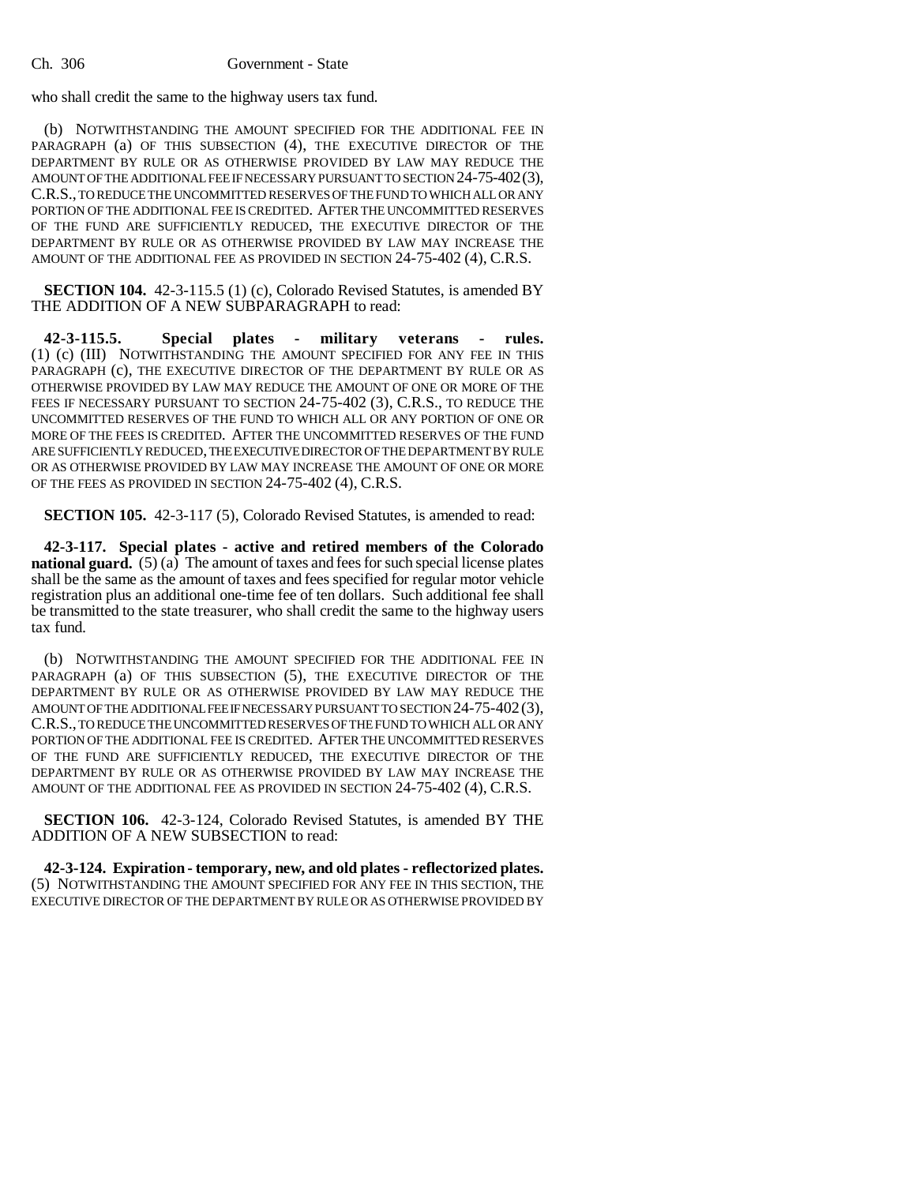who shall credit the same to the highway users tax fund.

(b) NOTWITHSTANDING THE AMOUNT SPECIFIED FOR THE ADDITIONAL FEE IN PARAGRAPH (a) OF THIS SUBSECTION (4), THE EXECUTIVE DIRECTOR OF THE DEPARTMENT BY RULE OR AS OTHERWISE PROVIDED BY LAW MAY REDUCE THE AMOUNT OF THE ADDITIONAL FEE IF NECESSARY PURSUANT TO SECTION 24-75-402 (3), C.R.S., TO REDUCE THE UNCOMMITTED RESERVES OF THE FUND TO WHICH ALL OR ANY PORTION OF THE ADDITIONAL FEE IS CREDITED. AFTER THE UNCOMMITTED RESERVES OF THE FUND ARE SUFFICIENTLY REDUCED, THE EXECUTIVE DIRECTOR OF THE DEPARTMENT BY RULE OR AS OTHERWISE PROVIDED BY LAW MAY INCREASE THE AMOUNT OF THE ADDITIONAL FEE AS PROVIDED IN SECTION 24-75-402 (4), C.R.S.

**SECTION 104.** 42-3-115.5 (1) (c), Colorado Revised Statutes, is amended BY THE ADDITION OF A NEW SUBPARAGRAPH to read:

**42-3-115.5. Special plates - military veterans - rules.** (1) (c) (III) NOTWITHSTANDING THE AMOUNT SPECIFIED FOR ANY FEE IN THIS PARAGRAPH (c), THE EXECUTIVE DIRECTOR OF THE DEPARTMENT BY RULE OR AS OTHERWISE PROVIDED BY LAW MAY REDUCE THE AMOUNT OF ONE OR MORE OF THE FEES IF NECESSARY PURSUANT TO SECTION 24-75-402 (3), C.R.S., TO REDUCE THE UNCOMMITTED RESERVES OF THE FUND TO WHICH ALL OR ANY PORTION OF ONE OR MORE OF THE FEES IS CREDITED. AFTER THE UNCOMMITTED RESERVES OF THE FUND ARE SUFFICIENTLY REDUCED, THE EXECUTIVE DIRECTOR OF THE DEPARTMENT BY RULE OR AS OTHERWISE PROVIDED BY LAW MAY INCREASE THE AMOUNT OF ONE OR MORE OF THE FEES AS PROVIDED IN SECTION 24-75-402 (4), C.R.S.

**SECTION 105.** 42-3-117 (5), Colorado Revised Statutes, is amended to read:

**42-3-117. Special plates - active and retired members of the Colorado national guard.** (5) (a) The amount of taxes and fees for such special license plates shall be the same as the amount of taxes and fees specified for regular motor vehicle registration plus an additional one-time fee of ten dollars. Such additional fee shall be transmitted to the state treasurer, who shall credit the same to the highway users tax fund.

(b) NOTWITHSTANDING THE AMOUNT SPECIFIED FOR THE ADDITIONAL FEE IN PARAGRAPH (a) OF THIS SUBSECTION (5), THE EXECUTIVE DIRECTOR OF THE DEPARTMENT BY RULE OR AS OTHERWISE PROVIDED BY LAW MAY REDUCE THE AMOUNT OF THE ADDITIONAL FEE IF NECESSARY PURSUANT TO SECTION 24-75-402 (3), C.R.S., TO REDUCE THE UNCOMMITTED RESERVES OF THE FUND TO WHICH ALL OR ANY PORTION OF THE ADDITIONAL FEE IS CREDITED. AFTER THE UNCOMMITTED RESERVES OF THE FUND ARE SUFFICIENTLY REDUCED, THE EXECUTIVE DIRECTOR OF THE DEPARTMENT BY RULE OR AS OTHERWISE PROVIDED BY LAW MAY INCREASE THE AMOUNT OF THE ADDITIONAL FEE AS PROVIDED IN SECTION 24-75-402 (4), C.R.S.

**SECTION 106.** 42-3-124, Colorado Revised Statutes, is amended BY THE ADDITION OF A NEW SUBSECTION to read:

**42-3-124. Expiration - temporary, new, and old plates - reflectorized plates.** (5) NOTWITHSTANDING THE AMOUNT SPECIFIED FOR ANY FEE IN THIS SECTION, THE EXECUTIVE DIRECTOR OF THE DEPARTMENT BY RULE OR AS OTHERWISE PROVIDED BY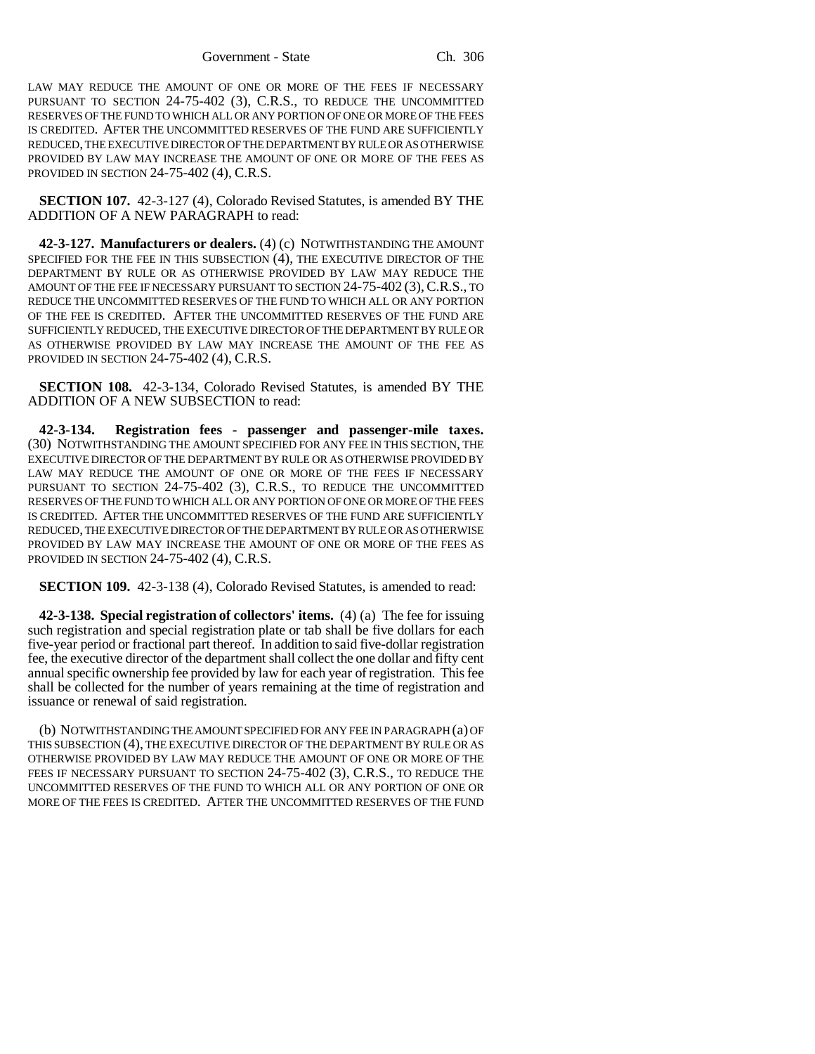LAW MAY REDUCE THE AMOUNT OF ONE OR MORE OF THE FEES IF NECESSARY PURSUANT TO SECTION 24-75-402 (3), C.R.S., TO REDUCE THE UNCOMMITTED RESERVES OF THE FUND TO WHICH ALL OR ANY PORTION OF ONE OR MORE OF THE FEES IS CREDITED. AFTER THE UNCOMMITTED RESERVES OF THE FUND ARE SUFFICIENTLY REDUCED, THE EXECUTIVE DIRECTOR OF THE DEPARTMENT BY RULE OR AS OTHERWISE PROVIDED BY LAW MAY INCREASE THE AMOUNT OF ONE OR MORE OF THE FEES AS PROVIDED IN SECTION 24-75-402 (4), C.R.S.

**SECTION 107.** 42-3-127 (4), Colorado Revised Statutes, is amended BY THE ADDITION OF A NEW PARAGRAPH to read:

**42-3-127. Manufacturers or dealers.** (4) (c) NOTWITHSTANDING THE AMOUNT SPECIFIED FOR THE FEE IN THIS SUBSECTION (4), THE EXECUTIVE DIRECTOR OF THE DEPARTMENT BY RULE OR AS OTHERWISE PROVIDED BY LAW MAY REDUCE THE AMOUNT OF THE FEE IF NECESSARY PURSUANT TO SECTION 24-75-402 (3), C.R.S., TO REDUCE THE UNCOMMITTED RESERVES OF THE FUND TO WHICH ALL OR ANY PORTION OF THE FEE IS CREDITED. AFTER THE UNCOMMITTED RESERVES OF THE FUND ARE SUFFICIENTLY REDUCED, THE EXECUTIVE DIRECTOR OF THE DEPARTMENT BY RULE OR AS OTHERWISE PROVIDED BY LAW MAY INCREASE THE AMOUNT OF THE FEE AS PROVIDED IN SECTION 24-75-402 (4), C.R.S.

**SECTION 108.** 42-3-134, Colorado Revised Statutes, is amended BY THE ADDITION OF A NEW SUBSECTION to read:

**42-3-134. Registration fees - passenger and passenger-mile taxes.** (30) NOTWITHSTANDING THE AMOUNT SPECIFIED FOR ANY FEE IN THIS SECTION, THE EXECUTIVE DIRECTOR OF THE DEPARTMENT BY RULE OR AS OTHERWISE PROVIDED BY LAW MAY REDUCE THE AMOUNT OF ONE OR MORE OF THE FEES IF NECESSARY PURSUANT TO SECTION 24-75-402 (3), C.R.S., TO REDUCE THE UNCOMMITTED RESERVES OF THE FUND TO WHICH ALL OR ANY PORTION OF ONE OR MORE OF THE FEES IS CREDITED. AFTER THE UNCOMMITTED RESERVES OF THE FUND ARE SUFFICIENTLY REDUCED, THE EXECUTIVE DIRECTOR OF THE DEPARTMENT BY RULE OR AS OTHERWISE PROVIDED BY LAW MAY INCREASE THE AMOUNT OF ONE OR MORE OF THE FEES AS PROVIDED IN SECTION 24-75-402 (4), C.R.S.

**SECTION 109.** 42-3-138 (4), Colorado Revised Statutes, is amended to read:

**42-3-138. Special registration of collectors' items.** (4) (a) The fee for issuing such registration and special registration plate or tab shall be five dollars for each five-year period or fractional part thereof. In addition to said five-dollar registration fee, the executive director of the department shall collect the one dollar and fifty cent annual specific ownership fee provided by law for each year of registration. This fee shall be collected for the number of years remaining at the time of registration and issuance or renewal of said registration.

(b) NOTWITHSTANDING THE AMOUNT SPECIFIED FOR ANY FEE IN PARAGRAPH (a) OF THIS SUBSECTION (4), THE EXECUTIVE DIRECTOR OF THE DEPARTMENT BY RULE OR AS OTHERWISE PROVIDED BY LAW MAY REDUCE THE AMOUNT OF ONE OR MORE OF THE FEES IF NECESSARY PURSUANT TO SECTION 24-75-402 (3), C.R.S., TO REDUCE THE UNCOMMITTED RESERVES OF THE FUND TO WHICH ALL OR ANY PORTION OF ONE OR MORE OF THE FEES IS CREDITED. AFTER THE UNCOMMITTED RESERVES OF THE FUND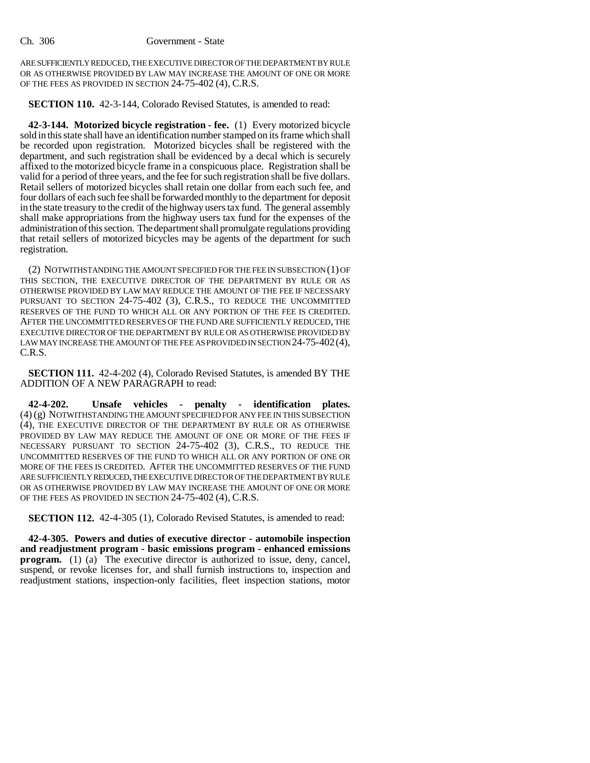ARE SUFFICIENTLY REDUCED, THE EXECUTIVE DIRECTOR OF THE DEPARTMENT BY RULE OR AS OTHERWISE PROVIDED BY LAW MAY INCREASE THE AMOUNT OF ONE OR MORE OF THE FEES AS PROVIDED IN SECTION 24-75-402 (4), C.R.S.

**SECTION 110.** 42-3-144, Colorado Revised Statutes, is amended to read:

**42-3-144. Motorized bicycle registration - fee.** (1) Every motorized bicycle sold in this state shall have an identification number stamped on its frame which shall be recorded upon registration. Motorized bicycles shall be registered with the department, and such registration shall be evidenced by a decal which is securely affixed to the motorized bicycle frame in a conspicuous place. Registration shall be valid for a period of three years, and the fee for such registration shall be five dollars. Retail sellers of motorized bicycles shall retain one dollar from each such fee, and four dollars of each such fee shall be forwarded monthly to the department for deposit in the state treasury to the credit of the highway users tax fund. The general assembly shall make appropriations from the highway users tax fund for the expenses of the administration of this section. The department shall promulgate regulations providing that retail sellers of motorized bicycles may be agents of the department for such registration.

(2) NOTWITHSTANDING THE AMOUNT SPECIFIED FOR THE FEE IN SUBSECTION (1) OF THIS SECTION, THE EXECUTIVE DIRECTOR OF THE DEPARTMENT BY RULE OR AS OTHERWISE PROVIDED BY LAW MAY REDUCE THE AMOUNT OF THE FEE IF NECESSARY PURSUANT TO SECTION 24-75-402 (3), C.R.S., TO REDUCE THE UNCOMMITTED RESERVES OF THE FUND TO WHICH ALL OR ANY PORTION OF THE FEE IS CREDITED. AFTER THE UNCOMMITTED RESERVES OF THE FUND ARE SUFFICIENTLY REDUCED, THE EXECUTIVE DIRECTOR OF THE DEPARTMENT BY RULE OR AS OTHERWISE PROVIDED BY LAW MAY INCREASE THE AMOUNT OF THE FEE AS PROVIDED IN SECTION 24-75-402 (4), C.R.S.

**SECTION 111.** 42-4-202 (4), Colorado Revised Statutes, is amended BY THE ADDITION OF A NEW PARAGRAPH to read:

**42-4-202. Unsafe vehicles - penalty - identification plates.** (4) (g) NOTWITHSTANDING THE AMOUNT SPECIFIED FOR ANY FEE IN THIS SUBSECTION (4), THE EXECUTIVE DIRECTOR OF THE DEPARTMENT BY RULE OR AS OTHERWISE PROVIDED BY LAW MAY REDUCE THE AMOUNT OF ONE OR MORE OF THE FEES IF NECESSARY PURSUANT TO SECTION 24-75-402 (3), C.R.S., TO REDUCE THE UNCOMMITTED RESERVES OF THE FUND TO WHICH ALL OR ANY PORTION OF ONE OR MORE OF THE FEES IS CREDITED. AFTER THE UNCOMMITTED RESERVES OF THE FUND ARE SUFFICIENTLY REDUCED, THE EXECUTIVE DIRECTOR OF THE DEPARTMENT BY RULE OR AS OTHERWISE PROVIDED BY LAW MAY INCREASE THE AMOUNT OF ONE OR MORE OF THE FEES AS PROVIDED IN SECTION 24-75-402 (4), C.R.S.

**SECTION 112.** 42-4-305 (1), Colorado Revised Statutes, is amended to read:

**42-4-305. Powers and duties of executive director - automobile inspection and readjustment program - basic emissions program - enhanced emissions program.** (1) (a) The executive director is authorized to issue, deny, cancel, suspend, or revoke licenses for, and shall furnish instructions to, inspection and readjustment stations, inspection-only facilities, fleet inspection stations, motor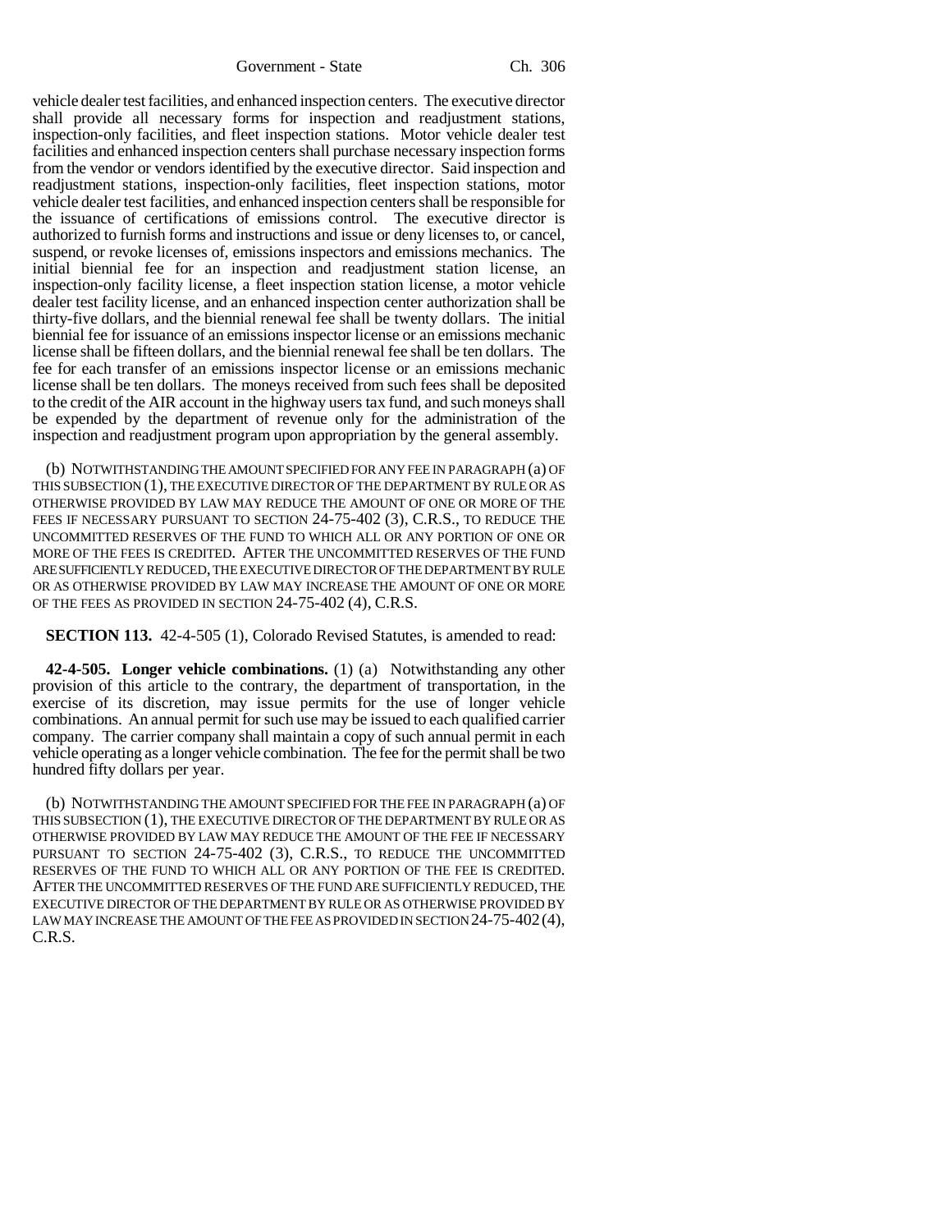vehicle dealer test facilities, and enhanced inspection centers. The executive director shall provide all necessary forms for inspection and readjustment stations, inspection-only facilities, and fleet inspection stations. Motor vehicle dealer test facilities and enhanced inspection centers shall purchase necessary inspection forms from the vendor or vendors identified by the executive director. Said inspection and readjustment stations, inspection-only facilities, fleet inspection stations, motor vehicle dealer test facilities, and enhanced inspection centers shall be responsible for the issuance of certifications of emissions control. The executive director is authorized to furnish forms and instructions and issue or deny licenses to, or cancel, suspend, or revoke licenses of, emissions inspectors and emissions mechanics. The initial biennial fee for an inspection and readjustment station license, an inspection-only facility license, a fleet inspection station license, a motor vehicle dealer test facility license, and an enhanced inspection center authorization shall be thirty-five dollars, and the biennial renewal fee shall be twenty dollars. The initial biennial fee for issuance of an emissions inspector license or an emissions mechanic license shall be fifteen dollars, and the biennial renewal fee shall be ten dollars. The fee for each transfer of an emissions inspector license or an emissions mechanic license shall be ten dollars. The moneys received from such fees shall be deposited to the credit of the AIR account in the highway users tax fund, and such moneys shall be expended by the department of revenue only for the administration of the inspection and readjustment program upon appropriation by the general assembly.

(b) NOTWITHSTANDING THE AMOUNT SPECIFIED FOR ANY FEE IN PARAGRAPH (a) OF THIS SUBSECTION (1), THE EXECUTIVE DIRECTOR OF THE DEPARTMENT BY RULE OR AS OTHERWISE PROVIDED BY LAW MAY REDUCE THE AMOUNT OF ONE OR MORE OF THE FEES IF NECESSARY PURSUANT TO SECTION 24-75-402 (3), C.R.S., TO REDUCE THE UNCOMMITTED RESERVES OF THE FUND TO WHICH ALL OR ANY PORTION OF ONE OR MORE OF THE FEES IS CREDITED. AFTER THE UNCOMMITTED RESERVES OF THE FUND ARE SUFFICIENTLY REDUCED, THE EXECUTIVE DIRECTOR OF THE DEPARTMENT BY RULE OR AS OTHERWISE PROVIDED BY LAW MAY INCREASE THE AMOUNT OF ONE OR MORE OF THE FEES AS PROVIDED IN SECTION 24-75-402 (4), C.R.S.

**SECTION 113.** 42-4-505 (1), Colorado Revised Statutes, is amended to read:

**42-4-505. Longer vehicle combinations.** (1) (a) Notwithstanding any other provision of this article to the contrary, the department of transportation, in the exercise of its discretion, may issue permits for the use of longer vehicle combinations. An annual permit for such use may be issued to each qualified carrier company. The carrier company shall maintain a copy of such annual permit in each vehicle operating as a longer vehicle combination. The fee for the permit shall be two hundred fifty dollars per year.

(b) NOTWITHSTANDING THE AMOUNT SPECIFIED FOR THE FEE IN PARAGRAPH (a) OF THIS SUBSECTION (1), THE EXECUTIVE DIRECTOR OF THE DEPARTMENT BY RULE OR AS OTHERWISE PROVIDED BY LAW MAY REDUCE THE AMOUNT OF THE FEE IF NECESSARY PURSUANT TO SECTION 24-75-402 (3), C.R.S., TO REDUCE THE UNCOMMITTED RESERVES OF THE FUND TO WHICH ALL OR ANY PORTION OF THE FEE IS CREDITED. AFTER THE UNCOMMITTED RESERVES OF THE FUND ARE SUFFICIENTLY REDUCED, THE EXECUTIVE DIRECTOR OF THE DEPARTMENT BY RULE OR AS OTHERWISE PROVIDED BY LAW MAY INCREASE THE AMOUNT OF THE FEE AS PROVIDED IN SECTION 24-75-402 (4), C.R.S.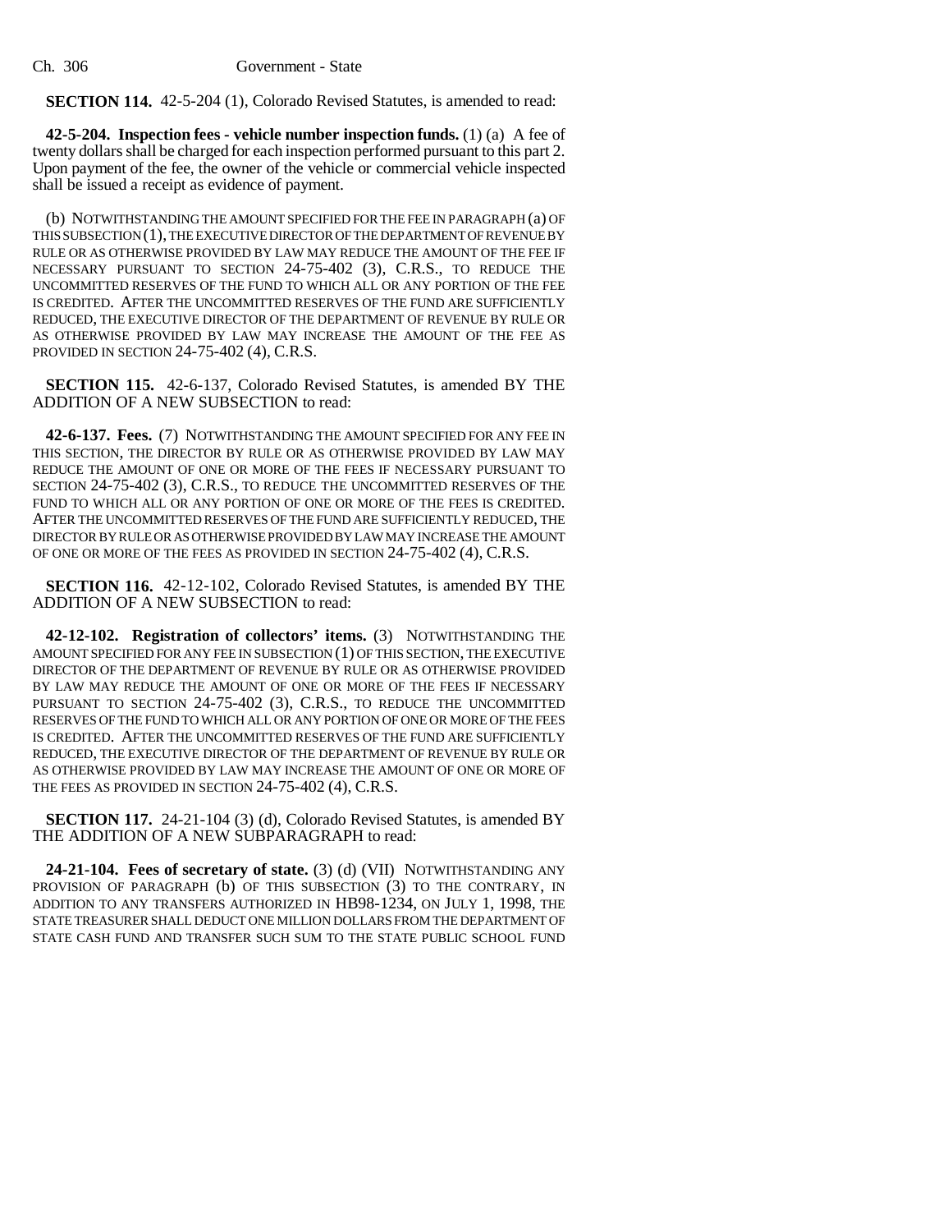**SECTION 114.** 42-5-204 (1), Colorado Revised Statutes, is amended to read:

**42-5-204. Inspection fees - vehicle number inspection funds.** (1) (a) A fee of twenty dollars shall be charged for each inspection performed pursuant to this part 2. Upon payment of the fee, the owner of the vehicle or commercial vehicle inspected shall be issued a receipt as evidence of payment.

(b) NOTWITHSTANDING THE AMOUNT SPECIFIED FOR THE FEE IN PARAGRAPH (a) OF THIS SUBSECTION (1), THE EXECUTIVE DIRECTOR OF THE DEPARTMENT OF REVENUE BY RULE OR AS OTHERWISE PROVIDED BY LAW MAY REDUCE THE AMOUNT OF THE FEE IF NECESSARY PURSUANT TO SECTION 24-75-402 (3), C.R.S., TO REDUCE THE UNCOMMITTED RESERVES OF THE FUND TO WHICH ALL OR ANY PORTION OF THE FEE IS CREDITED. AFTER THE UNCOMMITTED RESERVES OF THE FUND ARE SUFFICIENTLY REDUCED, THE EXECUTIVE DIRECTOR OF THE DEPARTMENT OF REVENUE BY RULE OR AS OTHERWISE PROVIDED BY LAW MAY INCREASE THE AMOUNT OF THE FEE AS PROVIDED IN SECTION 24-75-402 (4), C.R.S.

**SECTION 115.** 42-6-137, Colorado Revised Statutes, is amended BY THE ADDITION OF A NEW SUBSECTION to read:

**42-6-137. Fees.** (7) NOTWITHSTANDING THE AMOUNT SPECIFIED FOR ANY FEE IN THIS SECTION, THE DIRECTOR BY RULE OR AS OTHERWISE PROVIDED BY LAW MAY REDUCE THE AMOUNT OF ONE OR MORE OF THE FEES IF NECESSARY PURSUANT TO SECTION 24-75-402 (3), C.R.S., TO REDUCE THE UNCOMMITTED RESERVES OF THE FUND TO WHICH ALL OR ANY PORTION OF ONE OR MORE OF THE FEES IS CREDITED. AFTER THE UNCOMMITTED RESERVES OF THE FUND ARE SUFFICIENTLY REDUCED, THE DIRECTOR BY RULE OR AS OTHERWISE PROVIDED BY LAW MAY INCREASE THE AMOUNT OF ONE OR MORE OF THE FEES AS PROVIDED IN SECTION 24-75-402 (4), C.R.S.

**SECTION 116.** 42-12-102, Colorado Revised Statutes, is amended BY THE ADDITION OF A NEW SUBSECTION to read:

**42-12-102. Registration of collectors' items.** (3) NOTWITHSTANDING THE AMOUNT SPECIFIED FOR ANY FEE IN SUBSECTION (1) OF THIS SECTION, THE EXECUTIVE DIRECTOR OF THE DEPARTMENT OF REVENUE BY RULE OR AS OTHERWISE PROVIDED BY LAW MAY REDUCE THE AMOUNT OF ONE OR MORE OF THE FEES IF NECESSARY PURSUANT TO SECTION 24-75-402 (3), C.R.S., TO REDUCE THE UNCOMMITTED RESERVES OF THE FUND TO WHICH ALL OR ANY PORTION OF ONE OR MORE OF THE FEES IS CREDITED. AFTER THE UNCOMMITTED RESERVES OF THE FUND ARE SUFFICIENTLY REDUCED, THE EXECUTIVE DIRECTOR OF THE DEPARTMENT OF REVENUE BY RULE OR AS OTHERWISE PROVIDED BY LAW MAY INCREASE THE AMOUNT OF ONE OR MORE OF THE FEES AS PROVIDED IN SECTION 24-75-402 (4), C.R.S.

**SECTION 117.** 24-21-104 (3) (d), Colorado Revised Statutes, is amended BY THE ADDITION OF A NEW SUBPARAGRAPH to read:

**24-21-104. Fees of secretary of state.** (3) (d) (VII) NOTWITHSTANDING ANY PROVISION OF PARAGRAPH (b) OF THIS SUBSECTION (3) TO THE CONTRARY, IN ADDITION TO ANY TRANSFERS AUTHORIZED IN HB98-1234, ON JULY 1, 1998, THE STATE TREASURER SHALL DEDUCT ONE MILLION DOLLARS FROM THE DEPARTMENT OF STATE CASH FUND AND TRANSFER SUCH SUM TO THE STATE PUBLIC SCHOOL FUND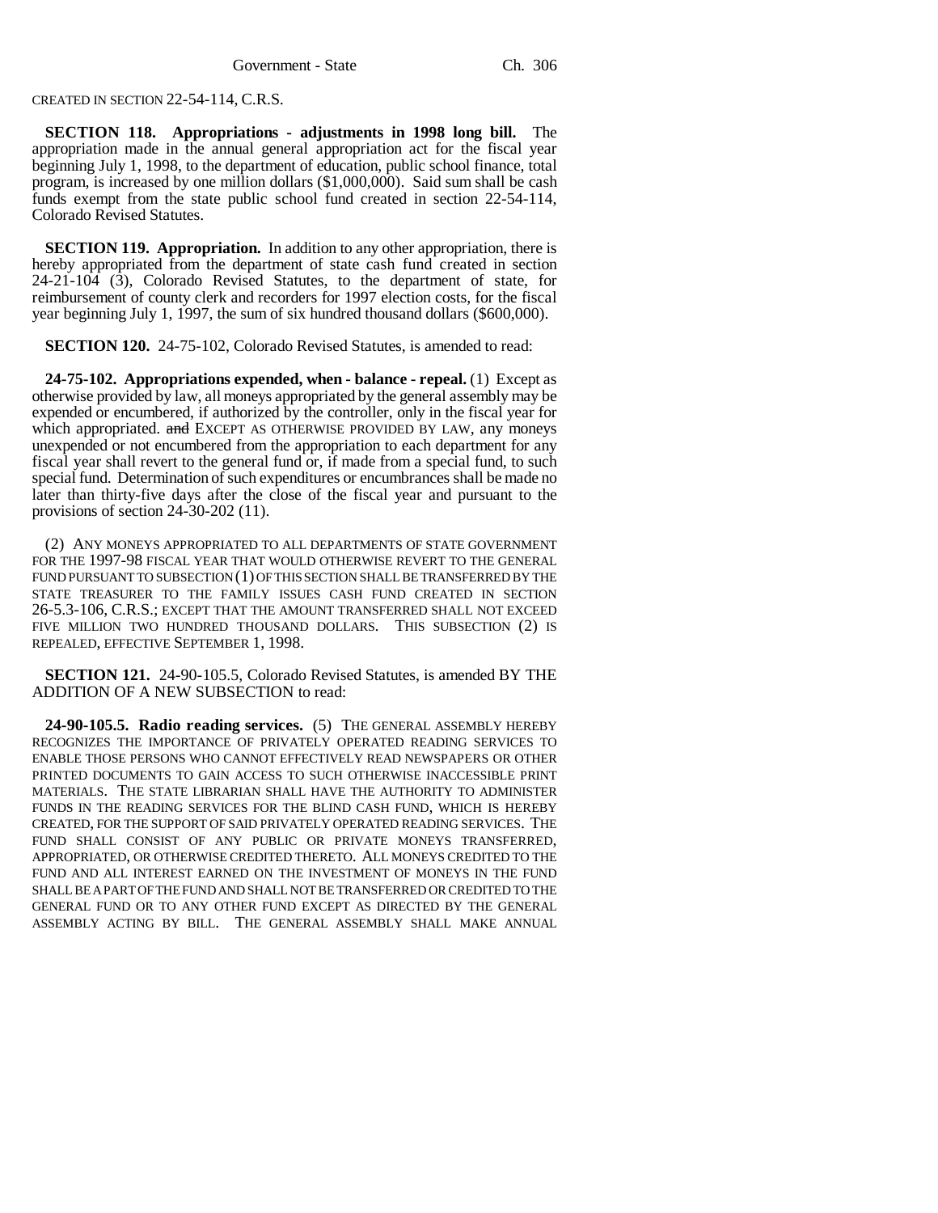CREATED IN SECTION 22-54-114, C.R.S.

**SECTION 118. Appropriations - adjustments in 1998 long bill.** The appropriation made in the annual general appropriation act for the fiscal year beginning July 1, 1998, to the department of education, public school finance, total program, is increased by one million dollars ($1,000,000). Said sum shall be cash funds exempt from the state public school fund created in section 22-54-114, Colorado Revised Statutes.

**SECTION 119. Appropriation.** In addition to any other appropriation, there is hereby appropriated from the department of state cash fund created in section 24-21-104 (3), Colorado Revised Statutes, to the department of state, for reimbursement of county clerk and recorders for 1997 election costs, for the fiscal year beginning July 1, 1997, the sum of six hundred thousand dollars ($600,000).

**SECTION 120.** 24-75-102, Colorado Revised Statutes, is amended to read:

**24-75-102. Appropriations expended, when - balance - repeal.** (1) Except as otherwise provided by law, all moneys appropriated by the general assembly may be expended or encumbered, if authorized by the controller, only in the fiscal year for which appropriated. ~~and~~ EXCEPT AS OTHERWISE PROVIDED BY LAW, any moneys unexpended or not encumbered from the appropriation to each department for any fiscal year shall revert to the general fund or, if made from a special fund, to such special fund. Determination of such expenditures or encumbrances shall be made no later than thirty-five days after the close of the fiscal year and pursuant to the provisions of section 24-30-202 (11).

(2) ANY MONEYS APPROPRIATED TO ALL DEPARTMENTS OF STATE GOVERNMENT FOR THE 1997-98 FISCAL YEAR THAT WOULD OTHERWISE REVERT TO THE GENERAL FUND PURSUANT TO SUBSECTION (1) OF THIS SECTION SHALL BE TRANSFERRED BY THE STATE TREASURER TO THE FAMILY ISSUES CASH FUND CREATED IN SECTION 26-5.3-106, C.R.S.; EXCEPT THAT THE AMOUNT TRANSFERRED SHALL NOT EXCEED FIVE MILLION TWO HUNDRED THOUSAND DOLLARS. THIS SUBSECTION (2) IS REPEALED, EFFECTIVE SEPTEMBER 1, 1998.

**SECTION 121.** 24-90-105.5, Colorado Revised Statutes, is amended BY THE ADDITION OF A NEW SUBSECTION to read:

**24-90-105.5. Radio reading services.** (5) THE GENERAL ASSEMBLY HEREBY RECOGNIZES THE IMPORTANCE OF PRIVATELY OPERATED READING SERVICES TO ENABLE THOSE PERSONS WHO CANNOT EFFECTIVELY READ NEWSPAPERS OR OTHER PRINTED DOCUMENTS TO GAIN ACCESS TO SUCH OTHERWISE INACCESSIBLE PRINT MATERIALS. THE STATE LIBRARIAN SHALL HAVE THE AUTHORITY TO ADMINISTER FUNDS IN THE READING SERVICES FOR THE BLIND CASH FUND, WHICH IS HEREBY CREATED, FOR THE SUPPORT OF SAID PRIVATELY OPERATED READING SERVICES. THE FUND SHALL CONSIST OF ANY PUBLIC OR PRIVATE MONEYS TRANSFERRED, APPROPRIATED, OR OTHERWISE CREDITED THERETO. ALL MONEYS CREDITED TO THE FUND AND ALL INTEREST EARNED ON THE INVESTMENT OF MONEYS IN THE FUND SHALL BE A PART OF THE FUND AND SHALL NOT BE TRANSFERRED OR CREDITED TO THE GENERAL FUND OR TO ANY OTHER FUND EXCEPT AS DIRECTED BY THE GENERAL ASSEMBLY ACTING BY BILL. THE GENERAL ASSEMBLY SHALL MAKE ANNUAL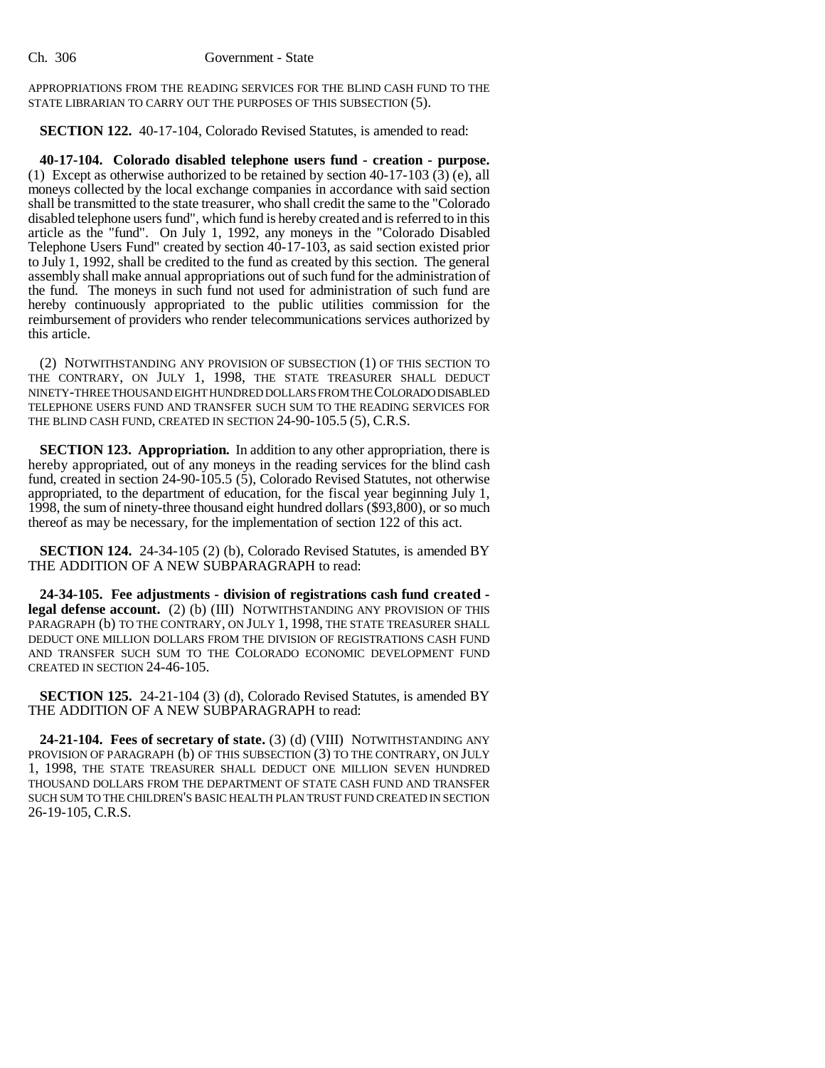APPROPRIATIONS FROM THE READING SERVICES FOR THE BLIND CASH FUND TO THE STATE LIBRARIAN TO CARRY OUT THE PURPOSES OF THIS SUBSECTION (5).

**SECTION 122.** 40-17-104, Colorado Revised Statutes, is amended to read:

**40-17-104. Colorado disabled telephone users fund - creation - purpose.** (1) Except as otherwise authorized to be retained by section 40-17-103 (3) (e), all moneys collected by the local exchange companies in accordance with said section shall be transmitted to the state treasurer, who shall credit the same to the "Colorado disabled telephone users fund", which fund is hereby created and is referred to in this article as the "fund". On July 1, 1992, any moneys in the "Colorado Disabled Telephone Users Fund" created by section 40-17-103, as said section existed prior to July 1, 1992, shall be credited to the fund as created by this section. The general assembly shall make annual appropriations out of such fund for the administration of the fund. The moneys in such fund not used for administration of such fund are hereby continuously appropriated to the public utilities commission for the reimbursement of providers who render telecommunications services authorized by this article.

(2) NOTWITHSTANDING ANY PROVISION OF SUBSECTION (1) OF THIS SECTION TO THE CONTRARY, ON JULY 1, 1998, THE STATE TREASURER SHALL DEDUCT NINETY-THREE THOUSAND EIGHT HUNDRED DOLLARS FROM THE COLORADO DISABLED TELEPHONE USERS FUND AND TRANSFER SUCH SUM TO THE READING SERVICES FOR THE BLIND CASH FUND, CREATED IN SECTION 24-90-105.5 (5), C.R.S.

**SECTION 123. Appropriation.** In addition to any other appropriation, there is hereby appropriated, out of any moneys in the reading services for the blind cash fund, created in section 24-90-105.5 (5), Colorado Revised Statutes, not otherwise appropriated, to the department of education, for the fiscal year beginning July 1, 1998, the sum of ninety-three thousand eight hundred dollars ($93,800), or so much thereof as may be necessary, for the implementation of section 122 of this act.

**SECTION 124.** 24-34-105 (2) (b), Colorado Revised Statutes, is amended BY THE ADDITION OF A NEW SUBPARAGRAPH to read:

**24-34-105. Fee adjustments - division of registrations cash fund created - legal defense account.** (2) (b) (III) NOTWITHSTANDING ANY PROVISION OF THIS PARAGRAPH (b) TO THE CONTRARY, ON JULY 1, 1998, THE STATE TREASURER SHALL DEDUCT ONE MILLION DOLLARS FROM THE DIVISION OF REGISTRATIONS CASH FUND AND TRANSFER SUCH SUM TO THE COLORADO ECONOMIC DEVELOPMENT FUND CREATED IN SECTION 24-46-105.

**SECTION 125.** 24-21-104 (3) (d), Colorado Revised Statutes, is amended BY THE ADDITION OF A NEW SUBPARAGRAPH to read:

**24-21-104. Fees of secretary of state.** (3) (d) (VIII) NOTWITHSTANDING ANY PROVISION OF PARAGRAPH (b) OF THIS SUBSECTION (3) TO THE CONTRARY, ON JULY 1, 1998, THE STATE TREASURER SHALL DEDUCT ONE MILLION SEVEN HUNDRED THOUSAND DOLLARS FROM THE DEPARTMENT OF STATE CASH FUND AND TRANSFER SUCH SUM TO THE CHILDREN'S BASIC HEALTH PLAN TRUST FUND CREATED IN SECTION 26-19-105, C.R.S.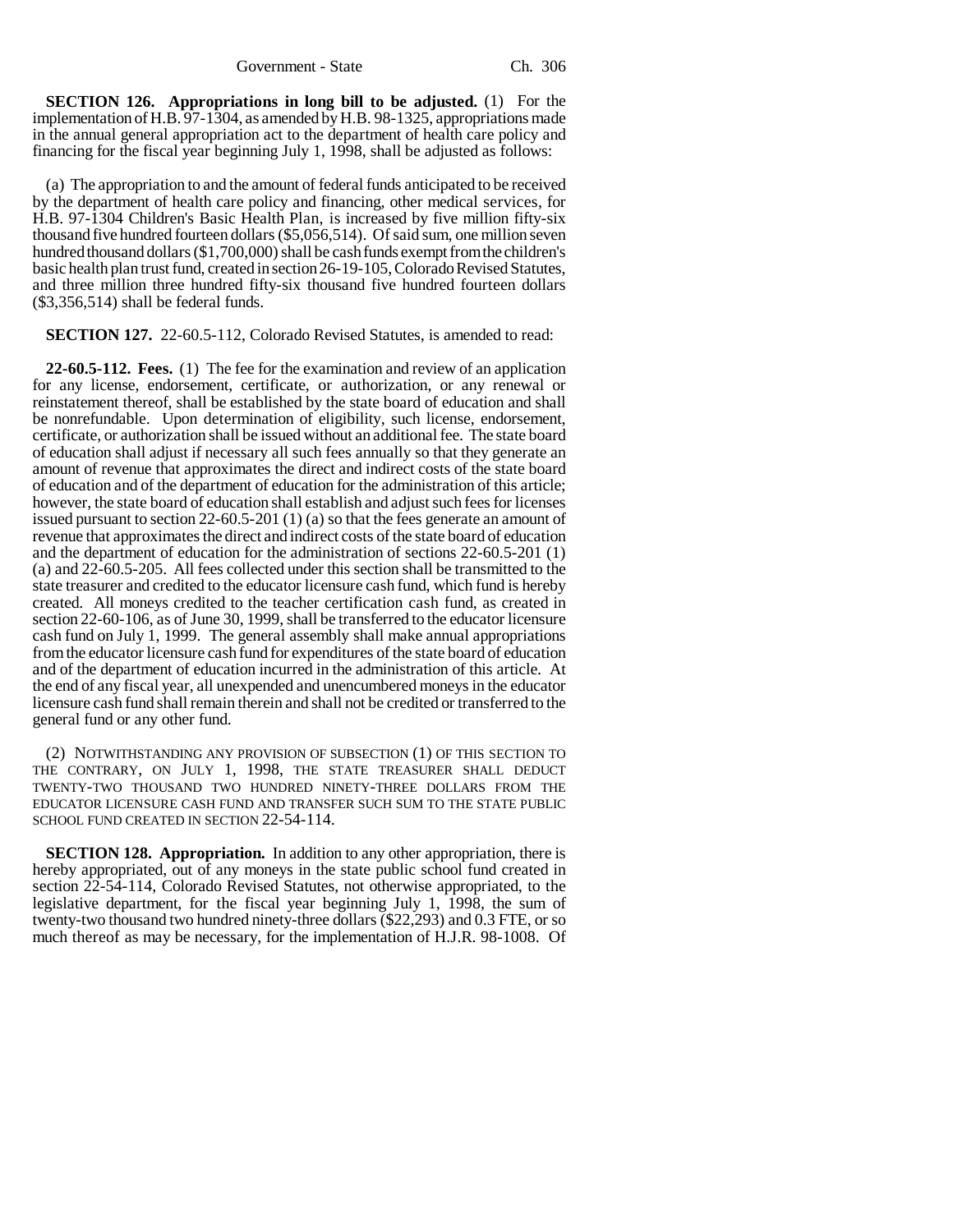**SECTION 126. Appropriations in long bill to be adjusted.** (1) For the implementation of H.B. 97-1304, as amended by H.B. 98-1325, appropriations made in the annual general appropriation act to the department of health care policy and financing for the fiscal year beginning July 1, 1998, shall be adjusted as follows:

(a) The appropriation to and the amount of federal funds anticipated to be received by the department of health care policy and financing, other medical services, for H.B. 97-1304 Children's Basic Health Plan, is increased by five million fifty-six thousand five hundred fourteen dollars ($5,056,514). Of said sum, one million seven hundred thousand dollars ($1,700,000) shall be cash funds exempt from the children's basic health plan trust fund, created in section 26-19-105, Colorado Revised Statutes, and three million three hundred fifty-six thousand five hundred fourteen dollars ($3,356,514) shall be federal funds.

**SECTION 127.** 22-60.5-112, Colorado Revised Statutes, is amended to read:

**22-60.5-112. Fees.** (1) The fee for the examination and review of an application for any license, endorsement, certificate, or authorization, or any renewal or reinstatement thereof, shall be established by the state board of education and shall be nonrefundable. Upon determination of eligibility, such license, endorsement, certificate, or authorization shall be issued without an additional fee. The state board of education shall adjust if necessary all such fees annually so that they generate an amount of revenue that approximates the direct and indirect costs of the state board of education and of the department of education for the administration of this article; however, the state board of education shall establish and adjust such fees for licenses issued pursuant to section 22-60.5-201 (1) (a) so that the fees generate an amount of revenue that approximates the direct and indirect costs of the state board of education and the department of education for the administration of sections 22-60.5-201 (1) (a) and 22-60.5-205. All fees collected under this section shall be transmitted to the state treasurer and credited to the educator licensure cash fund, which fund is hereby created. All moneys credited to the teacher certification cash fund, as created in section 22-60-106, as of June 30, 1999, shall be transferred to the educator licensure cash fund on July 1, 1999. The general assembly shall make annual appropriations from the educator licensure cash fund for expenditures of the state board of education and of the department of education incurred in the administration of this article. At the end of any fiscal year, all unexpended and unencumbered moneys in the educator licensure cash fund shall remain therein and shall not be credited or transferred to the general fund or any other fund.

(2) NOTWITHSTANDING ANY PROVISION OF SUBSECTION (1) OF THIS SECTION TO THE CONTRARY, ON JULY 1, 1998, THE STATE TREASURER SHALL DEDUCT TWENTY-TWO THOUSAND TWO HUNDRED NINETY-THREE DOLLARS FROM THE EDUCATOR LICENSURE CASH FUND AND TRANSFER SUCH SUM TO THE STATE PUBLIC SCHOOL FUND CREATED IN SECTION 22-54-114.

**SECTION 128. Appropriation.** In addition to any other appropriation, there is hereby appropriated, out of any moneys in the state public school fund created in section 22-54-114, Colorado Revised Statutes, not otherwise appropriated, to the legislative department, for the fiscal year beginning July 1, 1998, the sum of twenty-two thousand two hundred ninety-three dollars ($22,293) and 0.3 FTE, or so much thereof as may be necessary, for the implementation of H.J.R. 98-1008. Of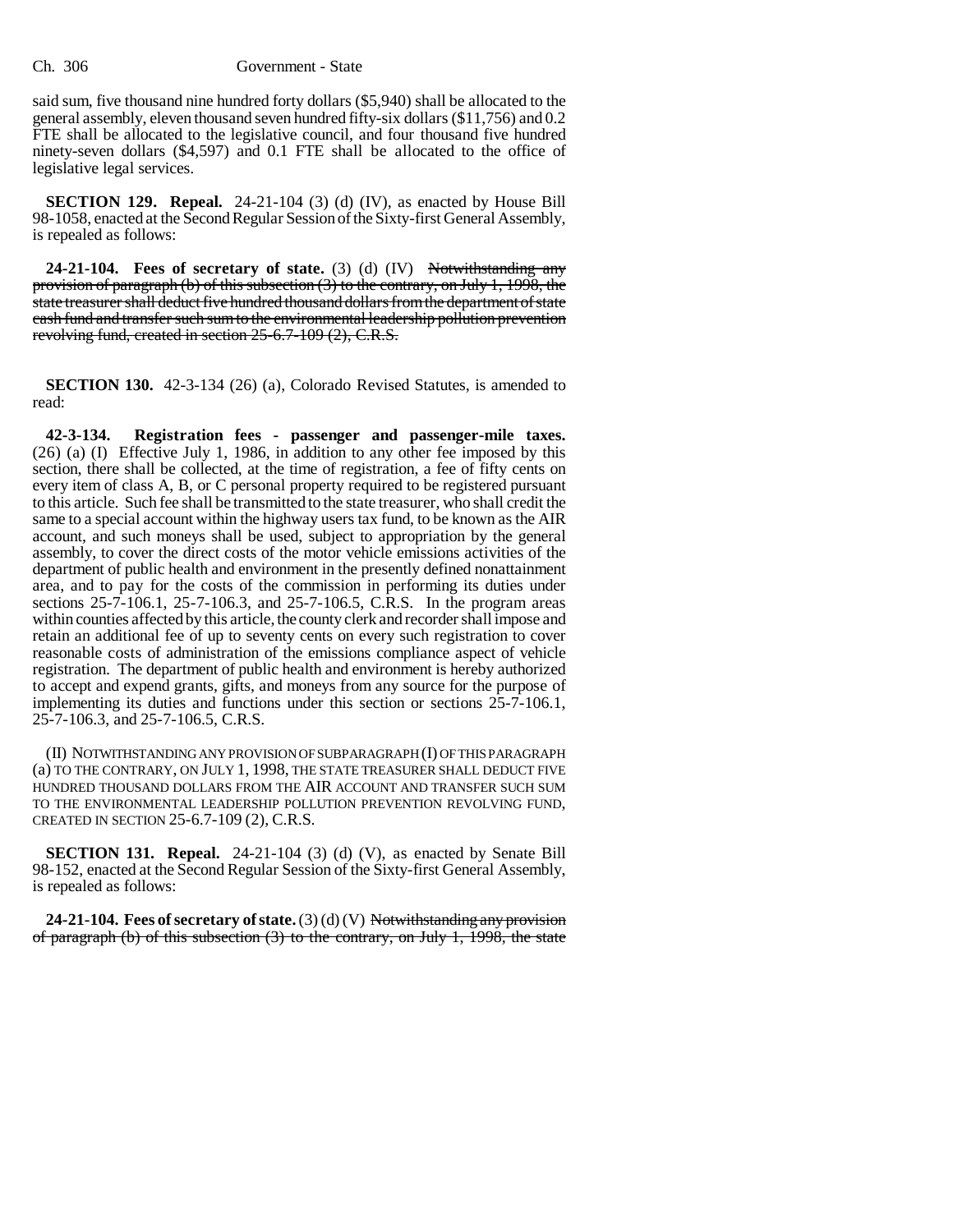said sum, five thousand nine hundred forty dollars ($5,940) shall be allocated to the general assembly, eleven thousand seven hundred fifty-six dollars ($11,756) and 0.2 FTE shall be allocated to the legislative council, and four thousand five hundred ninety-seven dollars ($4,597) and 0.1 FTE shall be allocated to the office of legislative legal services.

**SECTION 129. Repeal.** 24-21-104 (3) (d) (IV), as enacted by House Bill 98-1058, enacted at the Second Regular Session of the Sixty-first General Assembly, is repealed as follows:

**24-21-104. Fees of secretary of state.** (3) (d) (IV) ~~Notwithstanding any provision of paragraph (b) of this subsection (3) to the contrary, on July 1, 1998, the state treasurer shall deduct five hundred thousand dollars from the department of state cash fund and transfer such sum to the environmental leadership pollution prevention revolving fund, created in section 25-6.7-109 (2), C.R.S.~~

**SECTION 130.** 42-3-134 (26) (a), Colorado Revised Statutes, is amended to read:

**42-3-134. Registration fees - passenger and passenger-mile taxes.** (26) (a) (I) Effective July 1, 1986, in addition to any other fee imposed by this section, there shall be collected, at the time of registration, a fee of fifty cents on every item of class A, B, or C personal property required to be registered pursuant to this article. Such fee shall be transmitted to the state treasurer, who shall credit the same to a special account within the highway users tax fund, to be known as the AIR account, and such moneys shall be used, subject to appropriation by the general assembly, to cover the direct costs of the motor vehicle emissions activities of the department of public health and environment in the presently defined nonattainment area, and to pay for the costs of the commission in performing its duties under sections 25-7-106.1, 25-7-106.3, and 25-7-106.5, C.R.S. In the program areas within counties affected by this article, the county clerk and recorder shall impose and retain an additional fee of up to seventy cents on every such registration to cover reasonable costs of administration of the emissions compliance aspect of vehicle registration. The department of public health and environment is hereby authorized to accept and expend grants, gifts, and moneys from any source for the purpose of implementing its duties and functions under this section or sections 25-7-106.1, 25-7-106.3, and 25-7-106.5, C.R.S.

(II) NOTWITHSTANDING ANY PROVISION OF SUBPARAGRAPH (I) OF THIS PARAGRAPH (a) TO THE CONTRARY, ON JULY 1, 1998, THE STATE TREASURER SHALL DEDUCT FIVE HUNDRED THOUSAND DOLLARS FROM THE AIR ACCOUNT AND TRANSFER SUCH SUM TO THE ENVIRONMENTAL LEADERSHIP POLLUTION PREVENTION REVOLVING FUND, CREATED IN SECTION 25-6.7-109 (2), C.R.S.

**SECTION 131. Repeal.** 24-21-104 (3) (d) (V), as enacted by Senate Bill 98-152, enacted at the Second Regular Session of the Sixty-first General Assembly, is repealed as follows:

**24-21-104. Fees of secretary of state.** (3) (d) (V) ~~Notwithstanding any provision of paragraph (b) of this subsection (3) to the contrary, on July 1, 1998, the state~~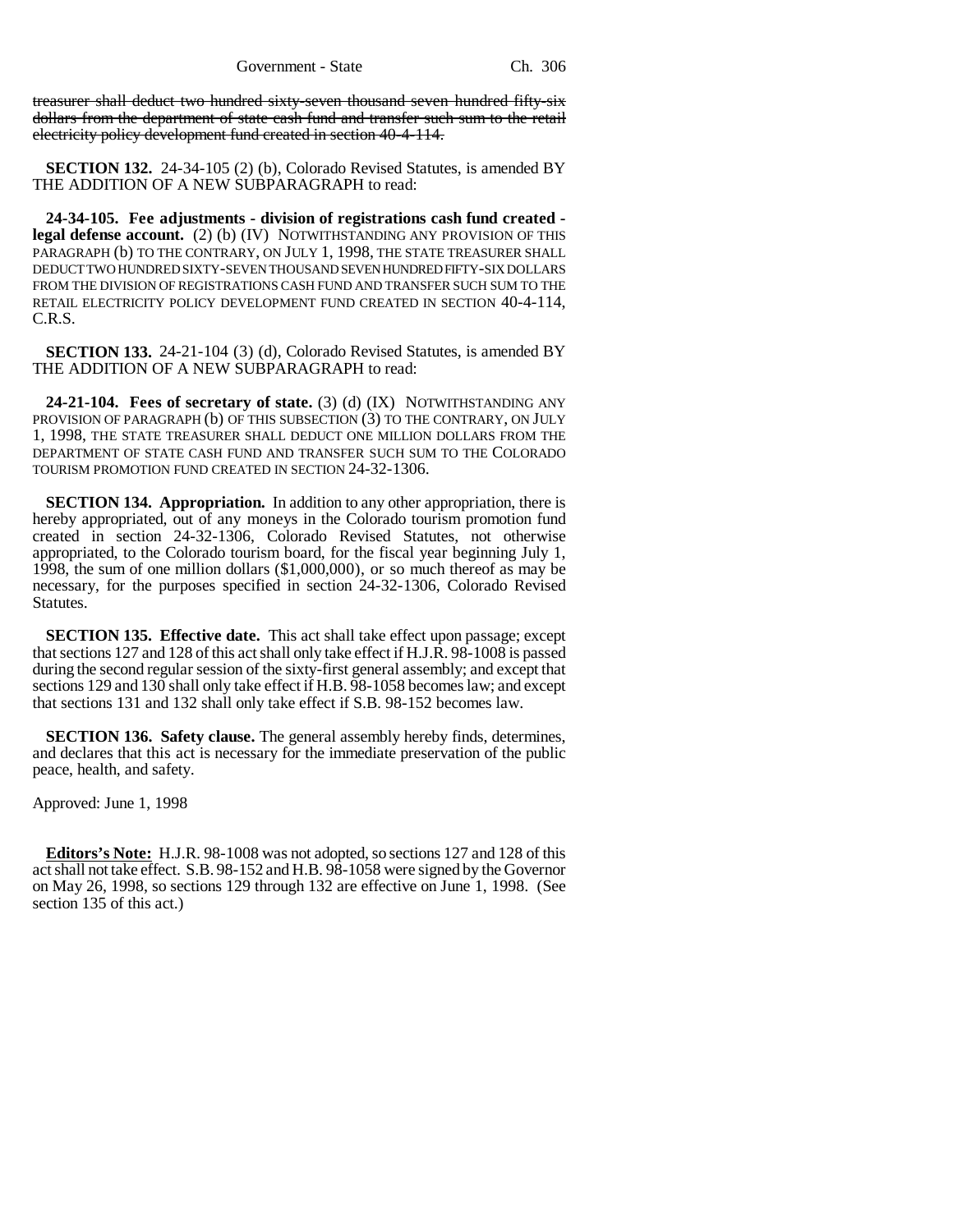~~treasurer shall deduct two hundred sixty-seven thousand seven hundred fifty-six dollars from the department of state cash fund and transfer such sum to the retail electricity policy development fund created in section 40-4-114.~~

**SECTION 132.** 24-34-105 (2) (b), Colorado Revised Statutes, is amended BY THE ADDITION OF A NEW SUBPARAGRAPH to read:

**24-34-105. Fee adjustments - division of registrations cash fund created - legal defense account.** (2) (b) (IV) NOTWITHSTANDING ANY PROVISION OF THIS PARAGRAPH (b) TO THE CONTRARY, ON JULY 1, 1998, THE STATE TREASURER SHALL DEDUCT TWO HUNDRED SIXTY-SEVEN THOUSAND SEVEN HUNDRED FIFTY-SIX DOLLARS FROM THE DIVISION OF REGISTRATIONS CASH FUND AND TRANSFER SUCH SUM TO THE RETAIL ELECTRICITY POLICY DEVELOPMENT FUND CREATED IN SECTION 40-4-114, C.R.S.

**SECTION 133.** 24-21-104 (3) (d), Colorado Revised Statutes, is amended BY THE ADDITION OF A NEW SUBPARAGRAPH to read:

**24-21-104. Fees of secretary of state.** (3) (d) (IX) NOTWITHSTANDING ANY PROVISION OF PARAGRAPH (b) OF THIS SUBSECTION (3) TO THE CONTRARY, ON JULY 1, 1998, THE STATE TREASURER SHALL DEDUCT ONE MILLION DOLLARS FROM THE DEPARTMENT OF STATE CASH FUND AND TRANSFER SUCH SUM TO THE COLORADO TOURISM PROMOTION FUND CREATED IN SECTION 24-32-1306.

**SECTION 134. Appropriation.** In addition to any other appropriation, there is hereby appropriated, out of any moneys in the Colorado tourism promotion fund created in section 24-32-1306, Colorado Revised Statutes, not otherwise appropriated, to the Colorado tourism board, for the fiscal year beginning July 1, 1998, the sum of one million dollars ($1,000,000), or so much thereof as may be necessary, for the purposes specified in section 24-32-1306, Colorado Revised Statutes.

**SECTION 135. Effective date.** This act shall take effect upon passage; except that sections 127 and 128 of this act shall only take effect if H.J.R. 98-1008 is passed during the second regular session of the sixty-first general assembly; and except that sections 129 and 130 shall only take effect if H.B. 98-1058 becomes law; and except that sections 131 and 132 shall only take effect if S.B. 98-152 becomes law.

**SECTION 136. Safety clause.** The general assembly hereby finds, determines, and declares that this act is necessary for the immediate preservation of the public peace, health, and safety.

Approved: June 1, 1998

**Editors's Note:** H.J.R. 98-1008 was not adopted, so sections 127 and 128 of this act shall not take effect. S.B. 98-152 and H.B. 98-1058 were signed by the Governor on May 26, 1998, so sections 129 through 132 are effective on June 1, 1998. (See section 135 of this act.)